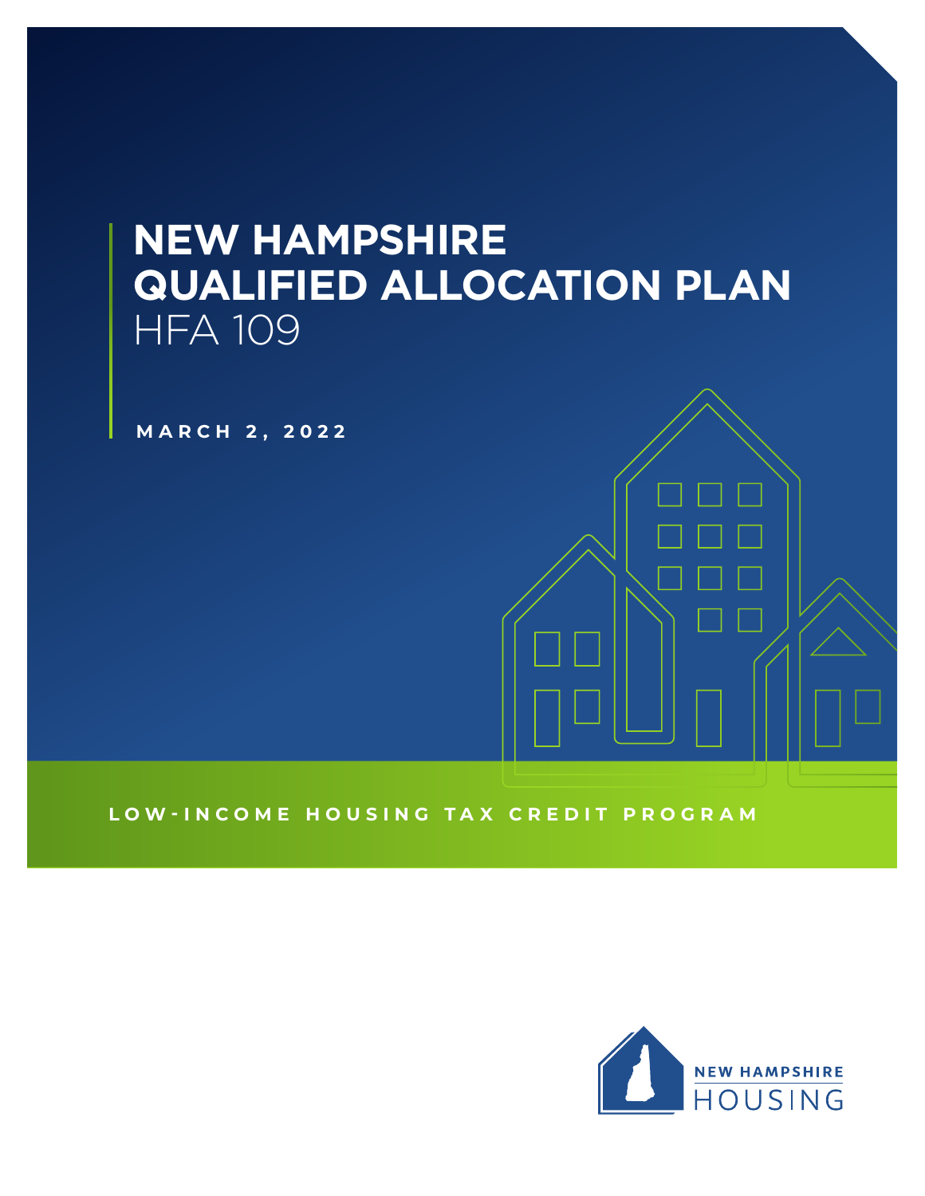# NEW HAMPSHIRE QUALIFIED ALLOCATION PLAN

HFA 109

**MARCH 2, 2022**

**LOW-INCOME HOUSING TAX CREDIT PROGRAM**

NEW HAMPSHIRE HOUSING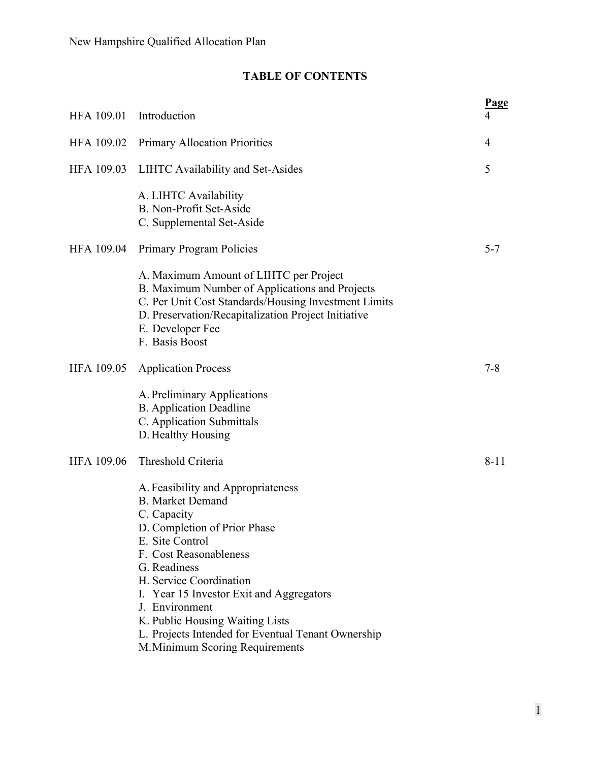## TABLE OF CONTENTS

| | | Page |
|---|---|---|
| HFA 109.01 | Introduction | 4 |
| HFA 109.02 | Primary Allocation Priorities | 4 |
| HFA 109.03 | LIHTC Availability and Set-Asides<br>A. LIHTC Availability<br>B. Non-Profit Set-Aside<br>C. Supplemental Set-Aside | 5 |
| HFA 109.04 | Primary Program Policies<br>A. Maximum Amount of LIHTC per Project<br>B. Maximum Number of Applications and Projects<br>C. Per Unit Cost Standards/Housing Investment Limits<br>D. Preservation/Recapitalization Project Initiative<br>E. Developer Fee<br>F. Basis Boost | 5-7 |
| HFA 109.05 | Application Process<br>A. Preliminary Applications<br>B. Application Deadline<br>C. Application Submittals<br>D. Healthy Housing | 7-8 |
| HFA 109.06 | Threshold Criteria<br>A. Feasibility and Appropriateness<br>B. Market Demand<br>C. Capacity<br>D. Completion of Prior Phase<br>E. Site Control<br>F. Cost Reasonableness<br>G. Readiness<br>H. Service Coordination<br>I. Year 15 Investor Exit and Aggregators<br>J. Environment<br>K. Public Housing Waiting Lists<br>L. Projects Intended for Eventual Tenant Ownership<br>M. Minimum Scoring Requirements | 8-11 |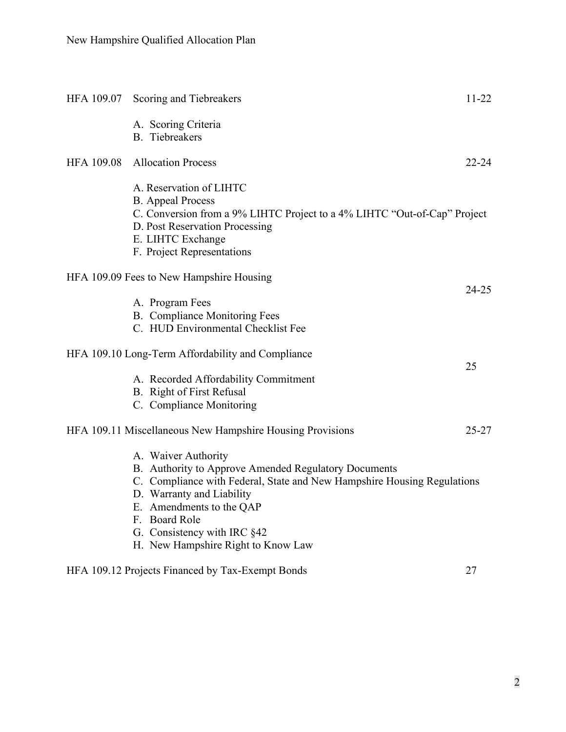| | | |
|---|---|---|
| HFA 109.07 | Scoring and Tiebreakers | 11-22 |
| | A. Scoring Criteria<br>B. Tiebreakers | |
| HFA 109.08 | Allocation Process | 22-24 |
| | A. Reservation of LIHTC<br>B. Appeal Process<br>C. Conversion from a 9% LIHTC Project to a 4% LIHTC "Out-of-Cap" Project<br>D. Post Reservation Processing<br>E. LIHTC Exchange<br>F. Project Representations | |
| HFA 109.09 | Fees to New Hampshire Housing | 24-25 |
| | A. Program Fees<br>B. Compliance Monitoring Fees<br>C. HUD Environmental Checklist Fee | |
| HFA 109.10 | Long-Term Affordability and Compliance | 25 |
| | A. Recorded Affordability Commitment<br>B. Right of First Refusal<br>C. Compliance Monitoring | |
| HFA 109.11 | Miscellaneous New Hampshire Housing Provisions | 25-27 |
| | A. Waiver Authority<br>B. Authority to Approve Amended Regulatory Documents<br>C. Compliance with Federal, State and New Hampshire Housing Regulations<br>D. Warranty and Liability<br>E. Amendments to the QAP<br>F. Board Role<br>G. Consistency with IRC §42<br>H. New Hampshire Right to Know Law | |
| HFA 109.12 | Projects Financed by Tax-Exempt Bonds | 27 |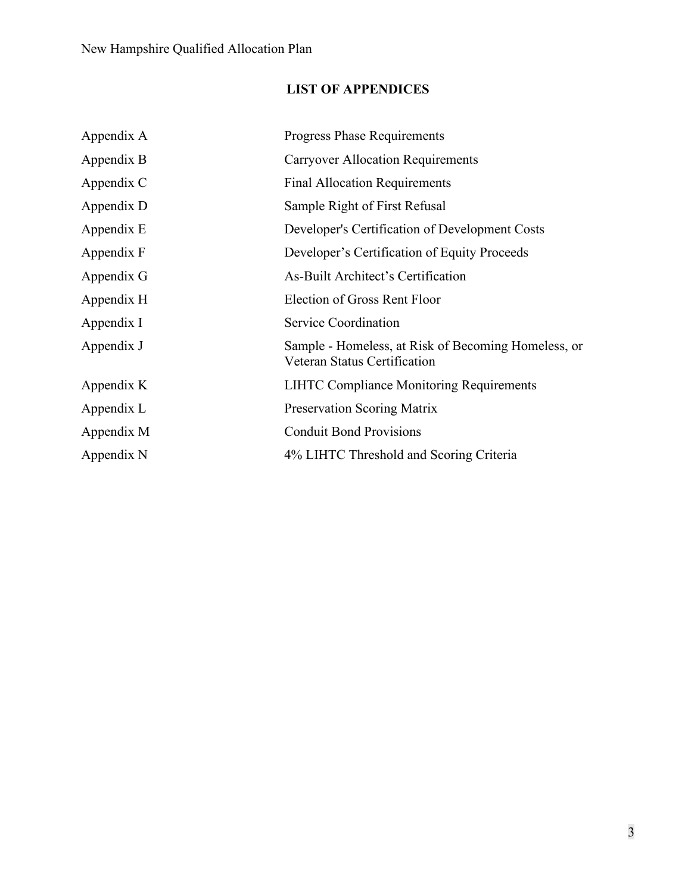## LIST OF APPENDICES

| | |
|---|---|
| Appendix A | Progress Phase Requirements |
| Appendix B | Carryover Allocation Requirements |
| Appendix C | Final Allocation Requirements |
| Appendix D | Sample Right of First Refusal |
| Appendix E | Developer's Certification of Development Costs |
| Appendix F | Developer’s Certification of Equity Proceeds |
| Appendix G | As-Built Architect’s Certification |
| Appendix H | Election of Gross Rent Floor |
| Appendix I | Service Coordination |
| Appendix J | Sample - Homeless, at Risk of Becoming Homeless, or Veteran Status Certification |
| Appendix K | LIHTC Compliance Monitoring Requirements |
| Appendix L | Preservation Scoring Matrix |
| Appendix M | Conduit Bond Provisions |
| Appendix N | 4% LIHTC Threshold and Scoring Criteria |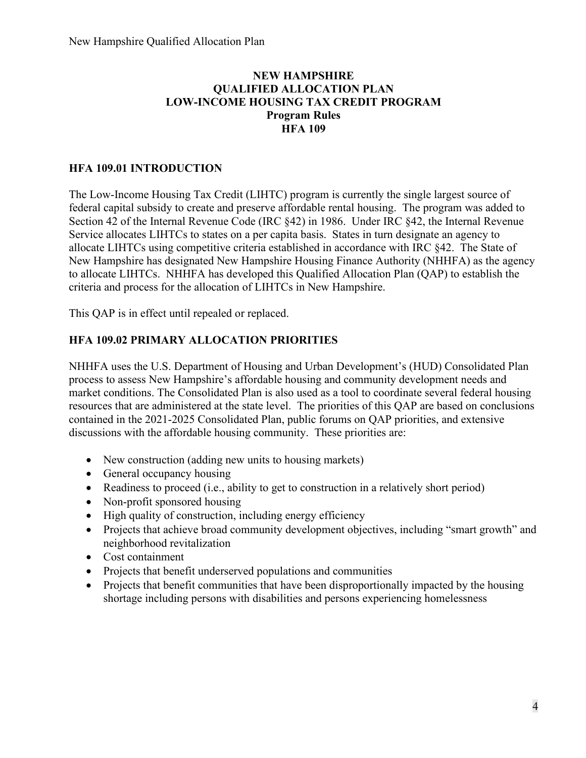# NEW HAMPSHIRE
# QUALIFIED ALLOCATION PLAN
# LOW-INCOME HOUSING TAX CREDIT PROGRAM
## Program Rules
## HFA 109

## HFA 109.01 INTRODUCTION

The Low-Income Housing Tax Credit (LIHTC) program is currently the single largest source of federal capital subsidy to create and preserve affordable rental housing. The program was added to Section 42 of the Internal Revenue Code (IRC §42) in 1986. Under IRC §42, the Internal Revenue Service allocates LIHTCs to states on a per capita basis. States in turn designate an agency to allocate LIHTCs using competitive criteria established in accordance with IRC §42. The State of New Hampshire has designated New Hampshire Housing Finance Authority (NHHFA) as the agency to allocate LIHTCs. NHHFA has developed this Qualified Allocation Plan (QAP) to establish the criteria and process for the allocation of LIHTCs in New Hampshire.

This QAP is in effect until repealed or replaced.

## HFA 109.02 PRIMARY ALLOCATION PRIORITIES

NHHFA uses the U.S. Department of Housing and Urban Development's (HUD) Consolidated Plan process to assess New Hampshire's affordable housing and community development needs and market conditions. The Consolidated Plan is also used as a tool to coordinate several federal housing resources that are administered at the state level. The priorities of this QAP are based on conclusions contained in the 2021-2025 Consolidated Plan, public forums on QAP priorities, and extensive discussions with the affordable housing community. These priorities are:

- New construction (adding new units to housing markets)
- General occupancy housing
- Readiness to proceed (i.e., ability to get to construction in a relatively short period)
- Non-profit sponsored housing
- High quality of construction, including energy efficiency
- Projects that achieve broad community development objectives, including "smart growth" and neighborhood revitalization
- Cost containment
- Projects that benefit underserved populations and communities
- Projects that benefit communities that have been disproportionally impacted by the housing shortage including persons with disabilities and persons experiencing homelessness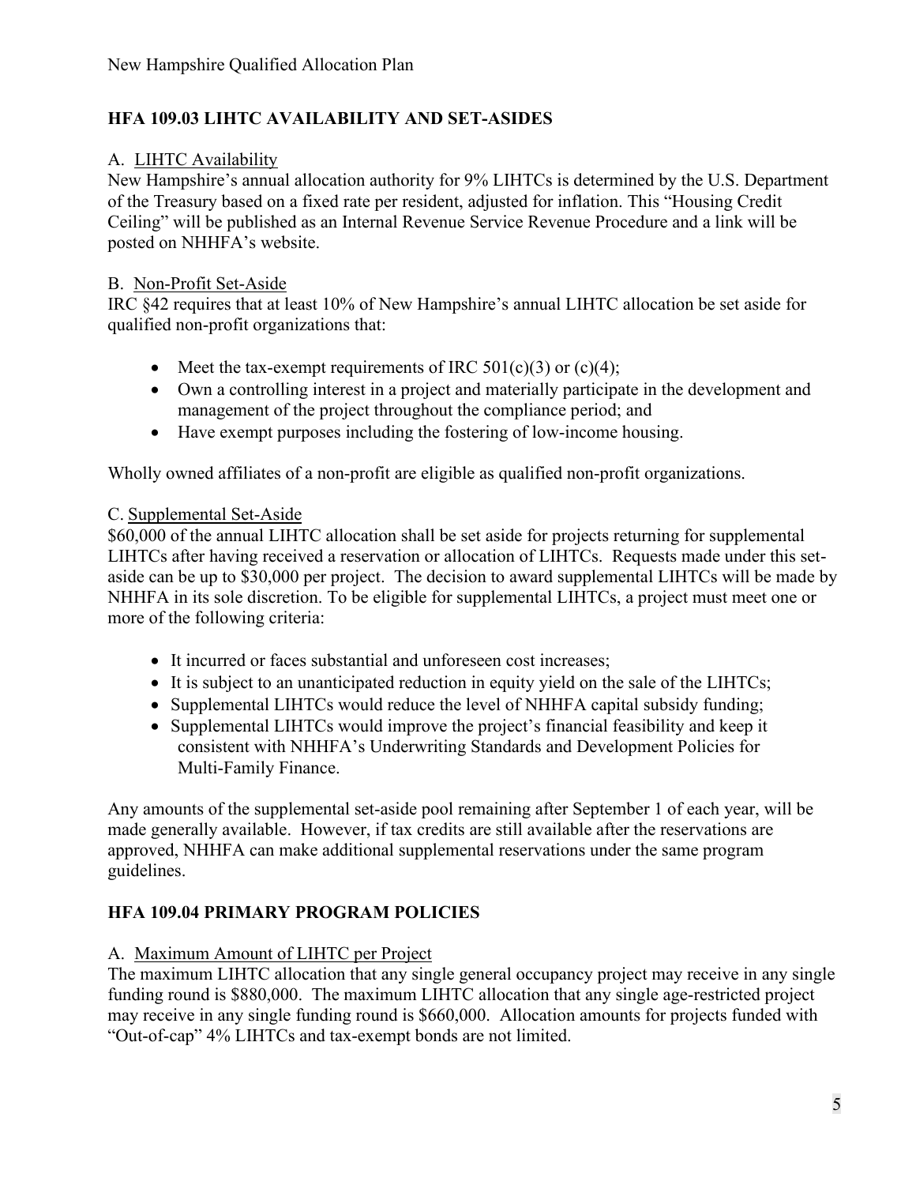## HFA 109.03 LIHTC AVAILABILITY AND SET-ASIDES

A. <u>LIHTC Availability</u>

New Hampshire's annual allocation authority for 9% LIHTCs is determined by the U.S. Department of the Treasury based on a fixed rate per resident, adjusted for inflation. This "Housing Credit Ceiling" will be published as an Internal Revenue Service Revenue Procedure and a link will be posted on NHHFA's website.

B. <u>Non-Profit Set-Aside</u>

IRC §42 requires that at least 10% of New Hampshire's annual LIHTC allocation be set aside for qualified non-profit organizations that:

- Meet the tax-exempt requirements of IRC 501(c)(3) or (c)(4);
- Own a controlling interest in a project and materially participate in the development and management of the project throughout the compliance period; and
- Have exempt purposes including the fostering of low-income housing.

Wholly owned affiliates of a non-profit are eligible as qualified non-profit organizations.

C. <u>Supplemental Set-Aside</u>

$60,000 of the annual LIHTC allocation shall be set aside for projects returning for supplemental LIHTCs after having received a reservation or allocation of LIHTCs. Requests made under this set-aside can be up to $30,000 per project. The decision to award supplemental LIHTCs will be made by NHHFA in its sole discretion. To be eligible for supplemental LIHTCs, a project must meet one or more of the following criteria:

- It incurred or faces substantial and unforeseen cost increases;
- It is subject to an unanticipated reduction in equity yield on the sale of the LIHTCs;
- Supplemental LIHTCs would reduce the level of NHHFA capital subsidy funding;
- Supplemental LIHTCs would improve the project's financial feasibility and keep it consistent with NHHFA's Underwriting Standards and Development Policies for Multi-Family Finance.

Any amounts of the supplemental set-aside pool remaining after September 1 of each year, will be made generally available. However, if tax credits are still available after the reservations are approved, NHHFA can make additional supplemental reservations under the same program guidelines.

## HFA 109.04 PRIMARY PROGRAM POLICIES

A. <u>Maximum Amount of LIHTC per Project</u>

The maximum LIHTC allocation that any single general occupancy project may receive in any single funding round is $880,000. The maximum LIHTC allocation that any single age-restricted project may receive in any single funding round is $660,000. Allocation amounts for projects funded with "Out-of-cap" 4% LIHTCs and tax-exempt bonds are not limited.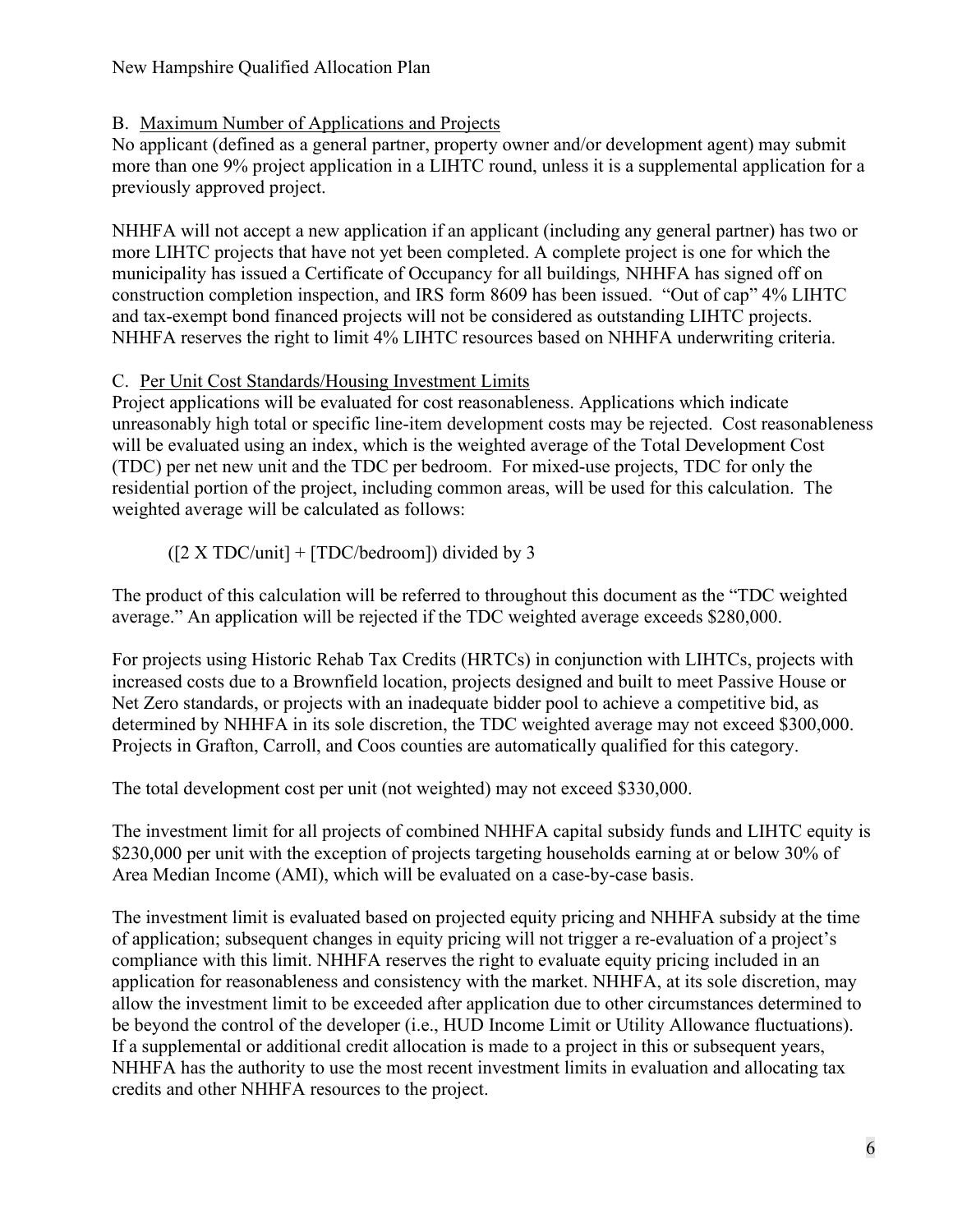### B. Maximum Number of Applications and Projects

No applicant (defined as a general partner, property owner and/or development agent) may submit more than one 9% project application in a LIHTC round, unless it is a supplemental application for a previously approved project.

NHHFA will not accept a new application if an applicant (including any general partner) has two or more LIHTC projects that have not yet been completed. A complete project is one for which the municipality has issued a Certificate of Occupancy for all buildings, NHHFA has signed off on construction completion inspection, and IRS form 8609 has been issued. "Out of cap" 4% LIHTC and tax-exempt bond financed projects will not be considered as outstanding LIHTC projects. NHHFA reserves the right to limit 4% LIHTC resources based on NHHFA underwriting criteria.

### C. Per Unit Cost Standards/Housing Investment Limits

Project applications will be evaluated for cost reasonableness. Applications which indicate unreasonably high total or specific line-item development costs may be rejected. Cost reasonableness will be evaluated using an index, which is the weighted average of the Total Development Cost (TDC) per net new unit and the TDC per bedroom. For mixed-use projects, TDC for only the residential portion of the project, including common areas, will be used for this calculation. The weighted average will be calculated as follows:

([2 X TDC/unit] + [TDC/bedroom]) divided by 3

The product of this calculation will be referred to throughout this document as the "TDC weighted average." An application will be rejected if the TDC weighted average exceeds $280,000.

For projects using Historic Rehab Tax Credits (HRTCs) in conjunction with LIHTCs, projects with increased costs due to a Brownfield location, projects designed and built to meet Passive House or Net Zero standards, or projects with an inadequate bidder pool to achieve a competitive bid, as determined by NHHFA in its sole discretion, the TDC weighted average may not exceed $300,000. Projects in Grafton, Carroll, and Coos counties are automatically qualified for this category.

The total development cost per unit (not weighted) may not exceed $330,000.

The investment limit for all projects of combined NHHFA capital subsidy funds and LIHTC equity is $230,000 per unit with the exception of projects targeting households earning at or below 30% of Area Median Income (AMI), which will be evaluated on a case-by-case basis.

The investment limit is evaluated based on projected equity pricing and NHHFA subsidy at the time of application; subsequent changes in equity pricing will not trigger a re-evaluation of a project's compliance with this limit. NHHFA reserves the right to evaluate equity pricing included in an application for reasonableness and consistency with the market. NHHFA, at its sole discretion, may allow the investment limit to be exceeded after application due to other circumstances determined to be beyond the control of the developer (i.e., HUD Income Limit or Utility Allowance fluctuations). If a supplemental or additional credit allocation is made to a project in this or subsequent years, NHHFA has the authority to use the most recent investment limits in evaluation and allocating tax credits and other NHHFA resources to the project.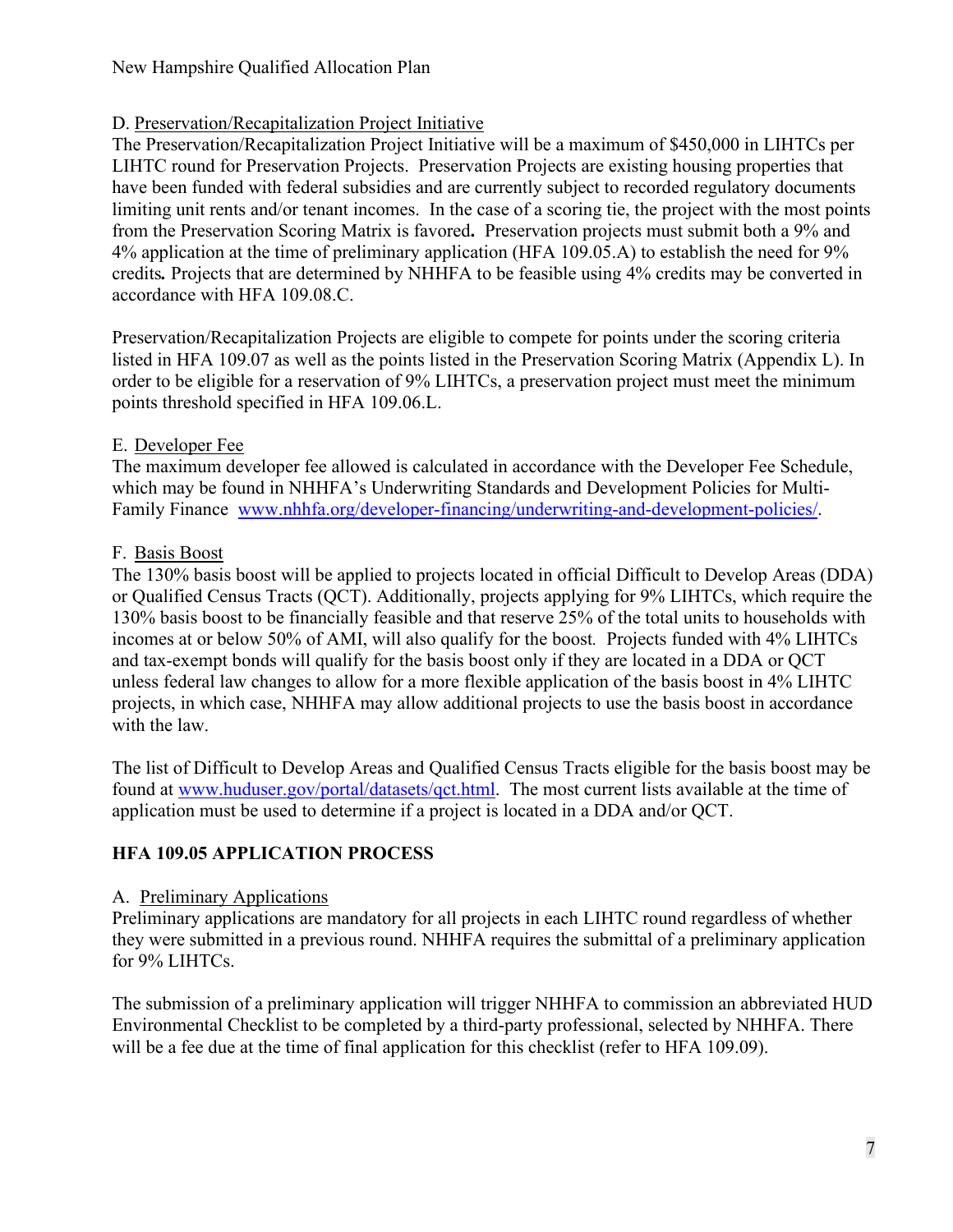D. Preservation/Recapitalization Project Initiative

The Preservation/Recapitalization Project Initiative will be a maximum of $450,000 in LIHTCs per LIHTC round for Preservation Projects. Preservation Projects are existing housing properties that have been funded with federal subsidies and are currently subject to recorded regulatory documents limiting unit rents and/or tenant incomes. In the case of a scoring tie, the project with the most points from the Preservation Scoring Matrix is favored**.** Preservation projects must submit both a 9% and 4% application at the time of preliminary application (HFA 109.05.A) to establish the need for 9% credits**.** Projects that are determined by NHHFA to be feasible using 4% credits may be converted in accordance with HFA 109.08.C.

Preservation/Recapitalization Projects are eligible to compete for points under the scoring criteria listed in HFA 109.07 as well as the points listed in the Preservation Scoring Matrix (Appendix L). In order to be eligible for a reservation of 9% LIHTCs, a preservation project must meet the minimum points threshold specified in HFA 109.06.L.

E. Developer Fee

The maximum developer fee allowed is calculated in accordance with the Developer Fee Schedule, which may be found in NHHFA's Underwriting Standards and Development Policies for Multi-Family Finance www.nhhfa.org/developer-financing/underwriting-and-development-policies/.

F. Basis Boost

The 130% basis boost will be applied to projects located in official Difficult to Develop Areas (DDA) or Qualified Census Tracts (QCT). Additionally, projects applying for 9% LIHTCs, which require the 130% basis boost to be financially feasible and that reserve 25% of the total units to households with incomes at or below 50% of AMI, will also qualify for the boost*.* Projects funded with 4% LIHTCs and tax-exempt bonds will qualify for the basis boost only if they are located in a DDA or QCT unless federal law changes to allow for a more flexible application of the basis boost in 4% LIHTC projects, in which case, NHHFA may allow additional projects to use the basis boost in accordance with the law.

The list of Difficult to Develop Areas and Qualified Census Tracts eligible for the basis boost may be found at www.huduser.gov/portal/datasets/qct.html. The most current lists available at the time of application must be used to determine if a project is located in a DDA and/or QCT.

## HFA 109.05 APPLICATION PROCESS

A. Preliminary Applications

Preliminary applications are mandatory for all projects in each LIHTC round regardless of whether they were submitted in a previous round. NHHFA requires the submittal of a preliminary application for 9% LIHTCs.

The submission of a preliminary application will trigger NHHFA to commission an abbreviated HUD Environmental Checklist to be completed by a third-party professional, selected by NHHFA. There will be a fee due at the time of final application for this checklist (refer to HFA 109.09).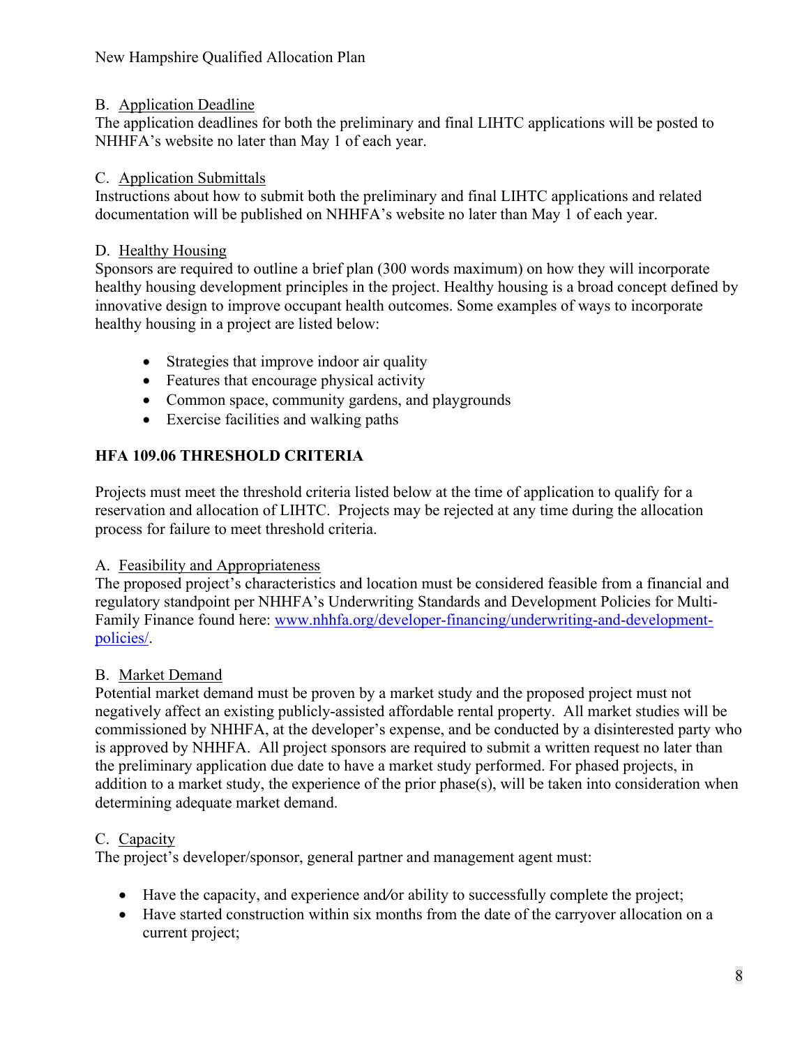B. Application Deadline

The application deadlines for both the preliminary and final LIHTC applications will be posted to NHHFA's website no later than May 1 of each year.

C. Application Submittals

Instructions about how to submit both the preliminary and final LIHTC applications and related documentation will be published on NHHFA's website no later than May 1 of each year.

D. Healthy Housing

Sponsors are required to outline a brief plan (300 words maximum) on how they will incorporate healthy housing development principles in the project. Healthy housing is a broad concept defined by innovative design to improve occupant health outcomes. Some examples of ways to incorporate healthy housing in a project are listed below:

- Strategies that improve indoor air quality
- Features that encourage physical activity
- Common space, community gardens, and playgrounds
- Exercise facilities and walking paths

**HFA 109.06 THRESHOLD CRITERIA**

Projects must meet the threshold criteria listed below at the time of application to qualify for a reservation and allocation of LIHTC. Projects may be rejected at any time during the allocation process for failure to meet threshold criteria.

A. Feasibility and Appropriateness

The proposed project's characteristics and location must be considered feasible from a financial and regulatory standpoint per NHHFA's Underwriting Standards and Development Policies for Multi-Family Finance found here: [www.nhhfa.org/developer-financing/underwriting-and-development-policies/](www.nhhfa.org/developer-financing/underwriting-and-development-policies/).

B. Market Demand

Potential market demand must be proven by a market study and the proposed project must not negatively affect an existing publicly-assisted affordable rental property. All market studies will be commissioned by NHHFA, at the developer's expense, and be conducted by a disinterested party who is approved by NHHFA. All project sponsors are required to submit a written request no later than the preliminary application due date to have a market study performed. For phased projects, in addition to a market study, the experience of the prior phase(s), will be taken into consideration when determining adequate market demand.

C. Capacity

The project's developer/sponsor, general partner and management agent must:

- Have the capacity, and experience and/or ability to successfully complete the project;
- Have started construction within six months from the date of the carryover allocation on a current project;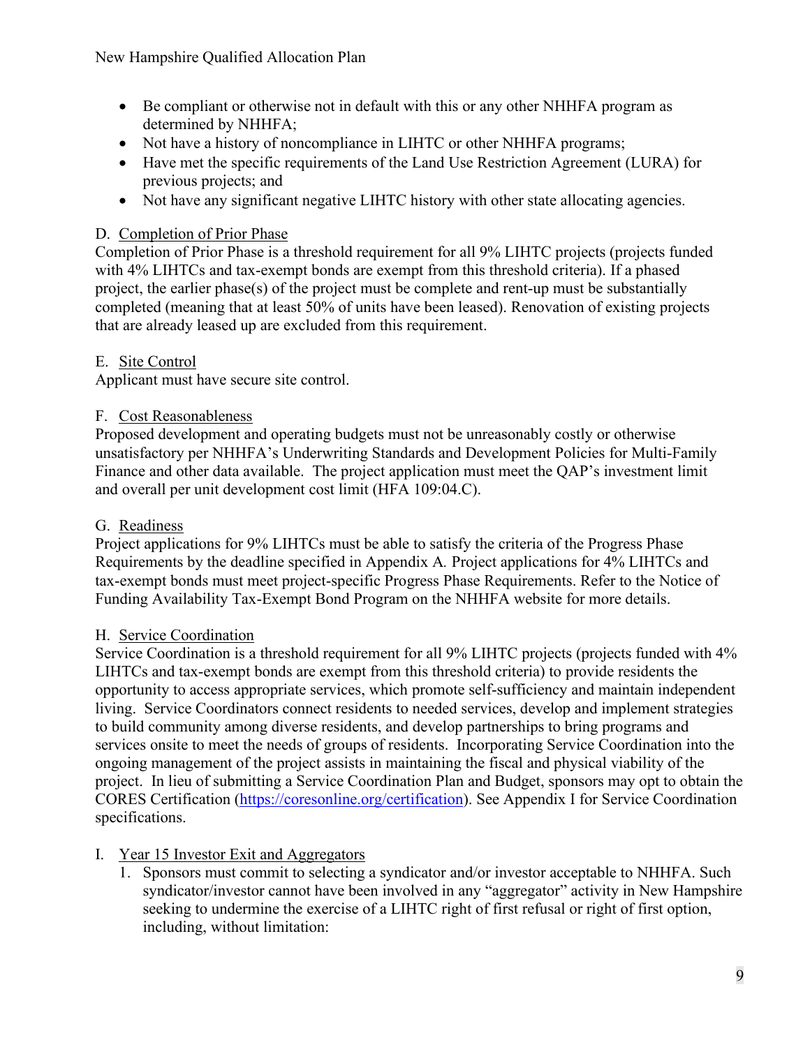- Be compliant or otherwise not in default with this or any other NHHFA program as determined by NHHFA;
- Not have a history of noncompliance in LIHTC or other NHHFA programs;
- Have met the specific requirements of the Land Use Restriction Agreement (LURA) for previous projects; and
- Not have any significant negative LIHTC history with other state allocating agencies.

D. Completion of Prior Phase

Completion of Prior Phase is a threshold requirement for all 9% LIHTC projects (projects funded with 4% LIHTCs and tax-exempt bonds are exempt from this threshold criteria). If a phased project, the earlier phase(s) of the project must be complete and rent-up must be substantially completed (meaning that at least 50% of units have been leased). Renovation of existing projects that are already leased up are excluded from this requirement.

E. Site Control

Applicant must have secure site control.

F. Cost Reasonableness

Proposed development and operating budgets must not be unreasonably costly or otherwise unsatisfactory per NHHFA's Underwriting Standards and Development Policies for Multi-Family Finance and other data available. The project application must meet the QAP's investment limit and overall per unit development cost limit (HFA 109:04.C).

G. Readiness

Project applications for 9% LIHTCs must be able to satisfy the criteria of the Progress Phase Requirements by the deadline specified in Appendix A. Project applications for 4% LIHTCs and tax-exempt bonds must meet project-specific Progress Phase Requirements. Refer to the Notice of Funding Availability Tax-Exempt Bond Program on the NHHFA website for more details.

H. Service Coordination

Service Coordination is a threshold requirement for all 9% LIHTC projects (projects funded with 4% LIHTCs and tax-exempt bonds are exempt from this threshold criteria) to provide residents the opportunity to access appropriate services, which promote self-sufficiency and maintain independent living. Service Coordinators connect residents to needed services, develop and implement strategies to build community among diverse residents, and develop partnerships to bring programs and services onsite to meet the needs of groups of residents. Incorporating Service Coordination into the ongoing management of the project assists in maintaining the fiscal and physical viability of the project. In lieu of submitting a Service Coordination Plan and Budget, sponsors may opt to obtain the CORES Certification (https://coresonline.org/certification). See Appendix I for Service Coordination specifications.

I. Year 15 Investor Exit and Aggregators

1. Sponsors must commit to selecting a syndicator and/or investor acceptable to NHHFA. Such syndicator/investor cannot have been involved in any "aggregator" activity in New Hampshire seeking to undermine the exercise of a LIHTC right of first refusal or right of first option, including, without limitation: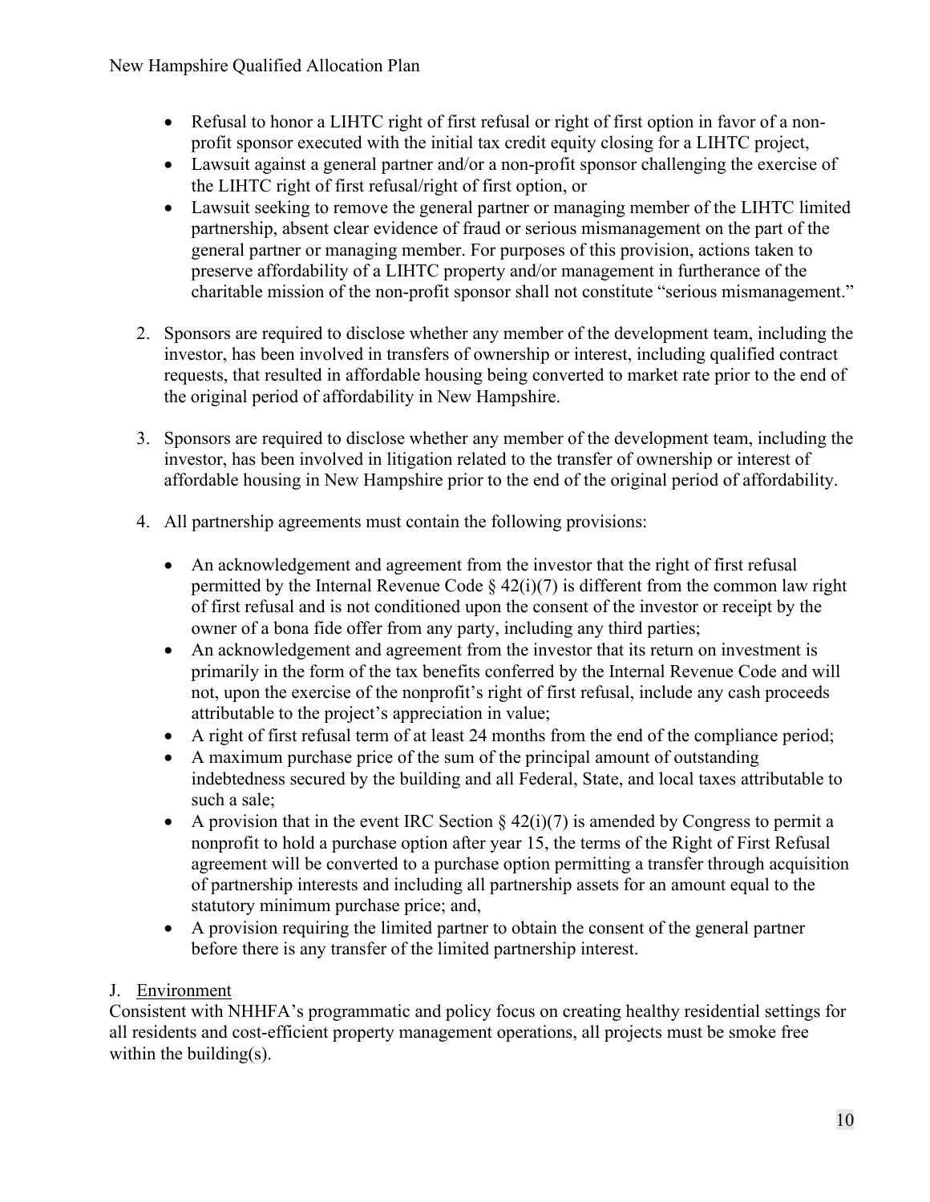- Refusal to honor a LIHTC right of first refusal or right of first option in favor of a non-profit sponsor executed with the initial tax credit equity closing for a LIHTC project,
- Lawsuit against a general partner and/or a non-profit sponsor challenging the exercise of the LIHTC right of first refusal/right of first option, or
- Lawsuit seeking to remove the general partner or managing member of the LIHTC limited partnership, absent clear evidence of fraud or serious mismanagement on the part of the general partner or managing member. For purposes of this provision, actions taken to preserve affordability of a LIHTC property and/or management in furtherance of the charitable mission of the non-profit sponsor shall not constitute "serious mismanagement."

2. Sponsors are required to disclose whether any member of the development team, including the investor, has been involved in transfers of ownership or interest, including qualified contract requests, that resulted in affordable housing being converted to market rate prior to the end of the original period of affordability in New Hampshire.

3. Sponsors are required to disclose whether any member of the development team, including the investor, has been involved in litigation related to the transfer of ownership or interest of affordable housing in New Hampshire prior to the end of the original period of affordability.

4. All partnership agreements must contain the following provisions:

   - An acknowledgement and agreement from the investor that the right of first refusal permitted by the Internal Revenue Code § 42(i)(7) is different from the common law right of first refusal and is not conditioned upon the consent of the investor or receipt by the owner of a bona fide offer from any party, including any third parties;
   - An acknowledgement and agreement from the investor that its return on investment is primarily in the form of the tax benefits conferred by the Internal Revenue Code and will not, upon the exercise of the nonprofit's right of first refusal, include any cash proceeds attributable to the project's appreciation in value;
   - A right of first refusal term of at least 24 months from the end of the compliance period;
   - A maximum purchase price of the sum of the principal amount of outstanding indebtedness secured by the building and all Federal, State, and local taxes attributable to such a sale;
   - A provision that in the event IRC Section § 42(i)(7) is amended by Congress to permit a nonprofit to hold a purchase option after year 15, the terms of the Right of First Refusal agreement will be converted to a purchase option permitting a transfer through acquisition of partnership interests and including all partnership assets for an amount equal to the statutory minimum purchase price; and,
   - A provision requiring the limited partner to obtain the consent of the general partner before there is any transfer of the limited partnership interest.

J. Environment

Consistent with NHHFA's programmatic and policy focus on creating healthy residential settings for all residents and cost-efficient property management operations, all projects must be smoke free within the building(s).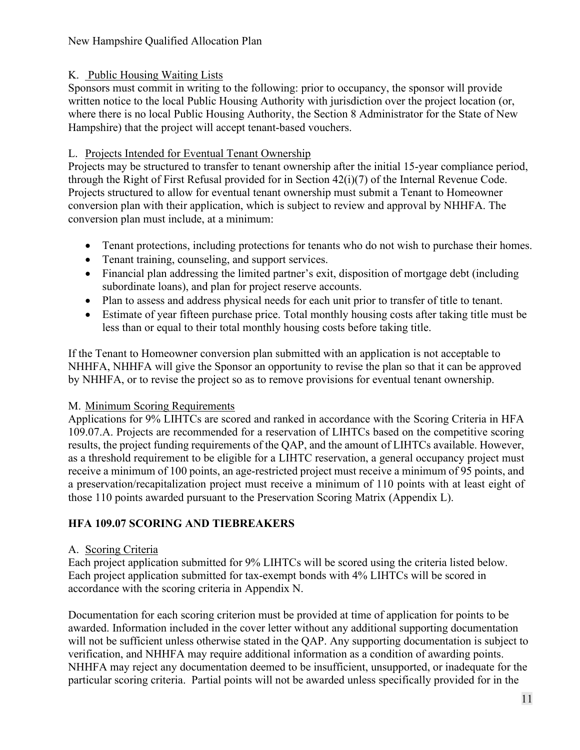K. Public Housing Waiting Lists

Sponsors must commit in writing to the following: prior to occupancy, the sponsor will provide written notice to the local Public Housing Authority with jurisdiction over the project location (or, where there is no local Public Housing Authority, the Section 8 Administrator for the State of New Hampshire) that the project will accept tenant-based vouchers.

L. Projects Intended for Eventual Tenant Ownership

Projects may be structured to transfer to tenant ownership after the initial 15-year compliance period, through the Right of First Refusal provided for in Section 42(i)(7) of the Internal Revenue Code. Projects structured to allow for eventual tenant ownership must submit a Tenant to Homeowner conversion plan with their application, which is subject to review and approval by NHHFA. The conversion plan must include, at a minimum:

- Tenant protections, including protections for tenants who do not wish to purchase their homes.
- Tenant training, counseling, and support services.
- Financial plan addressing the limited partner's exit, disposition of mortgage debt (including subordinate loans), and plan for project reserve accounts.
- Plan to assess and address physical needs for each unit prior to transfer of title to tenant.
- Estimate of year fifteen purchase price. Total monthly housing costs after taking title must be less than or equal to their total monthly housing costs before taking title.

If the Tenant to Homeowner conversion plan submitted with an application is not acceptable to NHHFA, NHHFA will give the Sponsor an opportunity to revise the plan so that it can be approved by NHHFA, or to revise the project so as to remove provisions for eventual tenant ownership.

M. Minimum Scoring Requirements

Applications for 9% LIHTCs are scored and ranked in accordance with the Scoring Criteria in HFA 109.07.A. Projects are recommended for a reservation of LIHTCs based on the competitive scoring results, the project funding requirements of the QAP, and the amount of LIHTCs available. However, as a threshold requirement to be eligible for a LIHTC reservation, a general occupancy project must receive a minimum of 100 points, an age-restricted project must receive a minimum of 95 points, and a preservation/recapitalization project must receive a minimum of 110 points with at least eight of those 110 points awarded pursuant to the Preservation Scoring Matrix (Appendix L).

## HFA 109.07 SCORING AND TIEBREAKERS

A. Scoring Criteria

Each project application submitted for 9% LIHTCs will be scored using the criteria listed below. Each project application submitted for tax-exempt bonds with 4% LIHTCs will be scored in accordance with the scoring criteria in Appendix N.

Documentation for each scoring criterion must be provided at time of application for points to be awarded. Information included in the cover letter without any additional supporting documentation will not be sufficient unless otherwise stated in the QAP. Any supporting documentation is subject to verification, and NHHFA may require additional information as a condition of awarding points. NHHFA may reject any documentation deemed to be insufficient, unsupported, or inadequate for the particular scoring criteria. Partial points will not be awarded unless specifically provided for in the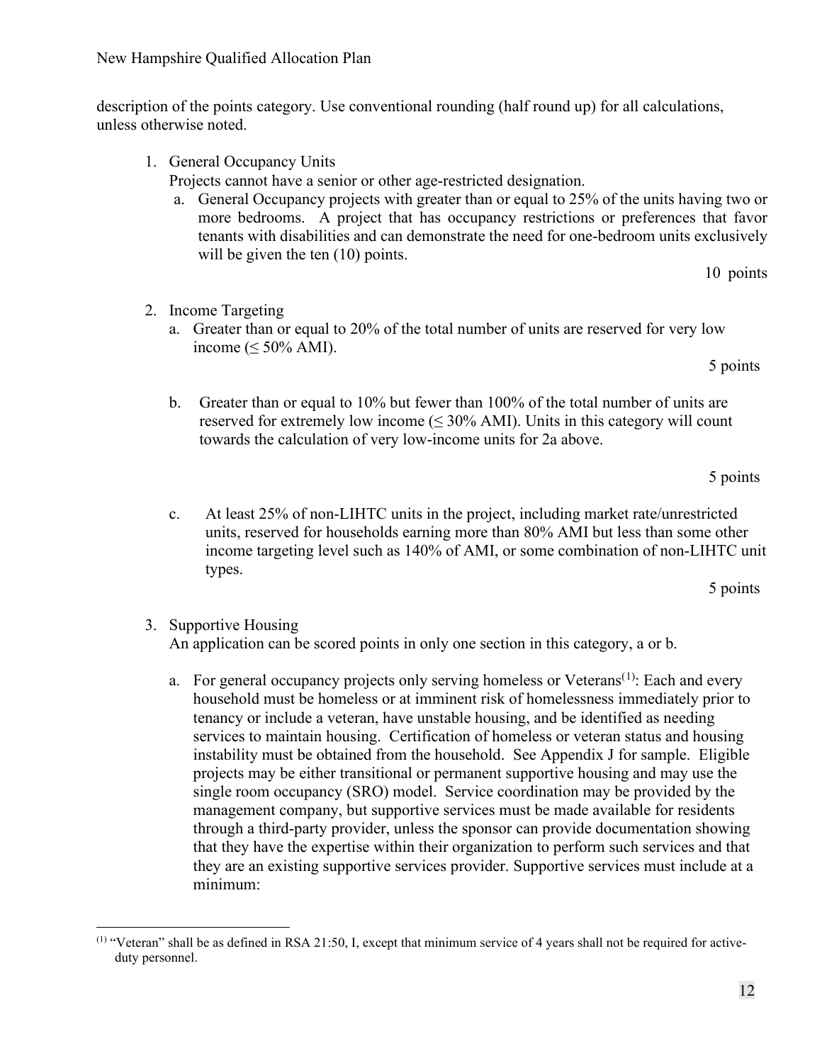description of the points category. Use conventional rounding (half round up) for all calculations, unless otherwise noted.

1. General Occupancy Units
   Projects cannot have a senior or other age-restricted designation.
   a. General Occupancy projects with greater than or equal to 25% of the units having two or more bedrooms. A project that has occupancy restrictions or preferences that favor tenants with disabilities and can demonstrate the need for one-bedroom units exclusively will be given the ten (10) points.

      10 points

2. Income Targeting
   a. Greater than or equal to 20% of the total number of units are reserved for very low income (≤ 50% AMI).

      5 points

   b. Greater than or equal to 10% but fewer than 100% of the total number of units are reserved for extremely low income (≤ 30% AMI). Units in this category will count towards the calculation of very low-income units for 2a above.

      5 points

   c. At least 25% of non-LIHTC units in the project, including market rate/unrestricted units, reserved for households earning more than 80% AMI but less than some other income targeting level such as 140% of AMI, or some combination of non-LIHTC unit types.

      5 points

3. Supportive Housing
   An application can be scored points in only one section in this category, a or b.

   a. For general occupancy projects only serving homeless or Veterans[(1)]: Each and every household must be homeless or at imminent risk of homelessness immediately prior to tenancy or include a veteran, have unstable housing, and be identified as needing services to maintain housing. Certification of homeless or veteran status and housing instability must be obtained from the household. See Appendix J for sample. Eligible projects may be either transitional or permanent supportive housing and may use the single room occupancy (SRO) model. Service coordination may be provided by the management company, but supportive services must be made available for residents through a third-party provider, unless the sponsor can provide documentation showing that they have the expertise within their organization to perform such services and that they are an existing supportive services provider. Supportive services must include at a minimum:

---

[(1)] "Veteran" shall be as defined in RSA 21:50, I, except that minimum service of 4 years shall not be required for active-duty personnel.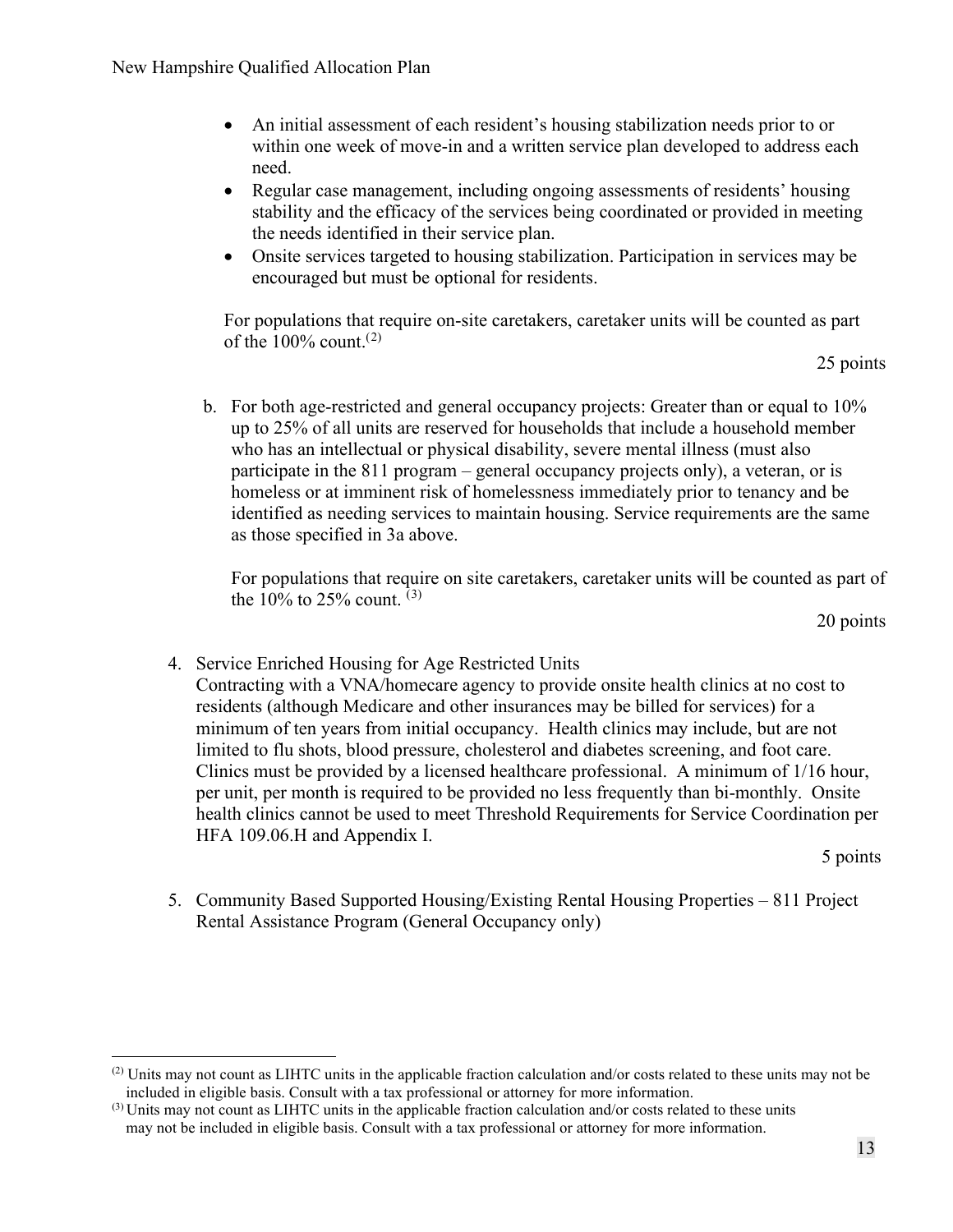- An initial assessment of each resident's housing stabilization needs prior to or within one week of move-in and a written service plan developed to address each need.
- Regular case management, including ongoing assessments of residents' housing stability and the efficacy of the services being coordinated or provided in meeting the needs identified in their service plan.
- Onsite services targeted to housing stabilization. Participation in services may be encouraged but must be optional for residents.

For populations that require on-site caretakers, caretaker units will be counted as part of the 100% count.[2]

25 points

b. For both age-restricted and general occupancy projects: Greater than or equal to 10% up to 25% of all units are reserved for households that include a household member who has an intellectual or physical disability, severe mental illness (must also participate in the 811 program – general occupancy projects only), a veteran, or is homeless or at imminent risk of homelessness immediately prior to tenancy and be identified as needing services to maintain housing. Service requirements are the same as those specified in 3a above.

For populations that require on site caretakers, caretaker units will be counted as part of the 10% to 25% count.[3]

20 points

4. Service Enriched Housing for Age Restricted Units
Contracting with a VNA/homecare agency to provide onsite health clinics at no cost to residents (although Medicare and other insurances may be billed for services) for a minimum of ten years from initial occupancy. Health clinics may include, but are not limited to flu shots, blood pressure, cholesterol and diabetes screening, and foot care. Clinics must be provided by a licensed healthcare professional. A minimum of 1/16 hour, per unit, per month is required to be provided no less frequently than bi-monthly. Onsite health clinics cannot be used to meet Threshold Requirements for Service Coordination per HFA 109.06.H and Appendix I.

5 points

5. Community Based Supported Housing/Existing Rental Housing Properties – 811 Project Rental Assistance Program (General Occupancy only)

---

[2] Units may not count as LIHTC units in the applicable fraction calculation and/or costs related to these units may not be included in eligible basis. Consult with a tax professional or attorney for more information.

[3] Units may not count as LIHTC units in the applicable fraction calculation and/or costs related to these units may not be included in eligible basis. Consult with a tax professional or attorney for more information.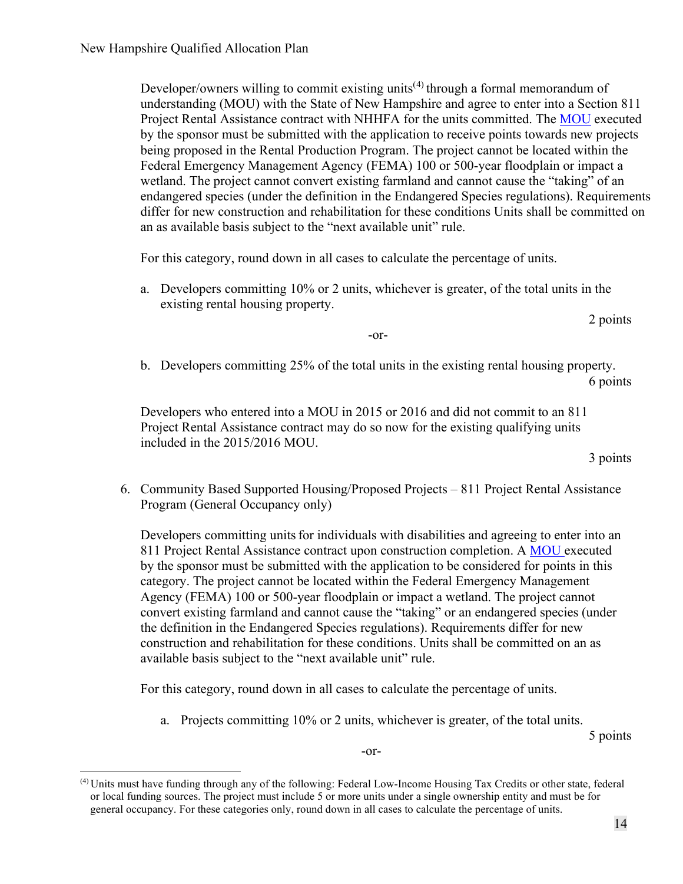Developer/owners willing to commit existing units[4] through a formal memorandum of understanding (MOU) with the State of New Hampshire and agree to enter into a Section 811 Project Rental Assistance contract with NHHFA for the units committed. The MOU executed by the sponsor must be submitted with the application to receive points towards new projects being proposed in the Rental Production Program. The project cannot be located within the Federal Emergency Management Agency (FEMA) 100 or 500-year floodplain or impact a wetland. The project cannot convert existing farmland and cannot cause the "taking" of an endangered species (under the definition in the Endangered Species regulations). Requirements differ for new construction and rehabilitation for these conditions Units shall be committed on an as available basis subject to the "next available unit" rule.

For this category, round down in all cases to calculate the percentage of units.

a. Developers committing 10% or 2 units, whichever is greater, of the total units in the existing rental housing property.

2 points

-or-

b. Developers committing 25% of the total units in the existing rental housing property.

6 points

Developers who entered into a MOU in 2015 or 2016 and did not commit to an 811 Project Rental Assistance contract may do so now for the existing qualifying units included in the 2015/2016 MOU.

3 points

6. Community Based Supported Housing/Proposed Projects – 811 Project Rental Assistance Program (General Occupancy only)

   Developers committing units for individuals with disabilities and agreeing to enter into an 811 Project Rental Assistance contract upon construction completion. A MOU executed by the sponsor must be submitted with the application to be considered for points in this category. The project cannot be located within the Federal Emergency Management Agency (FEMA) 100 or 500-year floodplain or impact a wetland. The project cannot convert existing farmland and cannot cause the "taking" or an endangered species (under the definition in the Endangered Species regulations). Requirements differ for new construction and rehabilitation for these conditions. Units shall be committed on an as available basis subject to the "next available unit" rule.

   For this category, round down in all cases to calculate the percentage of units.

   a. Projects committing 10% or 2 units, whichever is greater, of the total units.

   5 points

   -or-

[4] Units must have funding through any of the following: Federal Low-Income Housing Tax Credits or other state, federal or local funding sources. The project must include 5 or more units under a single ownership entity and must be for general occupancy. For these categories only, round down in all cases to calculate the percentage of units.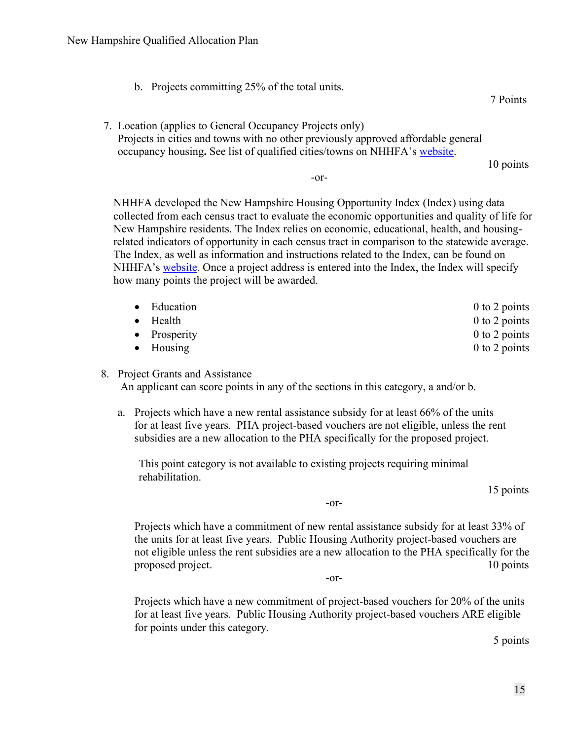b. Projects committing 25% of the total units.

7 Points

7. Location (applies to General Occupancy Projects only)
   Projects in cities and towns with no other previously approved affordable general occupancy housing**.** See list of qualified cities/towns on NHHFA's website.

   10 points

   -or-

   NHHFA developed the New Hampshire Housing Opportunity Index (Index) using data collected from each census tract to evaluate the economic opportunities and quality of life for New Hampshire residents. The Index relies on economic, educational, health, and housing-related indicators of opportunity in each census tract in comparison to the statewide average. The Index, as well as information and instructions related to the Index, can be found on NHHFA's website. Once a project address is entered into the Index, the Index will specify how many points the project will be awarded.

   - Education — 0 to 2 points
   - Health — 0 to 2 points
   - Prosperity — 0 to 2 points
   - Housing — 0 to 2 points

8. Project Grants and Assistance
   An applicant can score points in any of the sections in this category, a and/or b.

   a. Projects which have a new rental assistance subsidy for at least 66% of the units for at least five years. PHA project-based vouchers are not eligible, unless the rent subsidies are a new allocation to the PHA specifically for the proposed project.

      This point category is not available to existing projects requiring minimal rehabilitation.

      15 points

      -or-

      Projects which have a commitment of new rental assistance subsidy for at least 33% of the units for at least five years. Public Housing Authority project-based vouchers are not eligible unless the rent subsidies are a new allocation to the PHA specifically for the proposed project.

      10 points

      -or-

      Projects which have a new commitment of project-based vouchers for 20% of the units for at least five years. Public Housing Authority project-based vouchers ARE eligible for points under this category.

      5 points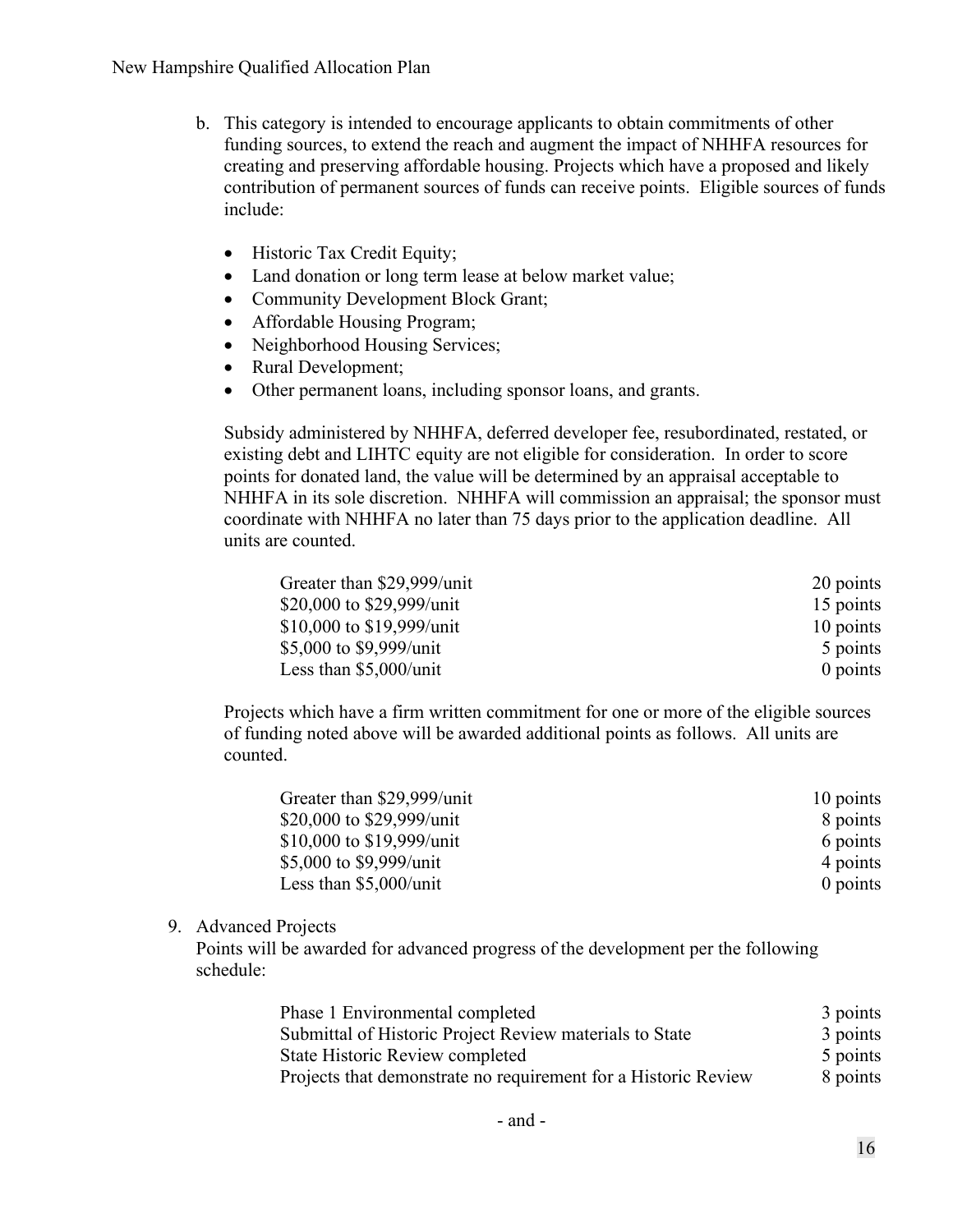b. This category is intended to encourage applicants to obtain commitments of other funding sources, to extend the reach and augment the impact of NHHFA resources for creating and preserving affordable housing. Projects which have a proposed and likely contribution of permanent sources of funds can receive points. Eligible sources of funds include:

   - Historic Tax Credit Equity;
   - Land donation or long term lease at below market value;
   - Community Development Block Grant;
   - Affordable Housing Program;
   - Neighborhood Housing Services;
   - Rural Development;
   - Other permanent loans, including sponsor loans, and grants.

   Subsidy administered by NHHFA, deferred developer fee, resubordinated, restated, or existing debt and LIHTC equity are not eligible for consideration. In order to score points for donated land, the value will be determined by an appraisal acceptable to NHHFA in its sole discretion. NHHFA will commission an appraisal; the sponsor must coordinate with NHHFA no later than 75 days prior to the application deadline. All units are counted.

   | | |
   |---|---|
   | Greater than $29,999/unit | 20 points |
   | $20,000 to $29,999/unit | 15 points |
   | $10,000 to $19,999/unit | 10 points |
   | $5,000 to $9,999/unit | 5 points |
   | Less than $5,000/unit | 0 points |

   Projects which have a firm written commitment for one or more of the eligible sources of funding noted above will be awarded additional points as follows. All units are counted.

   | | |
   |---|---|
   | Greater than $29,999/unit | 10 points |
   | $20,000 to $29,999/unit | 8 points |
   | $10,000 to $19,999/unit | 6 points |
   | $5,000 to $9,999/unit | 4 points |
   | Less than $5,000/unit | 0 points |

9. Advanced Projects

   Points will be awarded for advanced progress of the development per the following schedule:

   | | |
   |---|---|
   | Phase 1 Environmental completed | 3 points |
   | Submittal of Historic Project Review materials to State | 3 points |
   | State Historic Review completed | 5 points |
   | Projects that demonstrate no requirement for a Historic Review | 8 points |

   - and -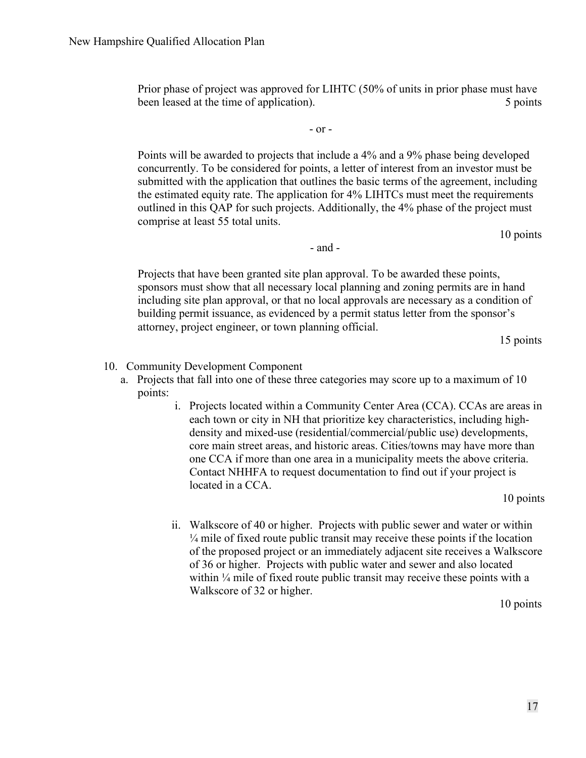Prior phase of project was approved for LIHTC (50% of units in prior phase must have been leased at the time of application). 5 points

- or -

Points will be awarded to projects that include a 4% and a 9% phase being developed concurrently. To be considered for points, a letter of interest from an investor must be submitted with the application that outlines the basic terms of the agreement, including the estimated equity rate. The application for 4% LIHTCs must meet the requirements outlined in this QAP for such projects. Additionally, the 4% phase of the project must comprise at least 55 total units.

10 points

- and -

Projects that have been granted site plan approval. To be awarded these points, sponsors must show that all necessary local planning and zoning permits are in hand including site plan approval, or that no local approvals are necessary as a condition of building permit issuance, as evidenced by a permit status letter from the sponsor's attorney, project engineer, or town planning official.

15 points

10. Community Development Component
    a. Projects that fall into one of these three categories may score up to a maximum of 10 points:
        i. Projects located within a Community Center Area (CCA). CCAs are areas in each town or city in NH that prioritize key characteristics, including high-density and mixed-use (residential/commercial/public use) developments, core main street areas, and historic areas. Cities/towns may have more than one CCA if more than one area in a municipality meets the above criteria. Contact NHHFA to request documentation to find out if your project is located in a CCA.

           10 points

        ii. Walkscore of 40 or higher. Projects with public sewer and water or within ¼ mile of fixed route public transit may receive these points if the location of the proposed project or an immediately adjacent site receives a Walkscore of 36 or higher. Projects with public water and sewer and also located within ¼ mile of fixed route public transit may receive these points with a Walkscore of 32 or higher.

           10 points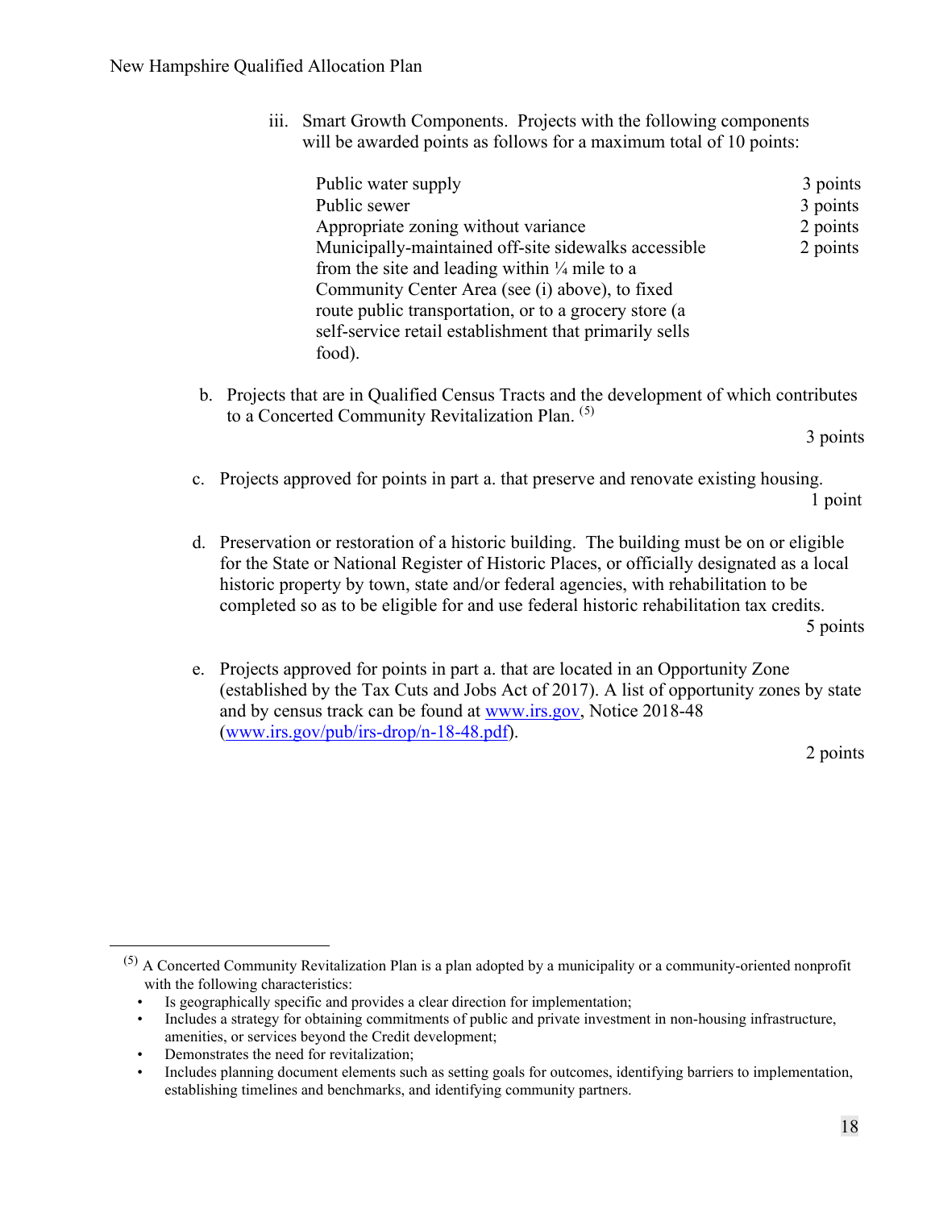iii. Smart Growth Components. Projects with the following components will be awarded points as follows for a maximum total of 10 points:

| | |
|---|---|
| Public water supply | 3 points |
| Public sewer | 3 points |
| Appropriate zoning without variance | 2 points |
| Municipally-maintained off-site sidewalks accessible from the site and leading within ¼ mile to a Community Center Area (see (i) above), to fixed route public transportation, or to a grocery store (a self-service retail establishment that primarily sells food). | 2 points |

b. Projects that are in Qualified Census Tracts and the development of which contributes to a Concerted Community Revitalization Plan. [5]

3 points

c. Projects approved for points in part a. that preserve and renovate existing housing.

1 point

d. Preservation or restoration of a historic building. The building must be on or eligible for the State or National Register of Historic Places, or officially designated as a local historic property by town, state and/or federal agencies, with rehabilitation to be completed so as to be eligible for and use federal historic rehabilitation tax credits.

5 points

e. Projects approved for points in part a. that are located in an Opportunity Zone (established by the Tax Cuts and Jobs Act of 2017). A list of opportunity zones by state and by census track can be found at [www.irs.gov](www.irs.gov), Notice 2018-48 ([www.irs.gov/pub/irs-drop/n-18-48.pdf](www.irs.gov/pub/irs-drop/n-18-48.pdf)).

2 points

---

[5] A Concerted Community Revitalization Plan is a plan adopted by a municipality or a community-oriented nonprofit with the following characteristics:

- Is geographically specific and provides a clear direction for implementation;
- Includes a strategy for obtaining commitments of public and private investment in non-housing infrastructure, amenities, or services beyond the Credit development;
- Demonstrates the need for revitalization;
- Includes planning document elements such as setting goals for outcomes, identifying barriers to implementation, establishing timelines and benchmarks, and identifying community partners.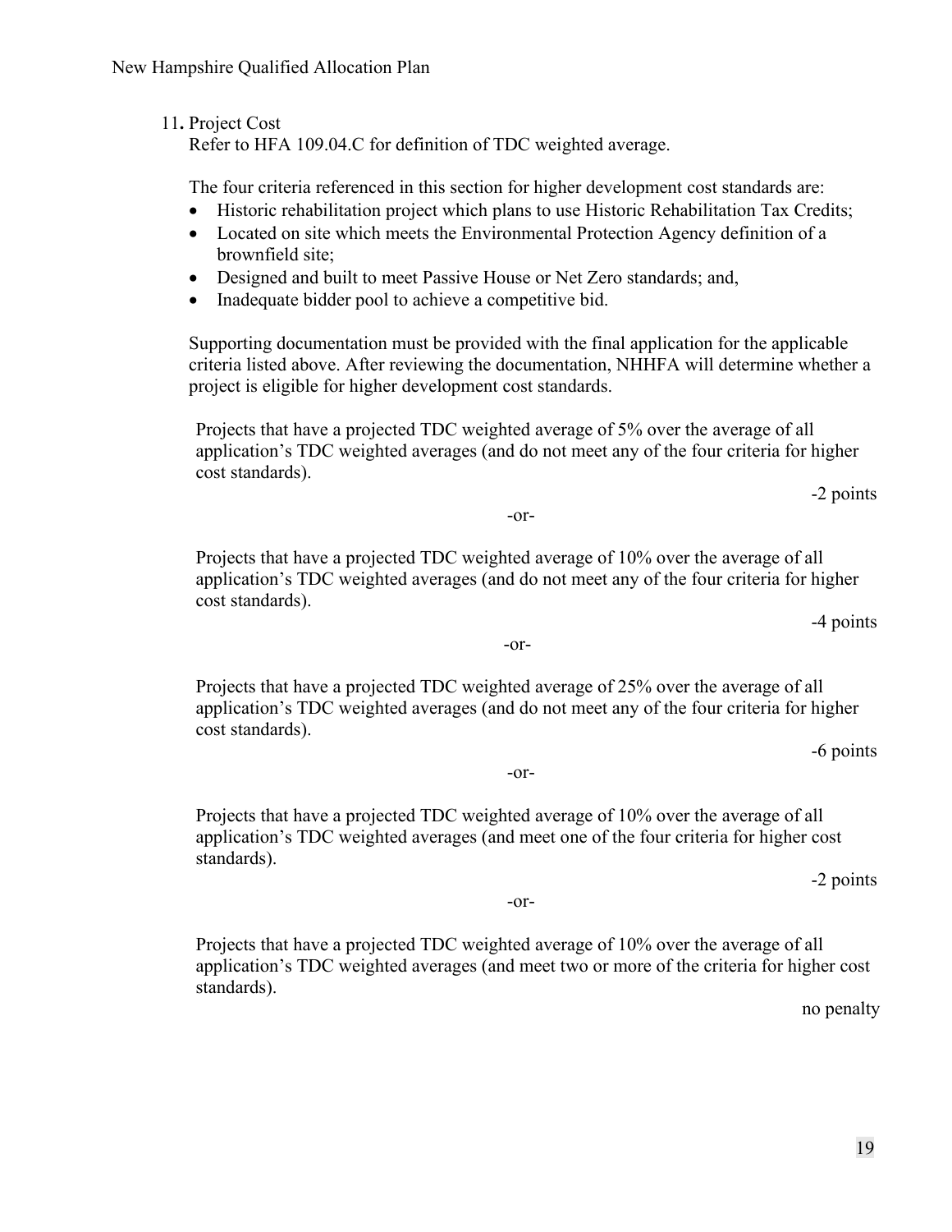11. Project Cost

Refer to HFA 109.04.C for definition of TDC weighted average.

The four criteria referenced in this section for higher development cost standards are:

- Historic rehabilitation project which plans to use Historic Rehabilitation Tax Credits;
- Located on site which meets the Environmental Protection Agency definition of a brownfield site;
- Designed and built to meet Passive House or Net Zero standards; and,
- Inadequate bidder pool to achieve a competitive bid.

Supporting documentation must be provided with the final application for the applicable criteria listed above. After reviewing the documentation, NHHFA will determine whether a project is eligible for higher development cost standards.

Projects that have a projected TDC weighted average of 5% over the average of all application's TDC weighted averages (and do not meet any of the four criteria for higher cost standards).

-2 points

-or-

Projects that have a projected TDC weighted average of 10% over the average of all application's TDC weighted averages (and do not meet any of the four criteria for higher cost standards).

-4 points

-or-

Projects that have a projected TDC weighted average of 25% over the average of all application's TDC weighted averages (and do not meet any of the four criteria for higher cost standards).

-6 points

-or-

Projects that have a projected TDC weighted average of 10% over the average of all application's TDC weighted averages (and meet one of the four criteria for higher cost standards).

-2 points

-or-

Projects that have a projected TDC weighted average of 10% over the average of all application's TDC weighted averages (and meet two or more of the criteria for higher cost standards).

no penalty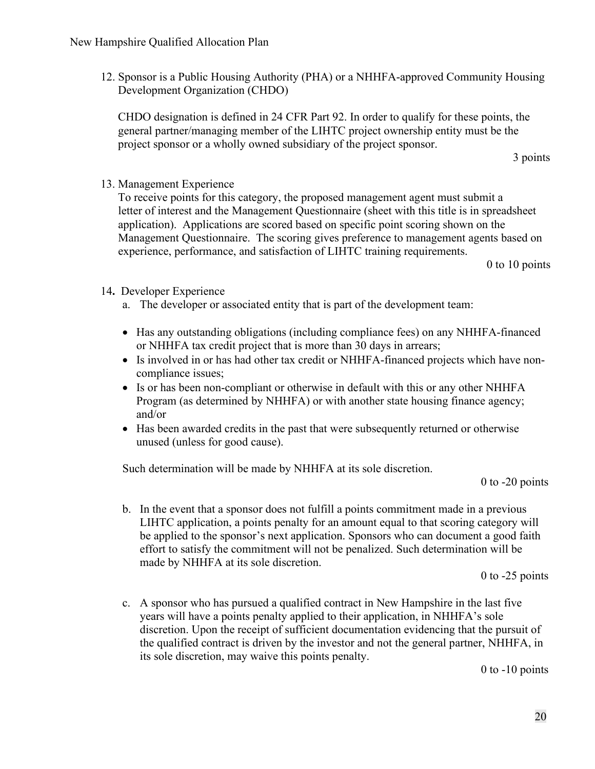12. Sponsor is a Public Housing Authority (PHA) or a NHHFA-approved Community Housing Development Organization (CHDO)

    CHDO designation is defined in 24 CFR Part 92. In order to qualify for these points, the general partner/managing member of the LIHTC project ownership entity must be the project sponsor or a wholly owned subsidiary of the project sponsor.

    3 points

13. Management Experience

    To receive points for this category, the proposed management agent must submit a letter of interest and the Management Questionnaire (sheet with this title is in spreadsheet application). Applications are scored based on specific point scoring shown on the Management Questionnaire. The scoring gives preference to management agents based on experience, performance, and satisfaction of LIHTC training requirements.

    0 to 10 points

14. Developer Experience

    a. The developer or associated entity that is part of the development team:

    - Has any outstanding obligations (including compliance fees) on any NHHFA-financed or NHHFA tax credit project that is more than 30 days in arrears;
    - Is involved in or has had other tax credit or NHHFA-financed projects which have non-compliance issues;
    - Is or has been non-compliant or otherwise in default with this or any other NHHFA Program (as determined by NHHFA) or with another state housing finance agency; and/or
    - Has been awarded credits in the past that were subsequently returned or otherwise unused (unless for good cause).

    Such determination will be made by NHHFA at its sole discretion.

    0 to -20 points

    b. In the event that a sponsor does not fulfill a points commitment made in a previous LIHTC application, a points penalty for an amount equal to that scoring category will be applied to the sponsor's next application. Sponsors who can document a good faith effort to satisfy the commitment will not be penalized. Such determination will be made by NHHFA at its sole discretion.

    0 to -25 points

    c. A sponsor who has pursued a qualified contract in New Hampshire in the last five years will have a points penalty applied to their application, in NHHFA's sole discretion. Upon the receipt of sufficient documentation evidencing that the pursuit of the qualified contract is driven by the investor and not the general partner, NHHFA, in its sole discretion, may waive this points penalty.

    0 to -10 points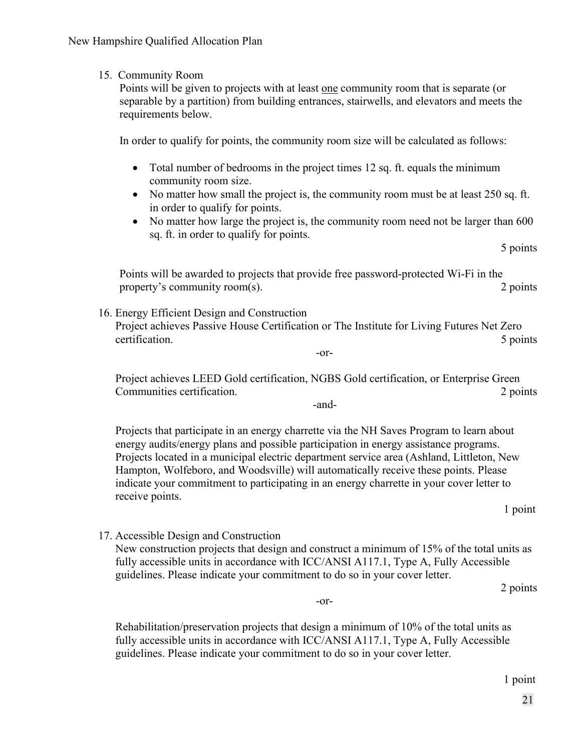15. Community Room

    Points will be given to projects with at least one community room that is separate (or separable by a partition) from building entrances, stairwells, and elevators and meets the requirements below.

    In order to qualify for points, the community room size will be calculated as follows:

    - Total number of bedrooms in the project times 12 sq. ft. equals the minimum community room size.
    - No matter how small the project is, the community room must be at least 250 sq. ft. in order to qualify for points.
    - No matter how large the project is, the community room need not be larger than 600 sq. ft. in order to qualify for points.

    5 points

    Points will be awarded to projects that provide free password-protected Wi-Fi in the property's community room(s). 2 points

16. Energy Efficient Design and Construction

    Project achieves Passive House Certification or The Institute for Living Futures Net Zero certification. 5 points

    -or-

    Project achieves LEED Gold certification, NGBS Gold certification, or Enterprise Green Communities certification. 2 points

    -and-

    Projects that participate in an energy charrette via the NH Saves Program to learn about energy audits/energy plans and possible participation in energy assistance programs. Projects located in a municipal electric department service area (Ashland, Littleton, New Hampton, Wolfeboro, and Woodsville) will automatically receive these points. Please indicate your commitment to participating in an energy charrette in your cover letter to receive points.

    1 point

17. Accessible Design and Construction

    New construction projects that design and construct a minimum of 15% of the total units as fully accessible units in accordance with ICC/ANSI A117.1, Type A, Fully Accessible guidelines. Please indicate your commitment to do so in your cover letter.

    2 points

    -or-

    Rehabilitation/preservation projects that design a minimum of 10% of the total units as fully accessible units in accordance with ICC/ANSI A117.1, Type A, Fully Accessible guidelines. Please indicate your commitment to do so in your cover letter.

    1 point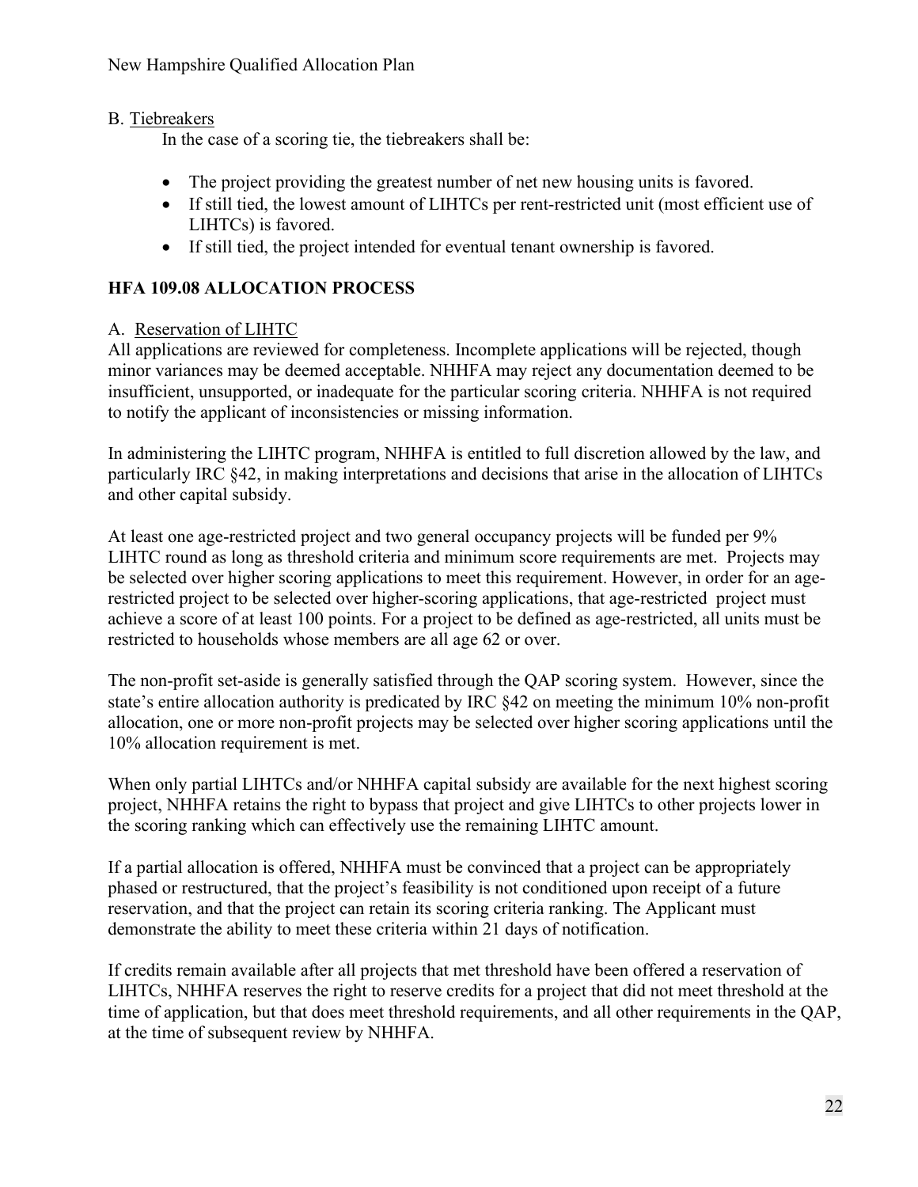B. Tiebreakers

In the case of a scoring tie, the tiebreakers shall be:

- The project providing the greatest number of net new housing units is favored.
- If still tied, the lowest amount of LIHTCs per rent-restricted unit (most efficient use of LIHTCs) is favored.
- If still tied, the project intended for eventual tenant ownership is favored.

## HFA 109.08 ALLOCATION PROCESS

A. Reservation of LIHTC

All applications are reviewed for completeness. Incomplete applications will be rejected, though minor variances may be deemed acceptable. NHHFA may reject any documentation deemed to be insufficient, unsupported, or inadequate for the particular scoring criteria. NHHFA is not required to notify the applicant of inconsistencies or missing information.

In administering the LIHTC program, NHHFA is entitled to full discretion allowed by the law, and particularly IRC §42, in making interpretations and decisions that arise in the allocation of LIHTCs and other capital subsidy.

At least one age-restricted project and two general occupancy projects will be funded per 9% LIHTC round as long as threshold criteria and minimum score requirements are met. Projects may be selected over higher scoring applications to meet this requirement. However, in order for an age-restricted project to be selected over higher-scoring applications, that age-restricted project must achieve a score of at least 100 points. For a project to be defined as age-restricted, all units must be restricted to households whose members are all age 62 or over.

The non-profit set-aside is generally satisfied through the QAP scoring system. However, since the state's entire allocation authority is predicated by IRC §42 on meeting the minimum 10% non-profit allocation, one or more non-profit projects may be selected over higher scoring applications until the 10% allocation requirement is met.

When only partial LIHTCs and/or NHHFA capital subsidy are available for the next highest scoring project, NHHFA retains the right to bypass that project and give LIHTCs to other projects lower in the scoring ranking which can effectively use the remaining LIHTC amount.

If a partial allocation is offered, NHHFA must be convinced that a project can be appropriately phased or restructured, that the project's feasibility is not conditioned upon receipt of a future reservation, and that the project can retain its scoring criteria ranking. The Applicant must demonstrate the ability to meet these criteria within 21 days of notification.

If credits remain available after all projects that met threshold have been offered a reservation of LIHTCs, NHHFA reserves the right to reserve credits for a project that did not meet threshold at the time of application, but that does meet threshold requirements, and all other requirements in the QAP, at the time of subsequent review by NHHFA.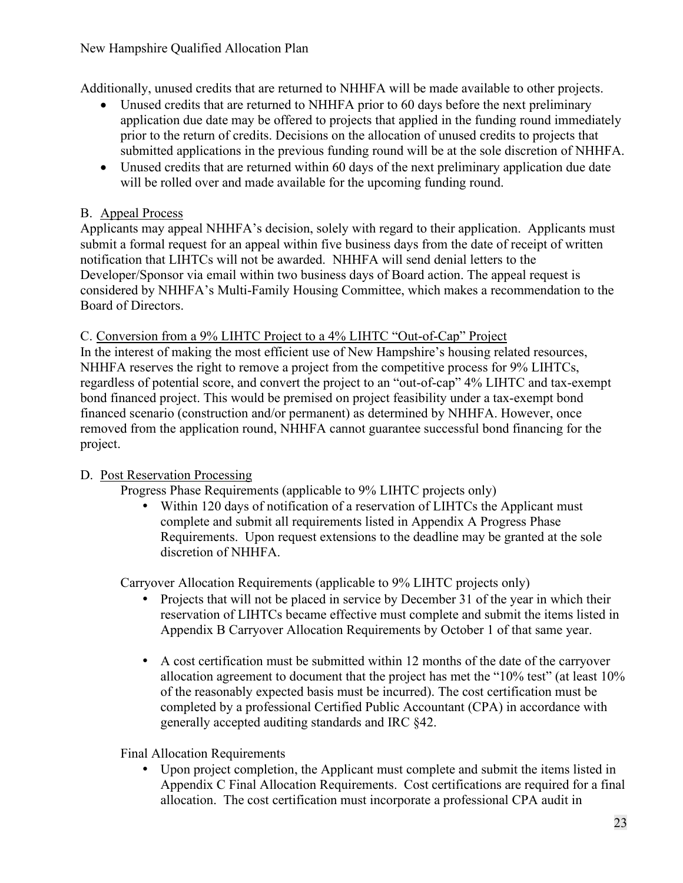Additionally, unused credits that are returned to NHHFA will be made available to other projects.

- Unused credits that are returned to NHHFA prior to 60 days before the next preliminary application due date may be offered to projects that applied in the funding round immediately prior to the return of credits. Decisions on the allocation of unused credits to projects that submitted applications in the previous funding round will be at the sole discretion of NHHFA.
- Unused credits that are returned within 60 days of the next preliminary application due date will be rolled over and made available for the upcoming funding round.

### B. Appeal Process

Applicants may appeal NHHFA's decision, solely with regard to their application. Applicants must submit a formal request for an appeal within five business days from the date of receipt of written notification that LIHTCs will not be awarded. NHHFA will send denial letters to the Developer/Sponsor via email within two business days of Board action. The appeal request is considered by NHHFA's Multi-Family Housing Committee, which makes a recommendation to the Board of Directors.

### C. Conversion from a 9% LIHTC Project to a 4% LIHTC "Out-of-Cap" Project

In the interest of making the most efficient use of New Hampshire's housing related resources, NHHFA reserves the right to remove a project from the competitive process for 9% LIHTCs, regardless of potential score, and convert the project to an "out-of-cap" 4% LIHTC and tax-exempt bond financed project. This would be premised on project feasibility under a tax-exempt bond financed scenario (construction and/or permanent) as determined by NHHFA. However, once removed from the application round, NHHFA cannot guarantee successful bond financing for the project.

### D. Post Reservation Processing

Progress Phase Requirements (applicable to 9% LIHTC projects only)

- Within 120 days of notification of a reservation of LIHTCs the Applicant must complete and submit all requirements listed in Appendix A Progress Phase Requirements. Upon request extensions to the deadline may be granted at the sole discretion of NHHFA.

Carryover Allocation Requirements (applicable to 9% LIHTC projects only)

- Projects that will not be placed in service by December 31 of the year in which their reservation of LIHTCs became effective must complete and submit the items listed in Appendix B Carryover Allocation Requirements by October 1 of that same year.
- A cost certification must be submitted within 12 months of the date of the carryover allocation agreement to document that the project has met the "10% test" (at least 10% of the reasonably expected basis must be incurred). The cost certification must be completed by a professional Certified Public Accountant (CPA) in accordance with generally accepted auditing standards and IRC §42.

Final Allocation Requirements

- Upon project completion, the Applicant must complete and submit the items listed in Appendix C Final Allocation Requirements. Cost certifications are required for a final allocation. The cost certification must incorporate a professional CPA audit in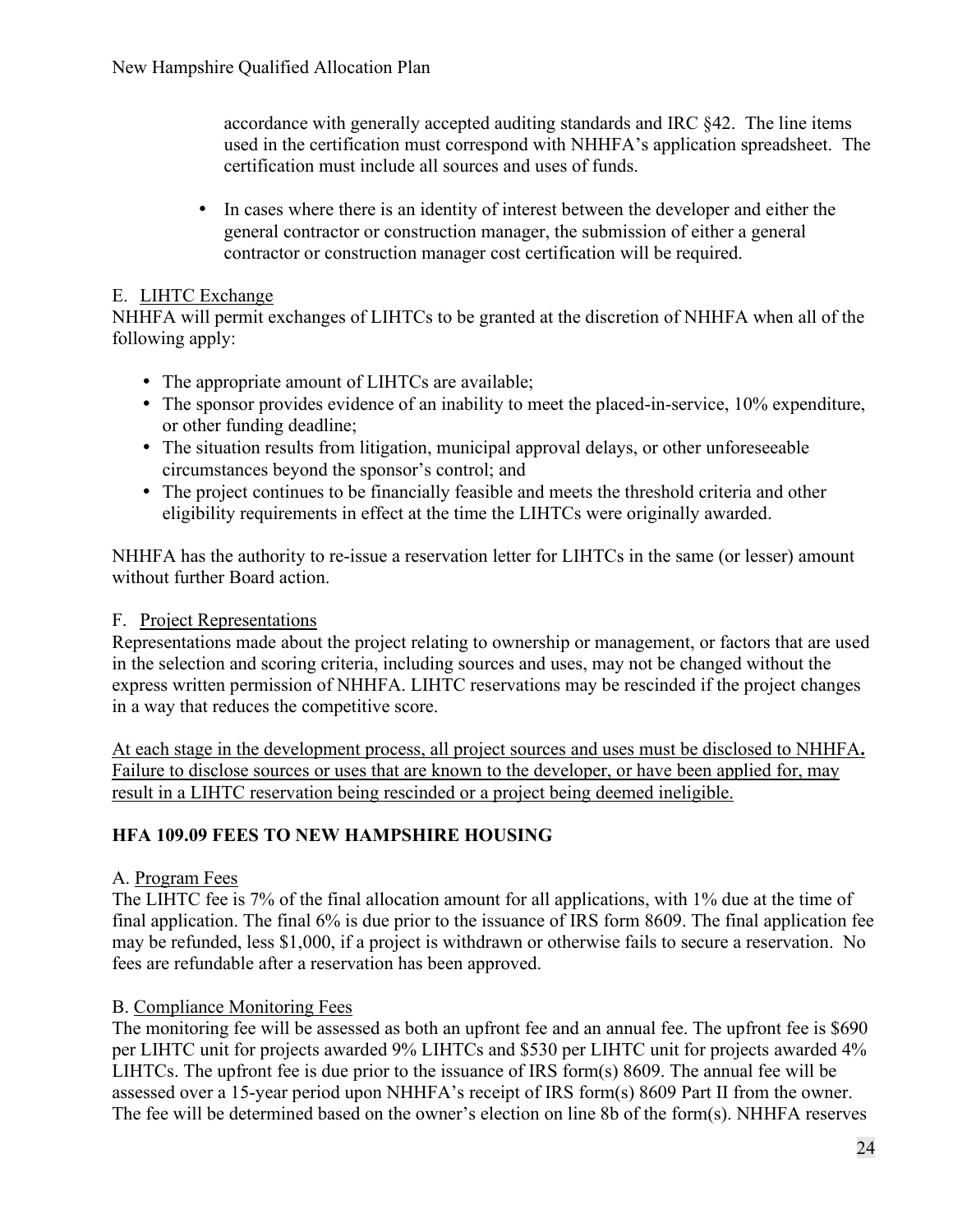accordance with generally accepted auditing standards and IRC §42. The line items used in the certification must correspond with NHHFA's application spreadsheet. The certification must include all sources and uses of funds.

- In cases where there is an identity of interest between the developer and either the general contractor or construction manager, the submission of either a general contractor or construction manager cost certification will be required.

E. <u>LIHTC Exchange</u>
NHHFA will permit exchanges of LIHTCs to be granted at the discretion of NHHFA when all of the following apply:

- The appropriate amount of LIHTCs are available;
- The sponsor provides evidence of an inability to meet the placed-in-service, 10% expenditure, or other funding deadline;
- The situation results from litigation, municipal approval delays, or other unforeseeable circumstances beyond the sponsor's control; and
- The project continues to be financially feasible and meets the threshold criteria and other eligibility requirements in effect at the time the LIHTCs were originally awarded.

NHHFA has the authority to re-issue a reservation letter for LIHTCs in the same (or lesser) amount without further Board action.

F. <u>Project Representations</u>
Representations made about the project relating to ownership or management, or factors that are used in the selection and scoring criteria, including sources and uses, may not be changed without the express written permission of NHHFA. LIHTC reservations may be rescinded if the project changes in a way that reduces the competitive score.

<u>At each stage in the development process, all project sources and uses must be disclosed to NHHFA. Failure to disclose sources or uses that are known to the developer, or have been applied for, may result in a LIHTC reservation being rescinded or a project being deemed ineligible.</u>

**HFA 109.09 FEES TO NEW HAMPSHIRE HOUSING**

A. <u>Program Fees</u>
The LIHTC fee is 7% of the final allocation amount for all applications, with 1% due at the time of final application. The final 6% is due prior to the issuance of IRS form 8609. The final application fee may be refunded, less $1,000, if a project is withdrawn or otherwise fails to secure a reservation. No fees are refundable after a reservation has been approved.

B. <u>Compliance Monitoring Fees</u>
The monitoring fee will be assessed as both an upfront fee and an annual fee. The upfront fee is $690 per LIHTC unit for projects awarded 9% LIHTCs and $530 per LIHTC unit for projects awarded 4% LIHTCs. The upfront fee is due prior to the issuance of IRS form(s) 8609. The annual fee will be assessed over a 15-year period upon NHHFA's receipt of IRS form(s) 8609 Part II from the owner. The fee will be determined based on the owner's election on line 8b of the form(s). NHHFA reserves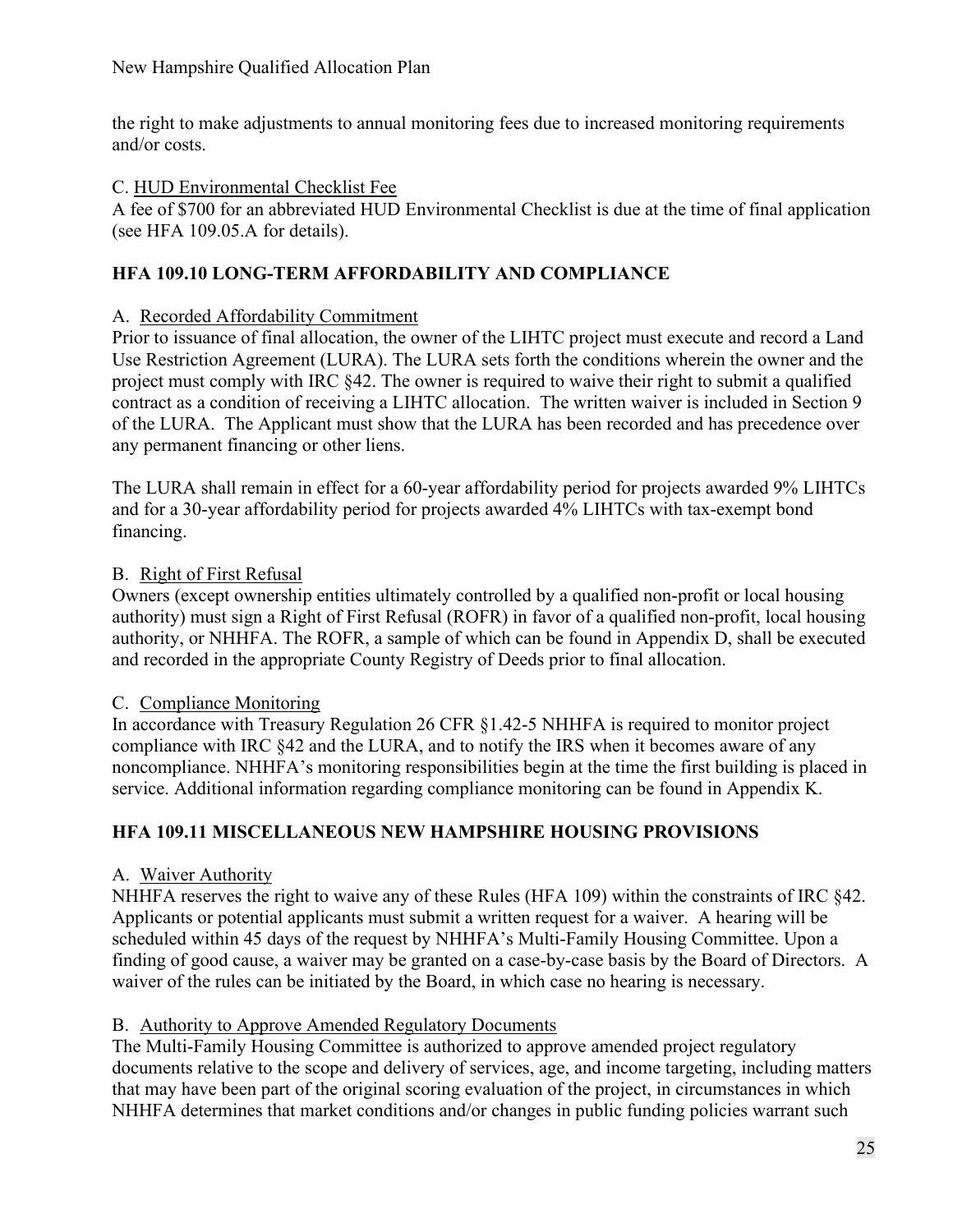the right to make adjustments to annual monitoring fees due to increased monitoring requirements and/or costs.

C. <u>HUD Environmental Checklist Fee</u>
A fee of $700 for an abbreviated HUD Environmental Checklist is due at the time of final application (see HFA 109.05.A for details).

## HFA 109.10 LONG-TERM AFFORDABILITY AND COMPLIANCE

A. <u>Recorded Affordability Commitment</u>
Prior to issuance of final allocation, the owner of the LIHTC project must execute and record a Land Use Restriction Agreement (LURA). The LURA sets forth the conditions wherein the owner and the project must comply with IRC §42. The owner is required to waive their right to submit a qualified contract as a condition of receiving a LIHTC allocation. The written waiver is included in Section 9 of the LURA. The Applicant must show that the LURA has been recorded and has precedence over any permanent financing or other liens.

The LURA shall remain in effect for a 60-year affordability period for projects awarded 9% LIHTCs and for a 30-year affordability period for projects awarded 4% LIHTCs with tax-exempt bond financing.

B. <u>Right of First Refusal</u>
Owners (except ownership entities ultimately controlled by a qualified non-profit or local housing authority) must sign a Right of First Refusal (ROFR) in favor of a qualified non-profit, local housing authority, or NHHFA. The ROFR, a sample of which can be found in Appendix D, shall be executed and recorded in the appropriate County Registry of Deeds prior to final allocation.

C. <u>Compliance Monitoring</u>
In accordance with Treasury Regulation 26 CFR §1.42-5 NHHFA is required to monitor project compliance with IRC §42 and the LURA, and to notify the IRS when it becomes aware of any noncompliance. NHHFA's monitoring responsibilities begin at the time the first building is placed in service. Additional information regarding compliance monitoring can be found in Appendix K.

## HFA 109.11 MISCELLANEOUS NEW HAMPSHIRE HOUSING PROVISIONS

A. <u>Waiver Authority</u>
NHHFA reserves the right to waive any of these Rules (HFA 109) within the constraints of IRC §42. Applicants or potential applicants must submit a written request for a waiver. A hearing will be scheduled within 45 days of the request by NHHFA's Multi-Family Housing Committee. Upon a finding of good cause, a waiver may be granted on a case-by-case basis by the Board of Directors. A waiver of the rules can be initiated by the Board, in which case no hearing is necessary.

B. <u>Authority to Approve Amended Regulatory Documents</u>
The Multi-Family Housing Committee is authorized to approve amended project regulatory documents relative to the scope and delivery of services, age, and income targeting, including matters that may have been part of the original scoring evaluation of the project, in circumstances in which NHHFA determines that market conditions and/or changes in public funding policies warrant such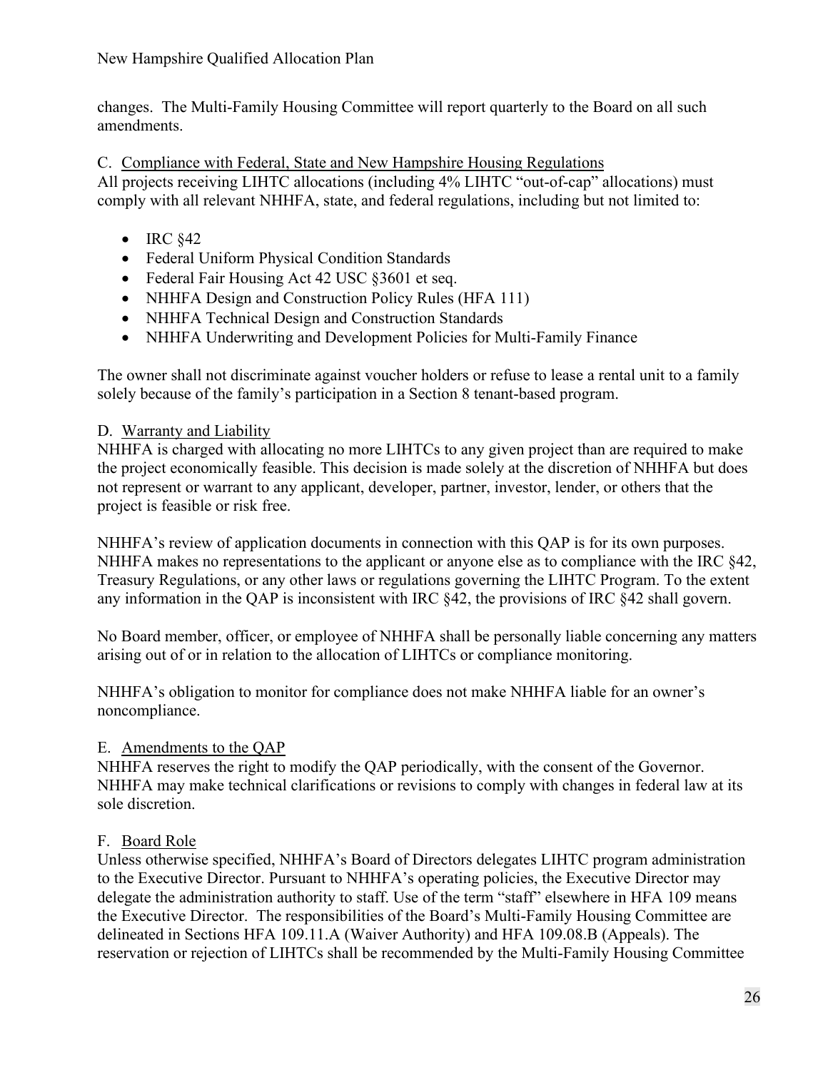changes. The Multi-Family Housing Committee will report quarterly to the Board on all such amendments.

C. Compliance with Federal, State and New Hampshire Housing Regulations

All projects receiving LIHTC allocations (including 4% LIHTC "out-of-cap" allocations) must comply with all relevant NHHFA, state, and federal regulations, including but not limited to:

- IRC §42
- Federal Uniform Physical Condition Standards
- Federal Fair Housing Act 42 USC §3601 et seq.
- NHHFA Design and Construction Policy Rules (HFA 111)
- NHHFA Technical Design and Construction Standards
- NHHFA Underwriting and Development Policies for Multi-Family Finance

The owner shall not discriminate against voucher holders or refuse to lease a rental unit to a family solely because of the family's participation in a Section 8 tenant-based program.

D. Warranty and Liability

NHHFA is charged with allocating no more LIHTCs to any given project than are required to make the project economically feasible. This decision is made solely at the discretion of NHHFA but does not represent or warrant to any applicant, developer, partner, investor, lender, or others that the project is feasible or risk free.

NHHFA's review of application documents in connection with this QAP is for its own purposes. NHHFA makes no representations to the applicant or anyone else as to compliance with the IRC §42, Treasury Regulations, or any other laws or regulations governing the LIHTC Program. To the extent any information in the QAP is inconsistent with IRC §42, the provisions of IRC §42 shall govern.

No Board member, officer, or employee of NHHFA shall be personally liable concerning any matters arising out of or in relation to the allocation of LIHTCs or compliance monitoring.

NHHFA's obligation to monitor for compliance does not make NHHFA liable for an owner's noncompliance.

E. Amendments to the QAP

NHHFA reserves the right to modify the QAP periodically, with the consent of the Governor. NHHFA may make technical clarifications or revisions to comply with changes in federal law at its sole discretion.

F. Board Role

Unless otherwise specified, NHHFA's Board of Directors delegates LIHTC program administration to the Executive Director. Pursuant to NHHFA's operating policies, the Executive Director may delegate the administration authority to staff. Use of the term "staff" elsewhere in HFA 109 means the Executive Director. The responsibilities of the Board's Multi-Family Housing Committee are delineated in Sections HFA 109.11.A (Waiver Authority) and HFA 109.08.B (Appeals). The reservation or rejection of LIHTCs shall be recommended by the Multi-Family Housing Committee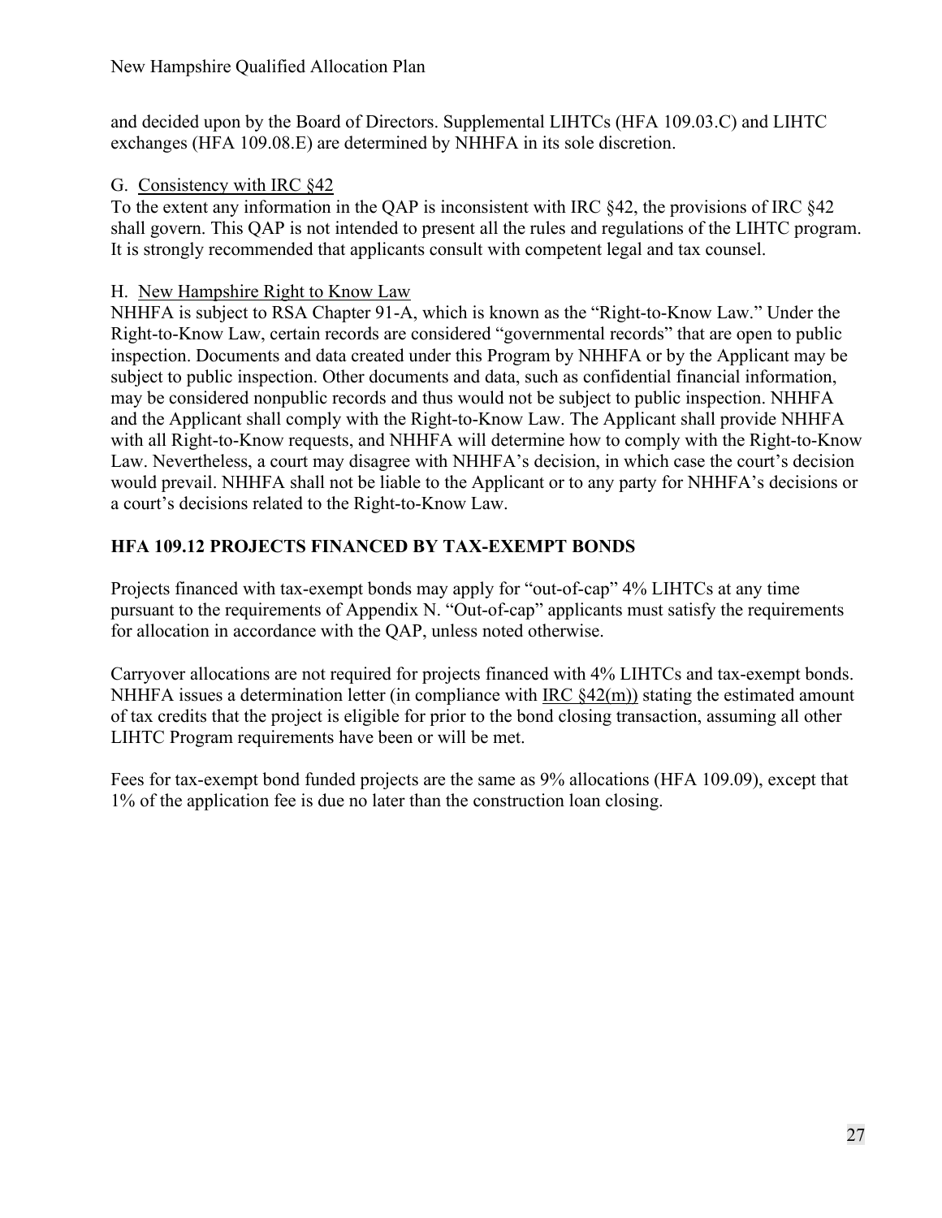and decided upon by the Board of Directors. Supplemental LIHTCs (HFA 109.03.C) and LIHTC exchanges (HFA 109.08.E) are determined by NHHFA in its sole discretion.

G. Consistency with IRC §42

To the extent any information in the QAP is inconsistent with IRC §42, the provisions of IRC §42 shall govern. This QAP is not intended to present all the rules and regulations of the LIHTC program. It is strongly recommended that applicants consult with competent legal and tax counsel.

H. New Hampshire Right to Know Law

NHHFA is subject to RSA Chapter 91-A, which is known as the "Right-to-Know Law." Under the Right-to-Know Law, certain records are considered "governmental records" that are open to public inspection. Documents and data created under this Program by NHHFA or by the Applicant may be subject to public inspection. Other documents and data, such as confidential financial information, may be considered nonpublic records and thus would not be subject to public inspection. NHHFA and the Applicant shall comply with the Right-to-Know Law. The Applicant shall provide NHHFA with all Right-to-Know requests, and NHHFA will determine how to comply with the Right-to-Know Law. Nevertheless, a court may disagree with NHHFA's decision, in which case the court's decision would prevail. NHHFA shall not be liable to the Applicant or to any party for NHHFA's decisions or a court's decisions related to the Right-to-Know Law.

## HFA 109.12 PROJECTS FINANCED BY TAX-EXEMPT BONDS

Projects financed with tax-exempt bonds may apply for "out-of-cap" 4% LIHTCs at any time pursuant to the requirements of Appendix N. "Out-of-cap" applicants must satisfy the requirements for allocation in accordance with the QAP, unless noted otherwise.

Carryover allocations are not required for projects financed with 4% LIHTCs and tax-exempt bonds. NHHFA issues a determination letter (in compliance with IRC §42(m)) stating the estimated amount of tax credits that the project is eligible for prior to the bond closing transaction, assuming all other LIHTC Program requirements have been or will be met.

Fees for tax-exempt bond funded projects are the same as 9% allocations (HFA 109.09), except that 1% of the application fee is due no later than the construction loan closing.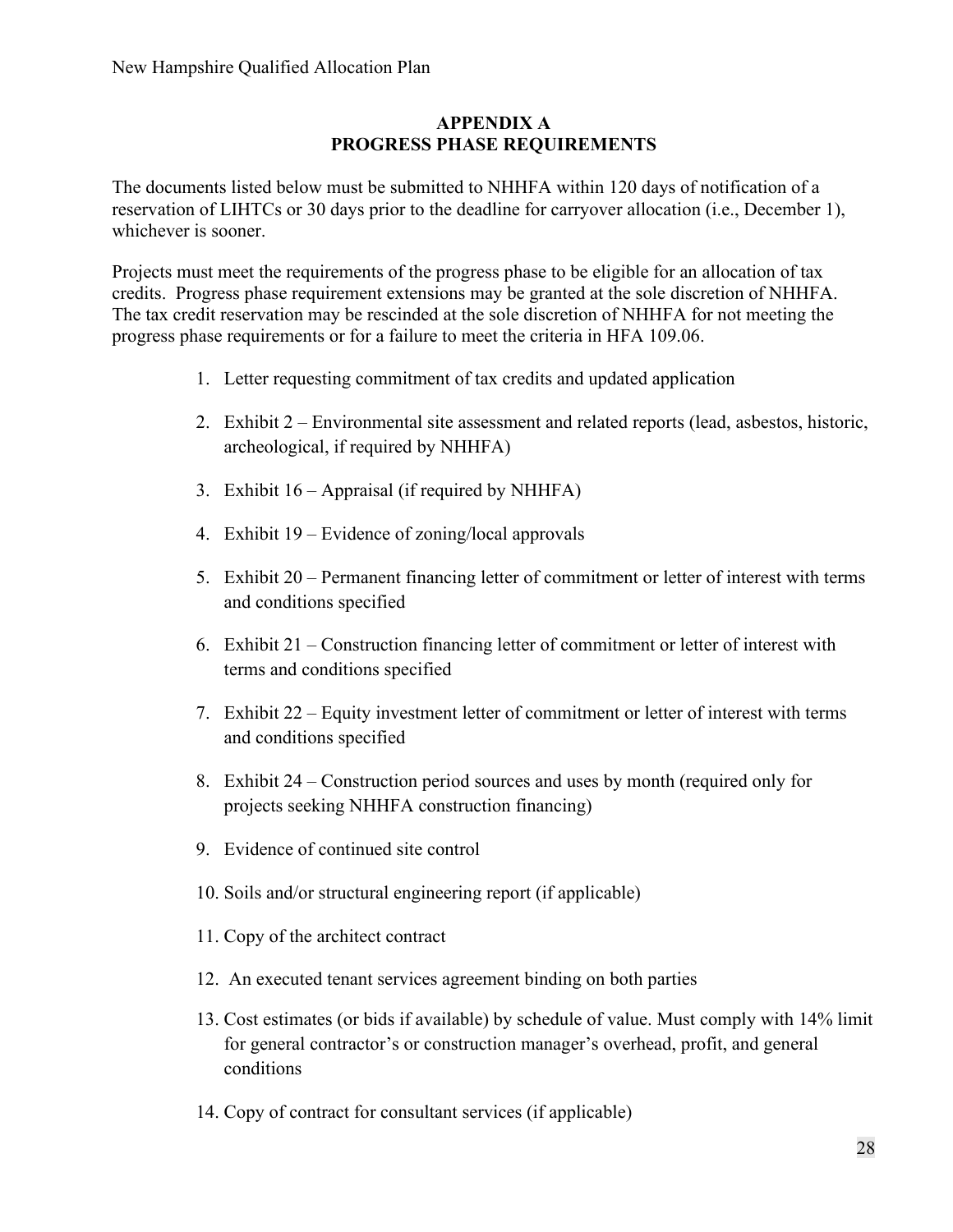## APPENDIX A
## PROGRESS PHASE REQUIREMENTS

The documents listed below must be submitted to NHHFA within 120 days of notification of a reservation of LIHTCs or 30 days prior to the deadline for carryover allocation (i.e., December 1), whichever is sooner.

Projects must meet the requirements of the progress phase to be eligible for an allocation of tax credits. Progress phase requirement extensions may be granted at the sole discretion of NHHFA. The tax credit reservation may be rescinded at the sole discretion of NHHFA for not meeting the progress phase requirements or for a failure to meet the criteria in HFA 109.06.

1. Letter requesting commitment of tax credits and updated application
2. Exhibit 2 – Environmental site assessment and related reports (lead, asbestos, historic, archeological, if required by NHHFA)
3. Exhibit 16 – Appraisal (if required by NHHFA)
4. Exhibit 19 – Evidence of zoning/local approvals
5. Exhibit 20 – Permanent financing letter of commitment or letter of interest with terms and conditions specified
6. Exhibit 21 – Construction financing letter of commitment or letter of interest with terms and conditions specified
7. Exhibit 22 – Equity investment letter of commitment or letter of interest with terms and conditions specified
8. Exhibit 24 – Construction period sources and uses by month (required only for projects seeking NHHFA construction financing)
9. Evidence of continued site control
10. Soils and/or structural engineering report (if applicable)
11. Copy of the architect contract
12. An executed tenant services agreement binding on both parties
13. Cost estimates (or bids if available) by schedule of value. Must comply with 14% limit for general contractor's or construction manager's overhead, profit, and general conditions
14. Copy of contract for consultant services (if applicable)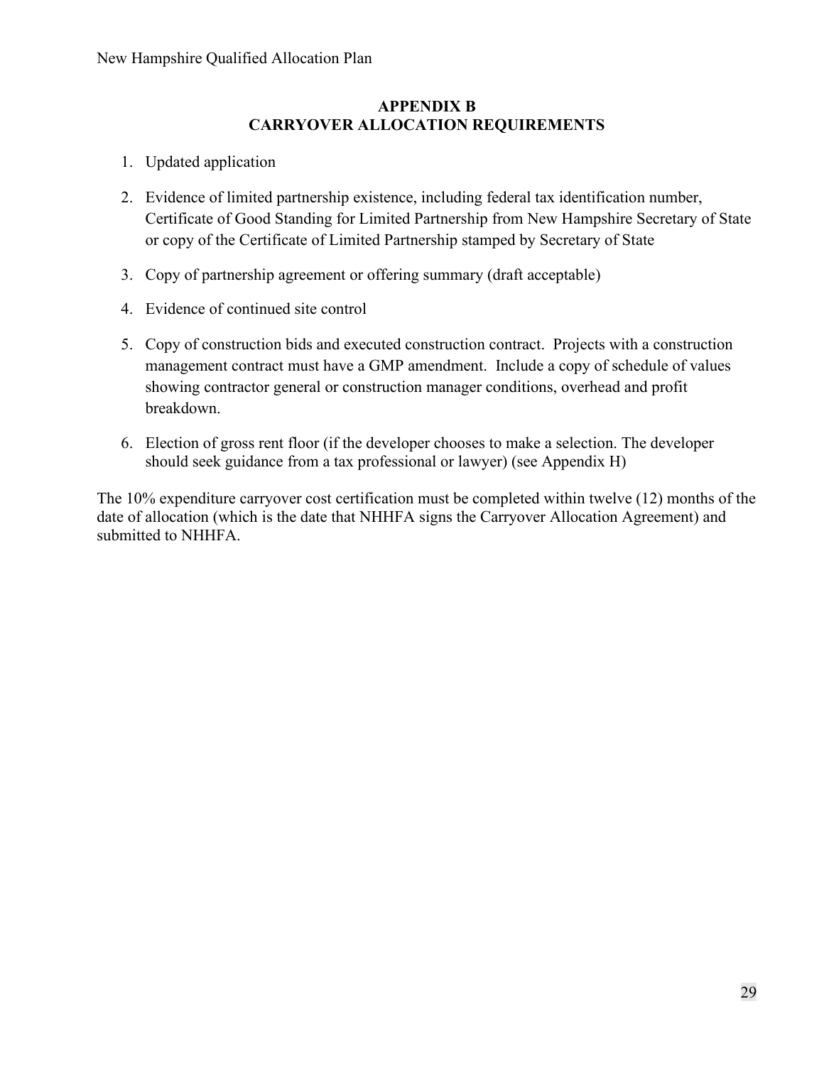## APPENDIX B
## CARRYOVER ALLOCATION REQUIREMENTS

1. Updated application

2. Evidence of limited partnership existence, including federal tax identification number, Certificate of Good Standing for Limited Partnership from New Hampshire Secretary of State or copy of the Certificate of Limited Partnership stamped by Secretary of State

3. Copy of partnership agreement or offering summary (draft acceptable)

4. Evidence of continued site control

5. Copy of construction bids and executed construction contract. Projects with a construction management contract must have a GMP amendment. Include a copy of schedule of values showing contractor general or construction manager conditions, overhead and profit breakdown.

6. Election of gross rent floor (if the developer chooses to make a selection. The developer should seek guidance from a tax professional or lawyer) (see Appendix H)

The 10% expenditure carryover cost certification must be completed within twelve (12) months of the date of allocation (which is the date that NHHFA signs the Carryover Allocation Agreement) and submitted to NHHFA.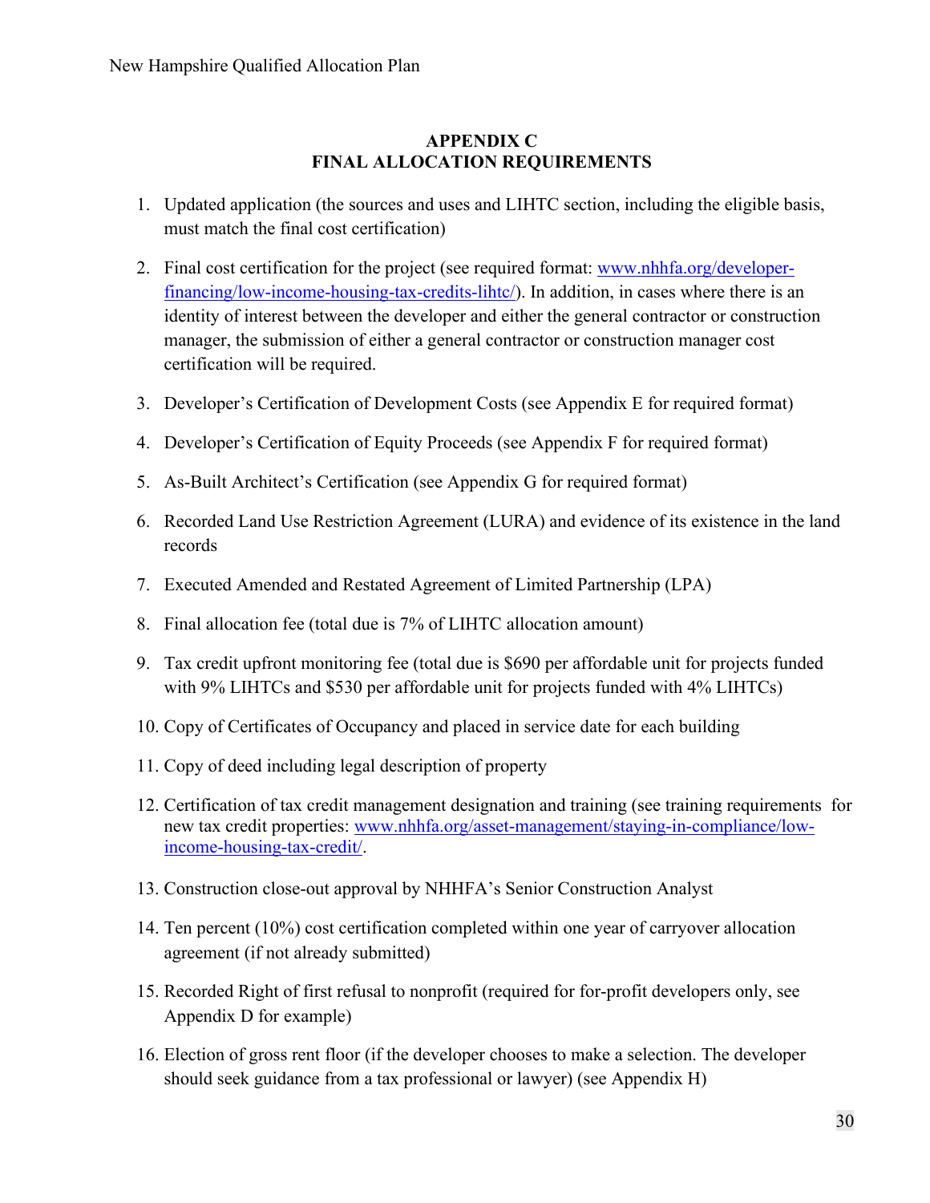# APPENDIX C
# FINAL ALLOCATION REQUIREMENTS

1. Updated application (the sources and uses and LIHTC section, including the eligible basis, must match the final cost certification)

2. Final cost certification for the project (see required format: [www.nhhfa.org/developer-financing/low-income-housing-tax-credits-lihtc/](www.nhhfa.org/developer-financing/low-income-housing-tax-credits-lihtc/)). In addition, in cases where there is an identity of interest between the developer and either the general contractor or construction manager, the submission of either a general contractor or construction manager cost certification will be required.

3. Developer's Certification of Development Costs (see Appendix E for required format)

4. Developer's Certification of Equity Proceeds (see Appendix F for required format)

5. As-Built Architect's Certification (see Appendix G for required format)

6. Recorded Land Use Restriction Agreement (LURA) and evidence of its existence in the land records

7. Executed Amended and Restated Agreement of Limited Partnership (LPA)

8. Final allocation fee (total due is 7% of LIHTC allocation amount)

9. Tax credit upfront monitoring fee (total due is $690 per affordable unit for projects funded with 9% LIHTCs and $530 per affordable unit for projects funded with 4% LIHTCs)

10. Copy of Certificates of Occupancy and placed in service date for each building

11. Copy of deed including legal description of property

12. Certification of tax credit management designation and training (see training requirements for new tax credit properties: [www.nhhfa.org/asset-management/staying-in-compliance/low-income-housing-tax-credit/](www.nhhfa.org/asset-management/staying-in-compliance/low-income-housing-tax-credit/).

13. Construction close-out approval by NHHFA's Senior Construction Analyst

14. Ten percent (10%) cost certification completed within one year of carryover allocation agreement (if not already submitted)

15. Recorded Right of first refusal to nonprofit (required for for-profit developers only, see Appendix D for example)

16. Election of gross rent floor (if the developer chooses to make a selection. The developer should seek guidance from a tax professional or lawyer) (see Appendix H)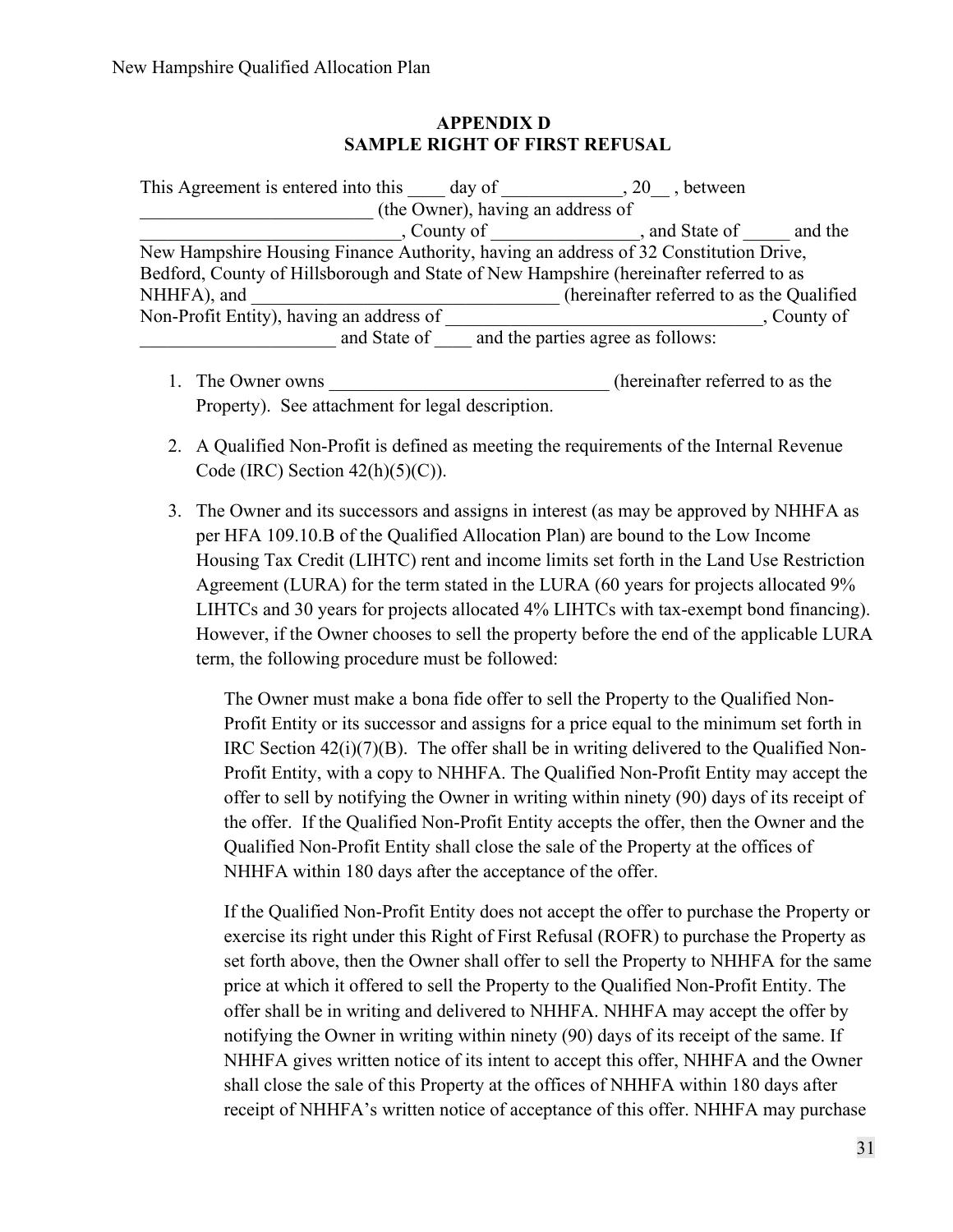## APPENDIX D
## SAMPLE RIGHT OF FIRST REFUSAL

This Agreement is entered into this ____ day of _____________, 20__ , between _________________________ (the Owner), having an address of ___________________________, County of ________________, and State of _____ and the New Hampshire Housing Finance Authority, having an address of 32 Constitution Drive, Bedford, County of Hillsborough and State of New Hampshire (hereinafter referred to as NHHFA), and _________________________________ (hereinafter referred to as the Qualified Non-Profit Entity), having an address of __________________________________, County of _____________________ and State of ____ and the parties agree as follows:

1. The Owner owns ______________________________ (hereinafter referred to as the Property). See attachment for legal description.

2. A Qualified Non-Profit is defined as meeting the requirements of the Internal Revenue Code (IRC) Section 42(h)(5)(C)).

3. The Owner and its successors and assigns in interest (as may be approved by NHHFA as per HFA 109.10.B of the Qualified Allocation Plan) are bound to the Low Income Housing Tax Credit (LIHTC) rent and income limits set forth in the Land Use Restriction Agreement (LURA) for the term stated in the LURA (60 years for projects allocated 9% LIHTCs and 30 years for projects allocated 4% LIHTCs with tax-exempt bond financing). However, if the Owner chooses to sell the property before the end of the applicable LURA term, the following procedure must be followed:

   The Owner must make a bona fide offer to sell the Property to the Qualified Non-Profit Entity or its successor and assigns for a price equal to the minimum set forth in IRC Section 42(i)(7)(B). The offer shall be in writing delivered to the Qualified Non-Profit Entity, with a copy to NHHFA. The Qualified Non-Profit Entity may accept the offer to sell by notifying the Owner in writing within ninety (90) days of its receipt of the offer. If the Qualified Non-Profit Entity accepts the offer, then the Owner and the Qualified Non-Profit Entity shall close the sale of the Property at the offices of NHHFA within 180 days after the acceptance of the offer.

   If the Qualified Non-Profit Entity does not accept the offer to purchase the Property or exercise its right under this Right of First Refusal (ROFR) to purchase the Property as set forth above, then the Owner shall offer to sell the Property to NHHFA for the same price at which it offered to sell the Property to the Qualified Non-Profit Entity. The offer shall be in writing and delivered to NHHFA. NHHFA may accept the offer by notifying the Owner in writing within ninety (90) days of its receipt of the same. If NHHFA gives written notice of its intent to accept this offer, NHHFA and the Owner shall close the sale of this Property at the offices of NHHFA within 180 days after receipt of NHHFA's written notice of acceptance of this offer. NHHFA may purchase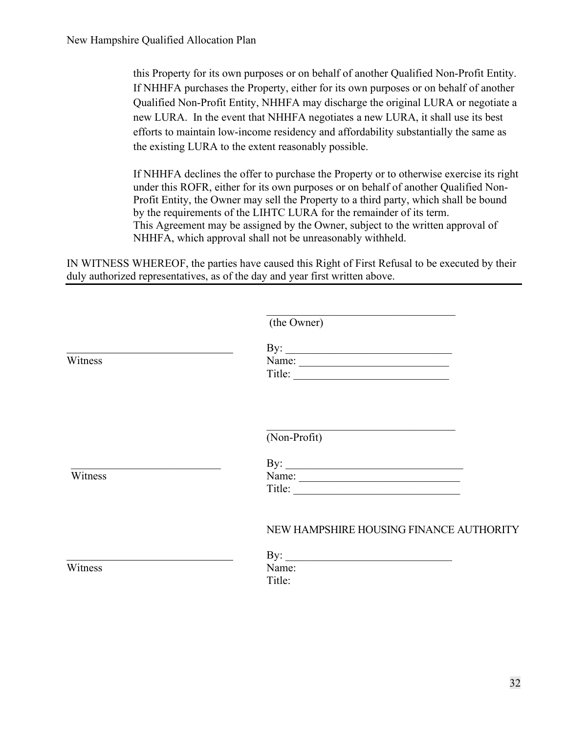this Property for its own purposes or on behalf of another Qualified Non-Profit Entity. If NHHFA purchases the Property, either for its own purposes or on behalf of another Qualified Non-Profit Entity, NHHFA may discharge the original LURA or negotiate a new LURA. In the event that NHHFA negotiates a new LURA, it shall use its best efforts to maintain low-income residency and affordability substantially the same as the existing LURA to the extent reasonably possible.

If NHHFA declines the offer to purchase the Property or to otherwise exercise its right under this ROFR, either for its own purposes or on behalf of another Qualified Non-Profit Entity, the Owner may sell the Property to a third party, which shall be bound by the requirements of the LIHTC LURA for the remainder of its term.
This Agreement may be assigned by the Owner, subject to the written approval of NHHFA, which approval shall not be unreasonably withheld.

IN WITNESS WHEREOF, the parties have caused this Right of First Refusal to be executed by their duly authorized representatives, as of the day and year first written above.

___________________________________
(the Owner)

______________________________ By: ______________________________
Witness Name: ___________________________
Title: ____________________________

___________________________________
(Non-Profit)

___________________________ By: ________________________________
Witness Name: _____________________________
Title: ______________________________

NEW HAMPSHIRE HOUSING FINANCE AUTHORITY

______________________________ By: ______________________________
Witness Name:
Title: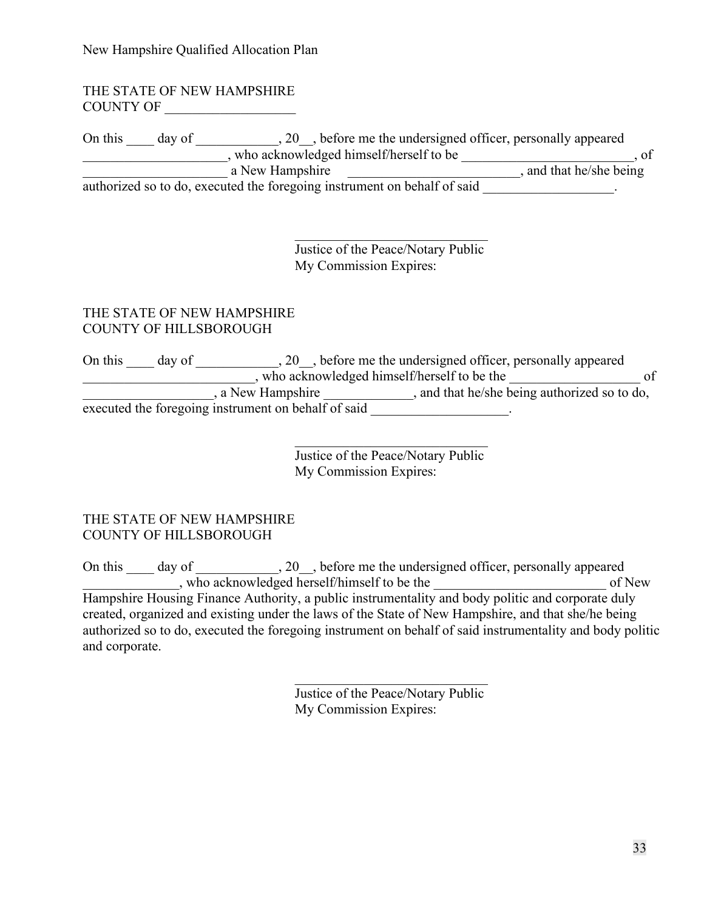THE STATE OF NEW HAMPSHIRE
COUNTY OF ___________________

On this ____ day of ____________, 20__, before me the undersigned officer, personally appeared _____________________, who acknowledged himself/herself to be _________________________, of _____________________ a New Hampshire _________________________, and that he/she being authorized so to do, executed the foregoing instrument on behalf of said ___________________.

_____________________________
Justice of the Peace/Notary Public
My Commission Expires:

THE STATE OF NEW HAMPSHIRE
COUNTY OF HILLSBOROUGH

On this ____ day of ____________, 20__, before me the undersigned officer, personally appeared _________________________, who acknowledged himself/herself to be the ___________________ of ___________________, a New Hampshire _____________, and that he/she being authorized so to do, executed the foregoing instrument on behalf of said ____________________.

_____________________________
Justice of the Peace/Notary Public
My Commission Expires:

THE STATE OF NEW HAMPSHIRE
COUNTY OF HILLSBOROUGH

On this ____ day of ____________, 20__, before me the undersigned officer, personally appeared ______________, who acknowledged herself/himself to be the __________________________ of New Hampshire Housing Finance Authority, a public instrumentality and body politic and corporate duly created, organized and existing under the laws of the State of New Hampshire, and that she/he being authorized so to do, executed the foregoing instrument on behalf of said instrumentality and body politic and corporate.

_____________________________
Justice of the Peace/Notary Public
My Commission Expires: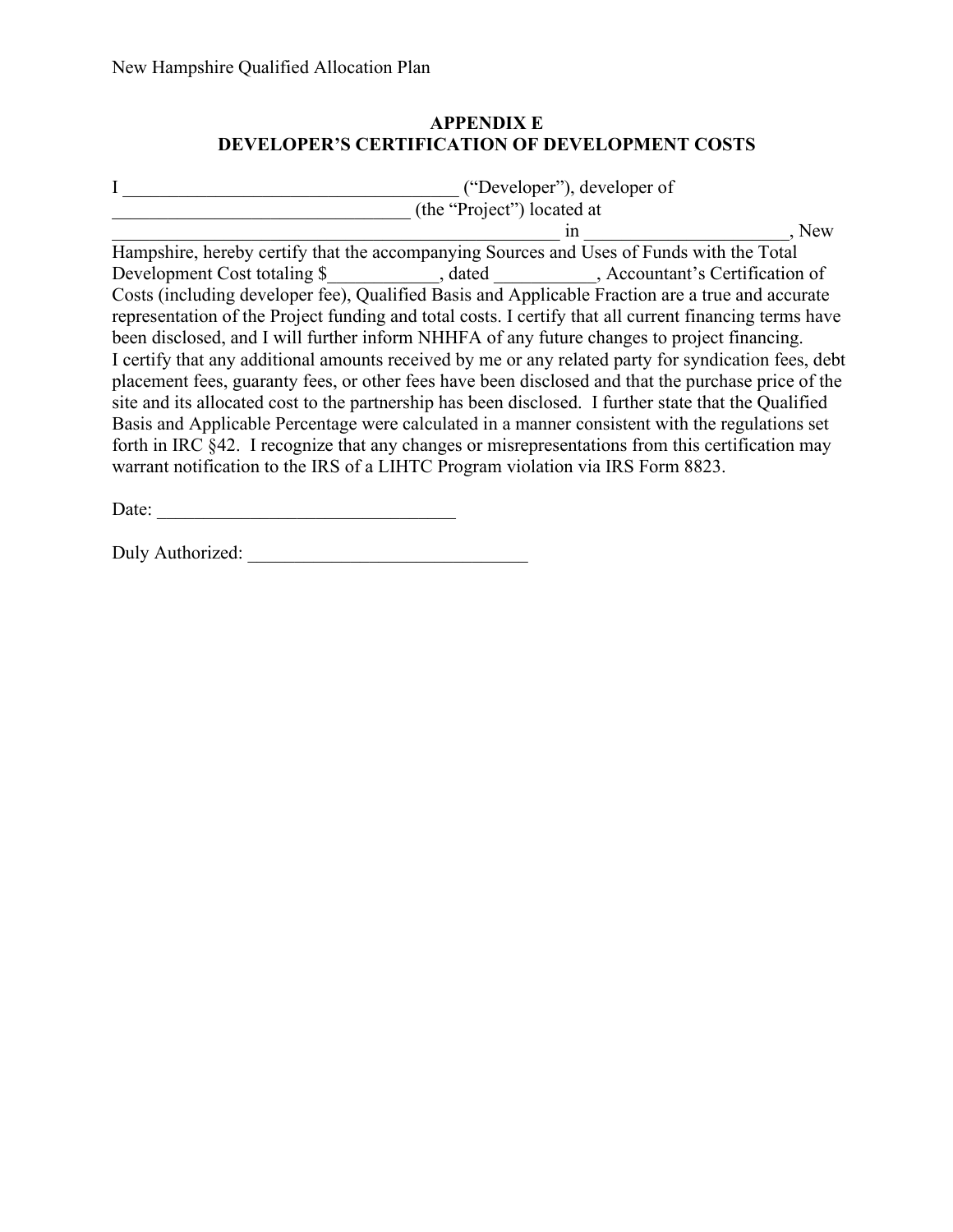## APPENDIX E
## DEVELOPER'S CERTIFICATION OF DEVELOPMENT COSTS

I ___________________________________ ("Developer"), developer of _______________________________ (the "Project") located at _______________________________________________ in ____________________, New Hampshire, hereby certify that the accompanying Sources and Uses of Funds with the Total Development Cost totaling $____________, dated ___________, Accountant's Certification of Costs (including developer fee), Qualified Basis and Applicable Fraction are a true and accurate representation of the Project funding and total costs. I certify that all current financing terms have been disclosed, and I will further inform NHHFA of any future changes to project financing. I certify that any additional amounts received by me or any related party for syndication fees, debt placement fees, guaranty fees, or other fees have been disclosed and that the purchase price of the site and its allocated cost to the partnership has been disclosed. I further state that the Qualified Basis and Applicable Percentage were calculated in a manner consistent with the regulations set forth in IRC §42. I recognize that any changes or misrepresentations from this certification may warrant notification to the IRS of a LIHTC Program violation via IRS Form 8823.

Date: _______________________________

Duly Authorized: _____________________________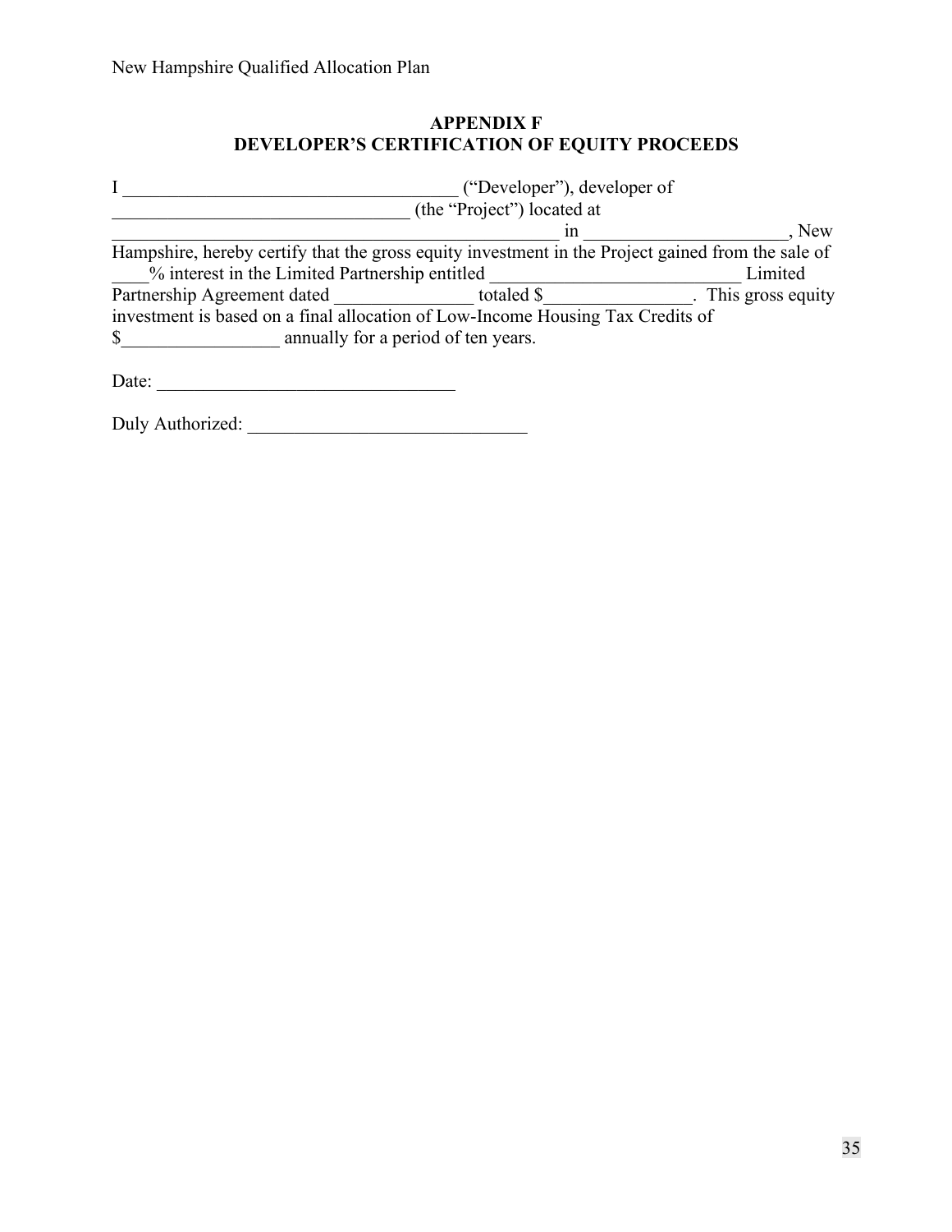## APPENDIX F
## DEVELOPER'S CERTIFICATION OF EQUITY PROCEEDS

I ____________________________________ ("Developer"), developer of ________________________________ (the "Project") located at __________________________________________________ in _____________________, New Hampshire, hereby certify that the gross equity investment in the Project gained from the sale of ____% interest in the Limited Partnership entitled ___________________________ Limited Partnership Agreement dated _______________ totaled $________________. This gross equity investment is based on a final allocation of Low-Income Housing Tax Credits of $_________________ annually for a period of ten years.

Date: ________________________________

Duly Authorized: ______________________________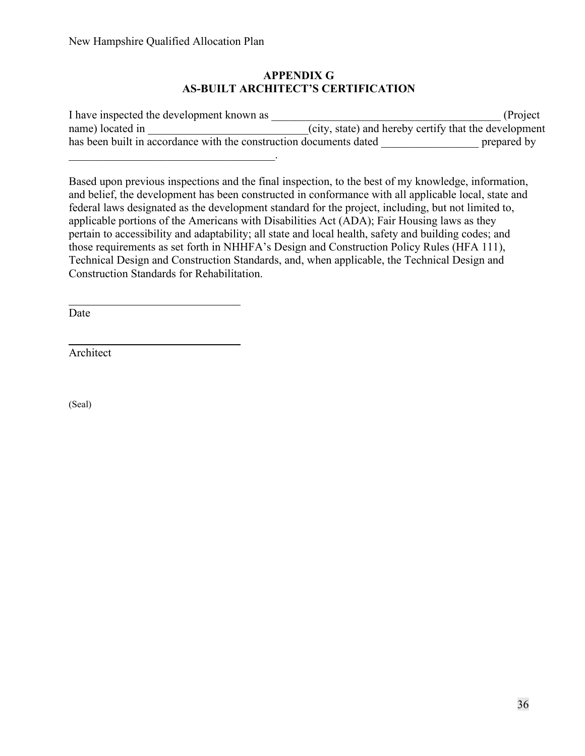## APPENDIX G
## AS-BUILT ARCHITECT'S CERTIFICATION

I have inspected the development known as _________________________________________ (Project name) located in ____________________________(city, state) and hereby certify that the development has been built in accordance with the construction documents dated _________________ prepared by ____________________________________.

Based upon previous inspections and the final inspection, to the best of my knowledge, information, and belief, the development has been constructed in conformance with all applicable local, state and federal laws designated as the development standard for the project, including, but not limited to, applicable portions of the Americans with Disabilities Act (ADA); Fair Housing laws as they pertain to accessibility and adaptability; all state and local health, safety and building codes; and those requirements as set forth in NHHFA's Design and Construction Policy Rules (HFA 111), Technical Design and Construction Standards, and, when applicable, the Technical Design and Construction Standards for Rehabilitation.

______________________________
Date

______________________________
Architect

(Seal)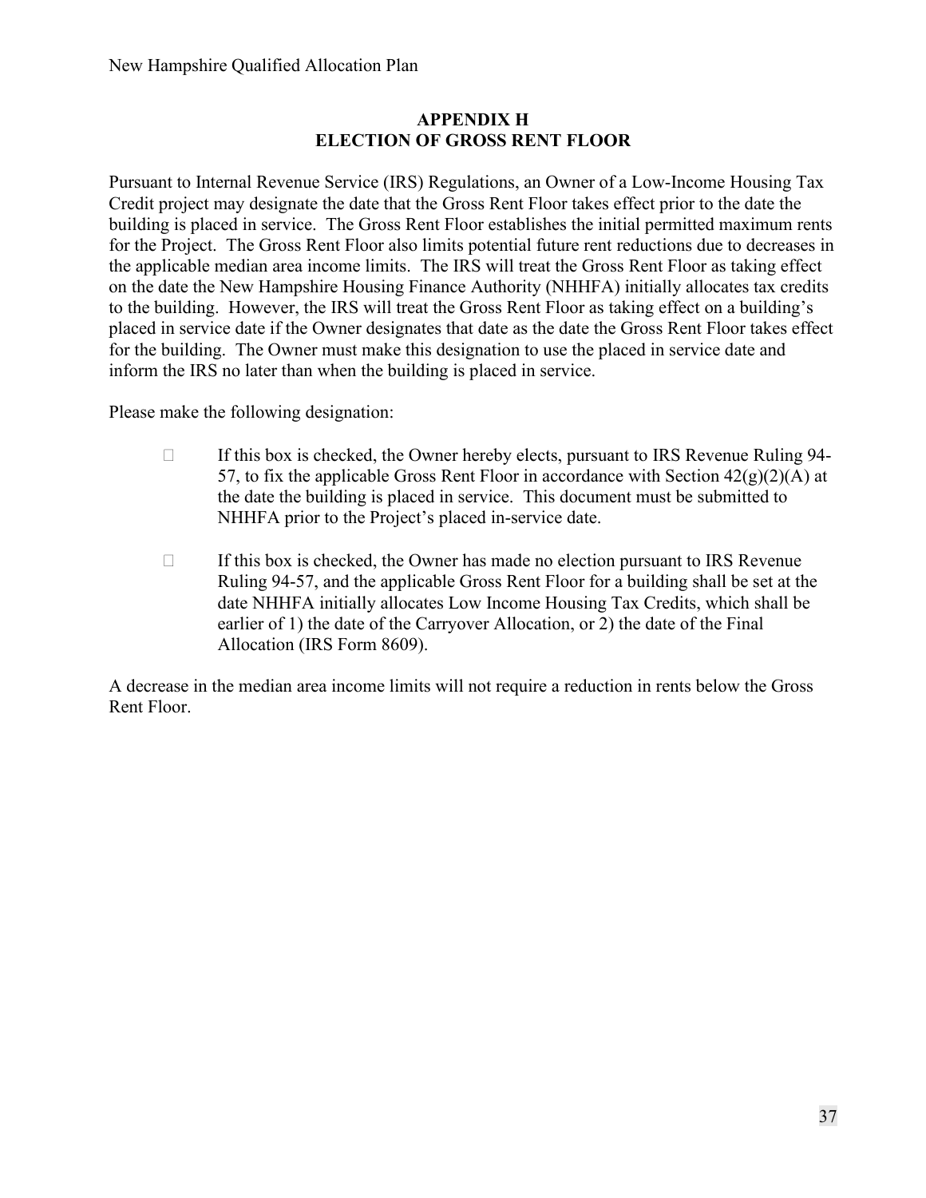## APPENDIX H
## ELECTION OF GROSS RENT FLOOR

Pursuant to Internal Revenue Service (IRS) Regulations, an Owner of a Low-Income Housing Tax Credit project may designate the date that the Gross Rent Floor takes effect prior to the date the building is placed in service. The Gross Rent Floor establishes the initial permitted maximum rents for the Project. The Gross Rent Floor also limits potential future rent reductions due to decreases in the applicable median area income limits. The IRS will treat the Gross Rent Floor as taking effect on the date the New Hampshire Housing Finance Authority (NHHFA) initially allocates tax credits to the building. However, the IRS will treat the Gross Rent Floor as taking effect on a building's placed in service date if the Owner designates that date as the date the Gross Rent Floor takes effect for the building. The Owner must make this designation to use the placed in service date and inform the IRS no later than when the building is placed in service.

Please make the following designation:

- ☐ If this box is checked, the Owner hereby elects, pursuant to IRS Revenue Ruling 94-57, to fix the applicable Gross Rent Floor in accordance with Section 42(g)(2)(A) at the date the building is placed in service. This document must be submitted to NHHFA prior to the Project's placed in-service date.

- ☐ If this box is checked, the Owner has made no election pursuant to IRS Revenue Ruling 94-57, and the applicable Gross Rent Floor for a building shall be set at the date NHHFA initially allocates Low Income Housing Tax Credits, which shall be earlier of 1) the date of the Carryover Allocation, or 2) the date of the Final Allocation (IRS Form 8609).

A decrease in the median area income limits will not require a reduction in rents below the Gross Rent Floor.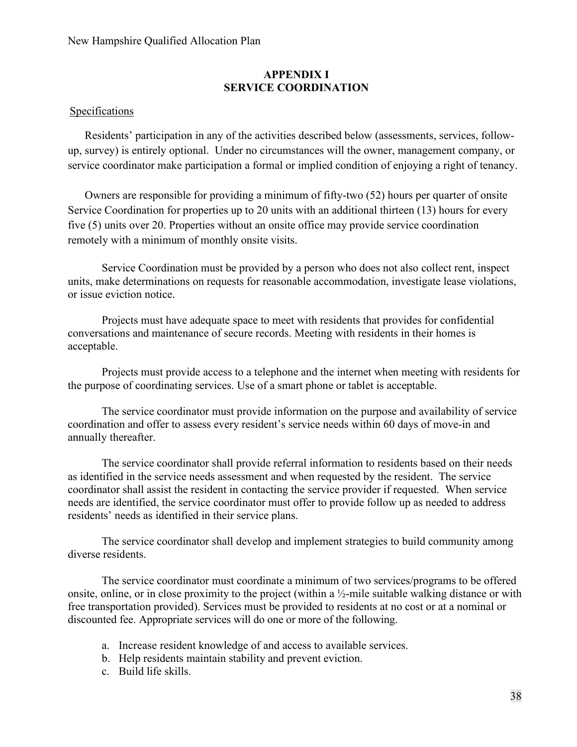# APPENDIX I
# SERVICE COORDINATION

Specifications

Residents' participation in any of the activities described below (assessments, services, follow-up, survey) is entirely optional. Under no circumstances will the owner, management company, or service coordinator make participation a formal or implied condition of enjoying a right of tenancy.

Owners are responsible for providing a minimum of fifty-two (52) hours per quarter of onsite Service Coordination for properties up to 20 units with an additional thirteen (13) hours for every five (5) units over 20. Properties without an onsite office may provide service coordination remotely with a minimum of monthly onsite visits.

Service Coordination must be provided by a person who does not also collect rent, inspect units, make determinations on requests for reasonable accommodation, investigate lease violations, or issue eviction notice.

Projects must have adequate space to meet with residents that provides for confidential conversations and maintenance of secure records. Meeting with residents in their homes is acceptable.

Projects must provide access to a telephone and the internet when meeting with residents for the purpose of coordinating services. Use of a smart phone or tablet is acceptable.

The service coordinator must provide information on the purpose and availability of service coordination and offer to assess every resident's service needs within 60 days of move-in and annually thereafter.

The service coordinator shall provide referral information to residents based on their needs as identified in the service needs assessment and when requested by the resident. The service coordinator shall assist the resident in contacting the service provider if requested. When service needs are identified, the service coordinator must offer to provide follow up as needed to address residents' needs as identified in their service plans.

The service coordinator shall develop and implement strategies to build community among diverse residents.

The service coordinator must coordinate a minimum of two services/programs to be offered onsite, online, or in close proximity to the project (within a ½-mile suitable walking distance or with free transportation provided). Services must be provided to residents at no cost or at a nominal or discounted fee. Appropriate services will do one or more of the following.

a. Increase resident knowledge of and access to available services.
b. Help residents maintain stability and prevent eviction.
c. Build life skills.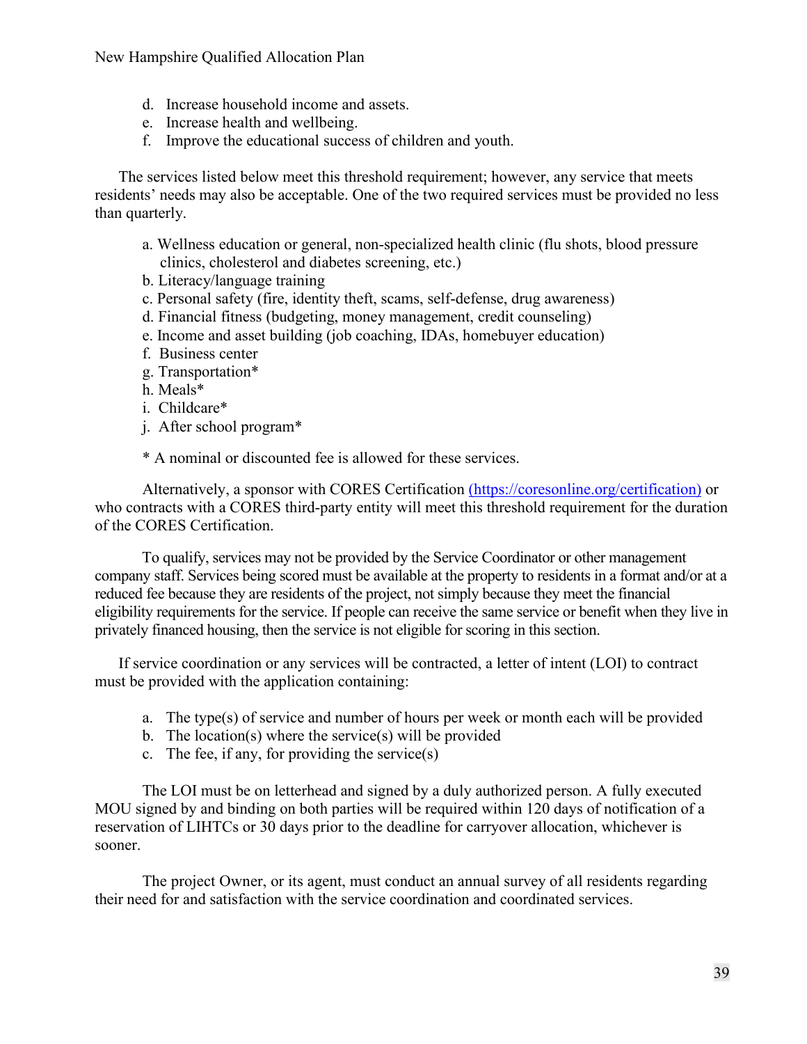d. Increase household income and assets.
e. Increase health and wellbeing.
f. Improve the educational success of children and youth.

The services listed below meet this threshold requirement; however, any service that meets residents' needs may also be acceptable. One of the two required services must be provided no less than quarterly.

a. Wellness education or general, non-specialized health clinic (flu shots, blood pressure clinics, cholesterol and diabetes screening, etc.)
b. Literacy/language training
c. Personal safety (fire, identity theft, scams, self-defense, drug awareness)
d. Financial fitness (budgeting, money management, credit counseling)
e. Income and asset building (job coaching, IDAs, homebuyer education)
f. Business center
g. Transportation*
h. Meals*
i. Childcare*
j. After school program*

\* A nominal or discounted fee is allowed for these services.

Alternatively, a sponsor with CORES Certification (https://coresonline.org/certification) or who contracts with a CORES third-party entity will meet this threshold requirement for the duration of the CORES Certification.

To qualify, services may not be provided by the Service Coordinator or other management company staff. Services being scored must be available at the property to residents in a format and/or at a reduced fee because they are residents of the project, not simply because they meet the financial eligibility requirements for the service. If people can receive the same service or benefit when they live in privately financed housing, then the service is not eligible for scoring in this section.

If service coordination or any services will be contracted, a letter of intent (LOI) to contract must be provided with the application containing:

a. The type(s) of service and number of hours per week or month each will be provided
b. The location(s) where the service(s) will be provided
c. The fee, if any, for providing the service(s)

The LOI must be on letterhead and signed by a duly authorized person. A fully executed MOU signed by and binding on both parties will be required within 120 days of notification of a reservation of LIHTCs or 30 days prior to the deadline for carryover allocation, whichever is sooner.

The project Owner, or its agent, must conduct an annual survey of all residents regarding their need for and satisfaction with the service coordination and coordinated services.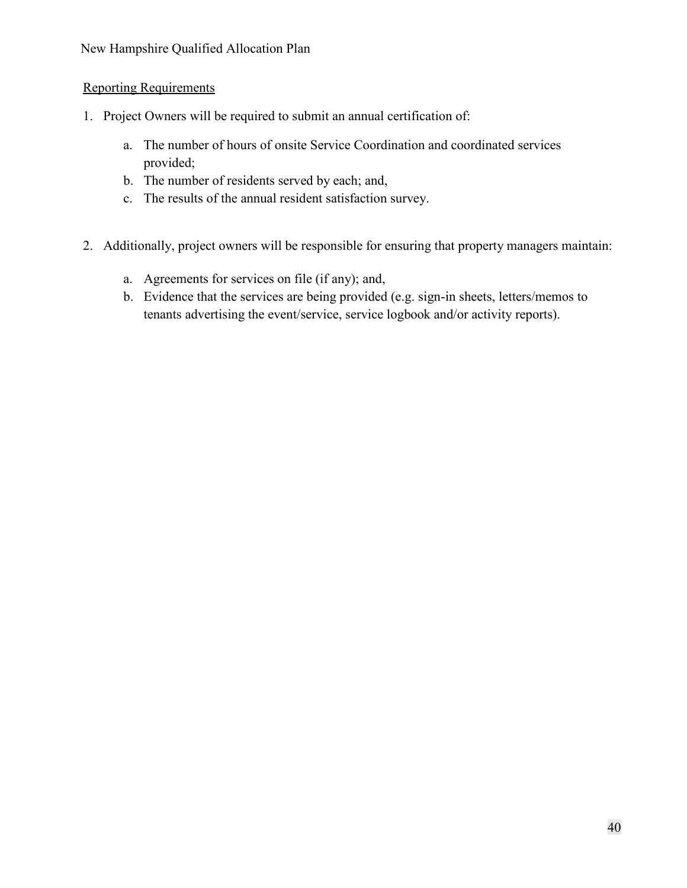Reporting Requirements

1. Project Owners will be required to submit an annual certification of:

   a. The number of hours of onsite Service Coordination and coordinated services provided;
   b. The number of residents served by each; and,
   c. The results of the annual resident satisfaction survey.

2. Additionally, project owners will be responsible for ensuring that property managers maintain:

   a. Agreements for services on file (if any); and,
   b. Evidence that the services are being provided (e.g. sign-in sheets, letters/memos to tenants advertising the event/service, service logbook and/or activity reports).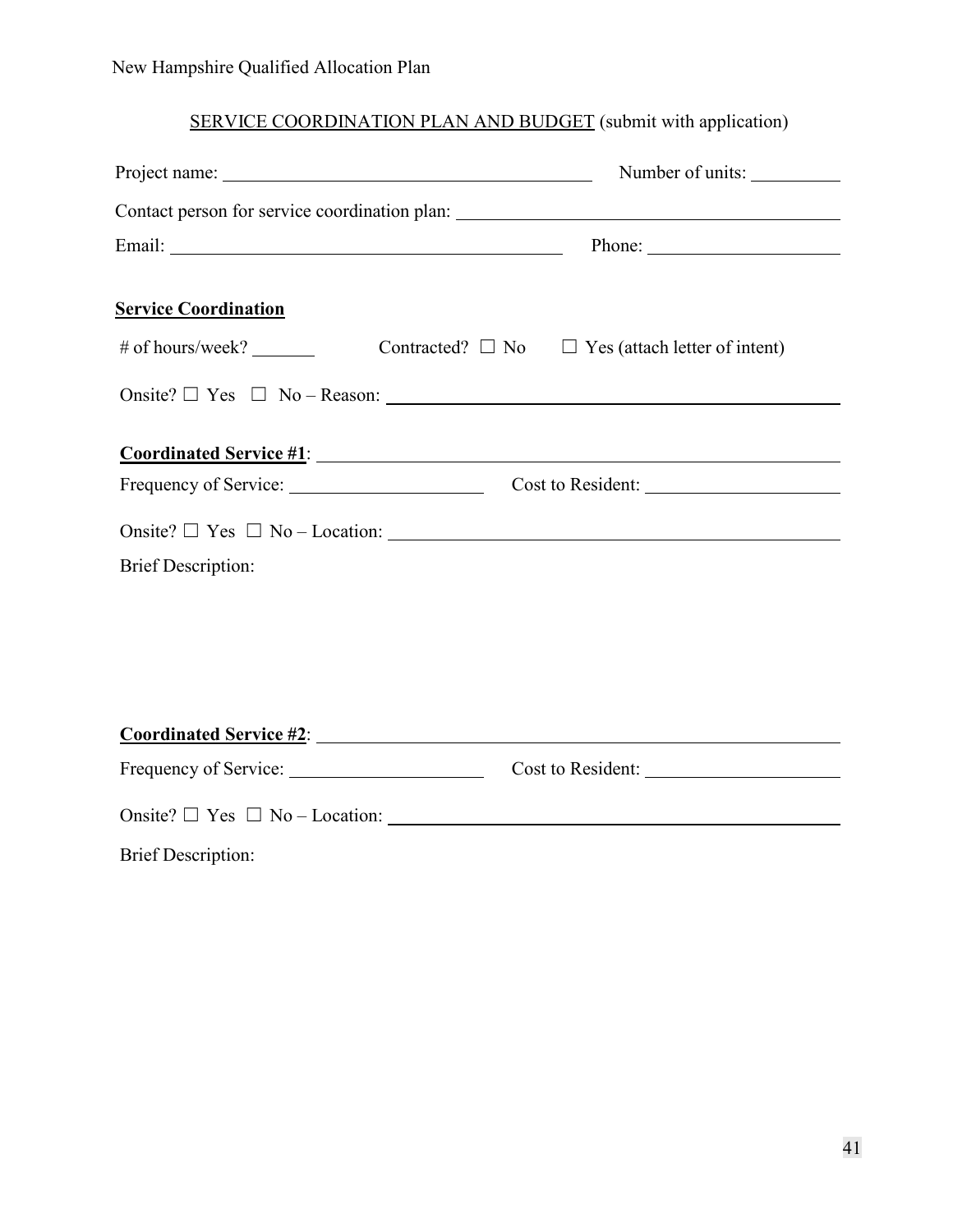SERVICE COORDINATION PLAN AND BUDGET (submit with application)

Project name: ________________________________________ Number of units: __________

Contact person for service coordination plan: ________________________________________

Email: ________________________________________ Phone: ____________________

**Service Coordination**

\# of hours/week? _______ Contracted? ☐ No ☐ Yes (attach letter of intent)

Onsite? ☐ Yes ☐ No – Reason: ________________________________________

**Coordinated Service #1**: ________________________________________

Frequency of Service: ____________________ Cost to Resident: ____________________

Onsite? ☐ Yes ☐ No – Location: ________________________________________

Brief Description:

**Coordinated Service #2**: ________________________________________

Frequency of Service: ____________________ Cost to Resident: ____________________

Onsite? ☐ Yes ☐ No – Location: ________________________________________

Brief Description: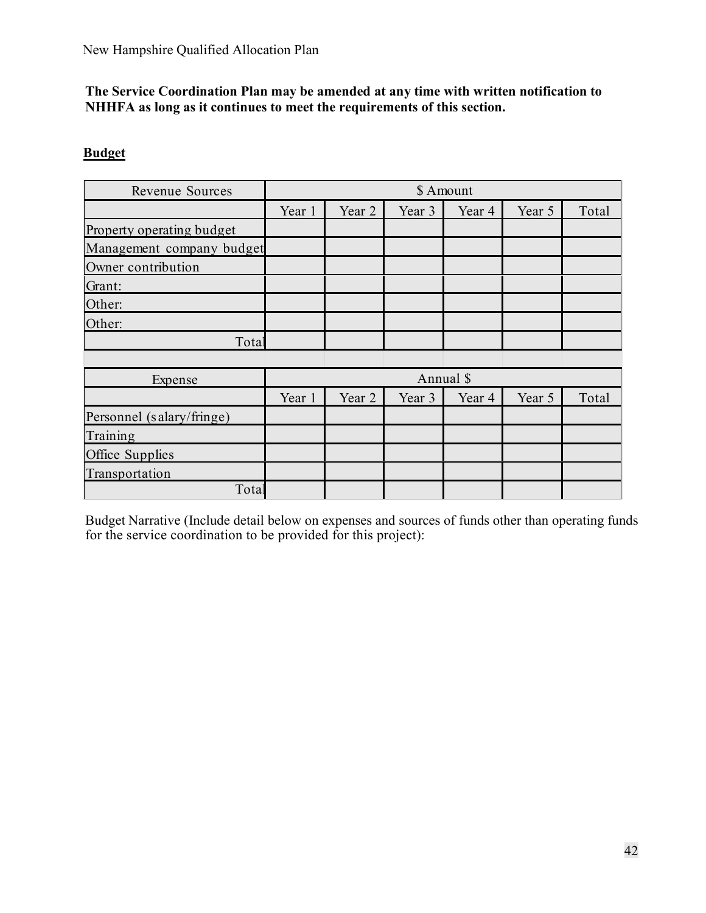**The Service Coordination Plan may be amended at any time with written notification to NHHFA as long as it continues to meet the requirements of this section.**

**Budget**

| Revenue Sources | $ Amount | | | | | |
|---|---|---|---|---|---|---|
| | Year 1 | Year 2 | Year 3 | Year 4 | Year 5 | Total |
| Property operating budget | | | | | | |
| Management company budget | | | | | | |
| Owner contribution | | | | | | |
| Grant: | | | | | | |
| Other: | | | | | | |
| Other: | | | | | | |
| Total | | | | | | |

| Expense | Annual $ | | | | | |
|---|---|---|---|---|---|---|
| | Year 1 | Year 2 | Year 3 | Year 4 | Year 5 | Total |
| Personnel (salary/fringe) | | | | | | |
| Training | | | | | | |
| Office Supplies | | | | | | |
| Transportation | | | | | | |
| Total | | | | | | |

Budget Narrative (Include detail below on expenses and sources of funds other than operating funds for the service coordination to be provided for this project):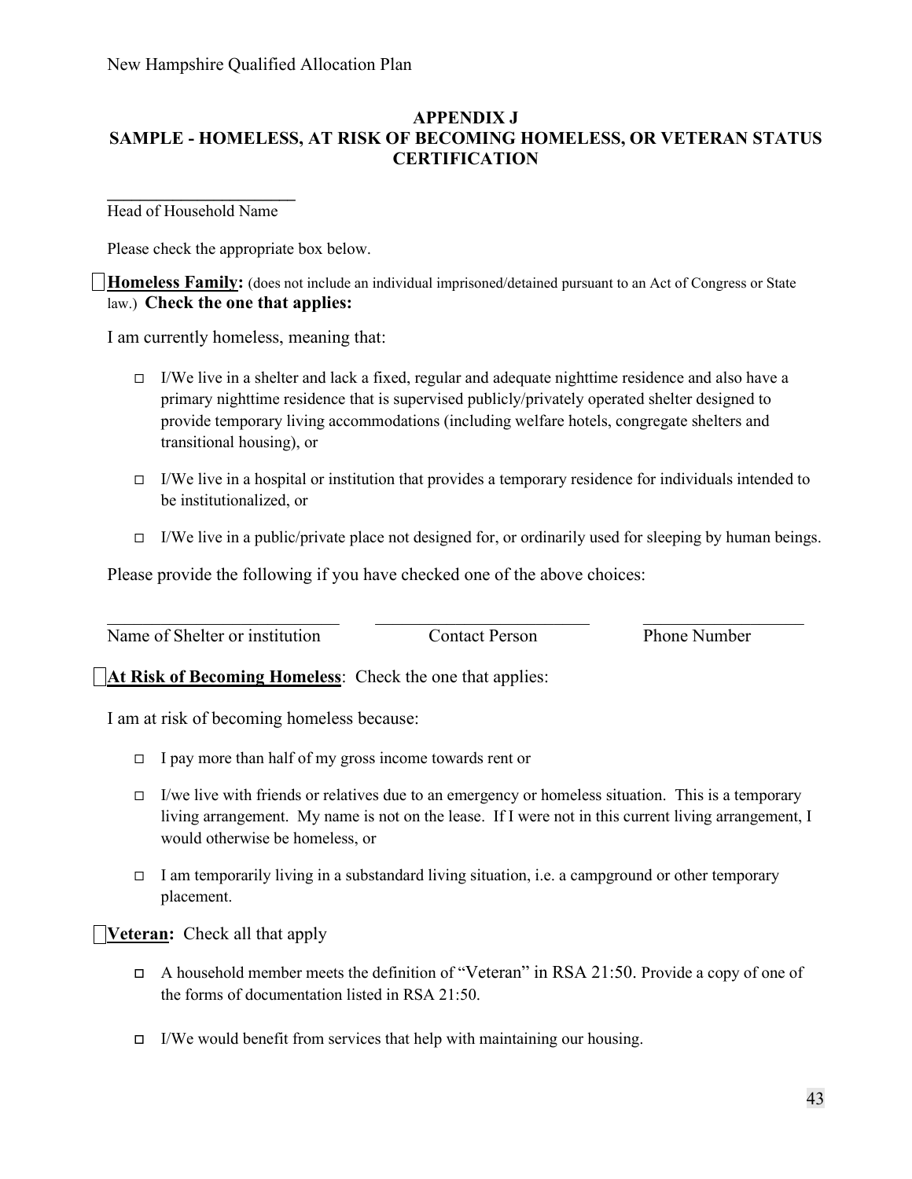## APPENDIX J
## SAMPLE - HOMELESS, AT RISK OF BECOMING HOMELESS, OR VETERAN STATUS CERTIFICATION

______________________

Head of Household Name

Please check the appropriate box below.

☐ **Homeless Family:** (does not include an individual imprisoned/detained pursuant to an Act of Congress or State law.) **Check the one that applies:**

I am currently homeless, meaning that:

- ☐ I/We live in a shelter and lack a fixed, regular and adequate nighttime residence and also have a primary nighttime residence that is supervised publicly/privately operated shelter designed to provide temporary living accommodations (including welfare hotels, congregate shelters and transitional housing), or
- ☐ I/We live in a hospital or institution that provides a temporary residence for individuals intended to be institutionalized, or
- ☐ I/We live in a public/private place not designed for, or ordinarily used for sleeping by human beings.

Please provide the following if you have checked one of the above choices:

| ______________________ | ______________________ | ______________________ |
|---|---|---|
| Name of Shelter or institution | Contact Person | Phone Number |

☐ **At Risk of Becoming Homeless**: Check the one that applies:

I am at risk of becoming homeless because:

- ☐ I pay more than half of my gross income towards rent or
- ☐ I/we live with friends or relatives due to an emergency or homeless situation. This is a temporary living arrangement. My name is not on the lease. If I were not in this current living arrangement, I would otherwise be homeless, or
- ☐ I am temporarily living in a substandard living situation, i.e. a campground or other temporary placement.

☐ **Veteran:** Check all that apply

- ☐ A household member meets the definition of "Veteran" in RSA 21:50. Provide a copy of one of the forms of documentation listed in RSA 21:50.
- ☐ I/We would benefit from services that help with maintaining our housing.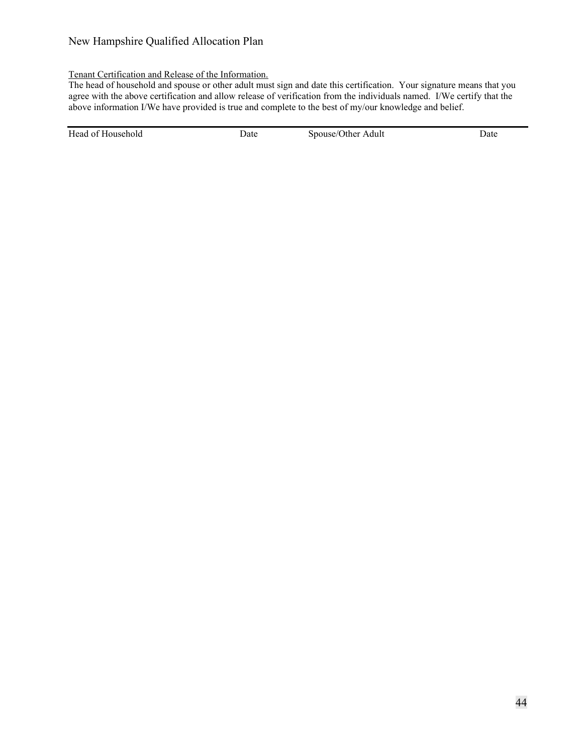<u>Tenant Certification and Release of the Information.</u>

The head of household and spouse or other adult must sign and date this certification. Your signature means that you agree with the above certification and allow release of verification from the individuals named. I/We certify that the above information I/We have provided is true and complete to the best of my/our knowledge and belief.

---

| Head of Household | Date | Spouse/Other Adult | Date |
|---|---|---|---|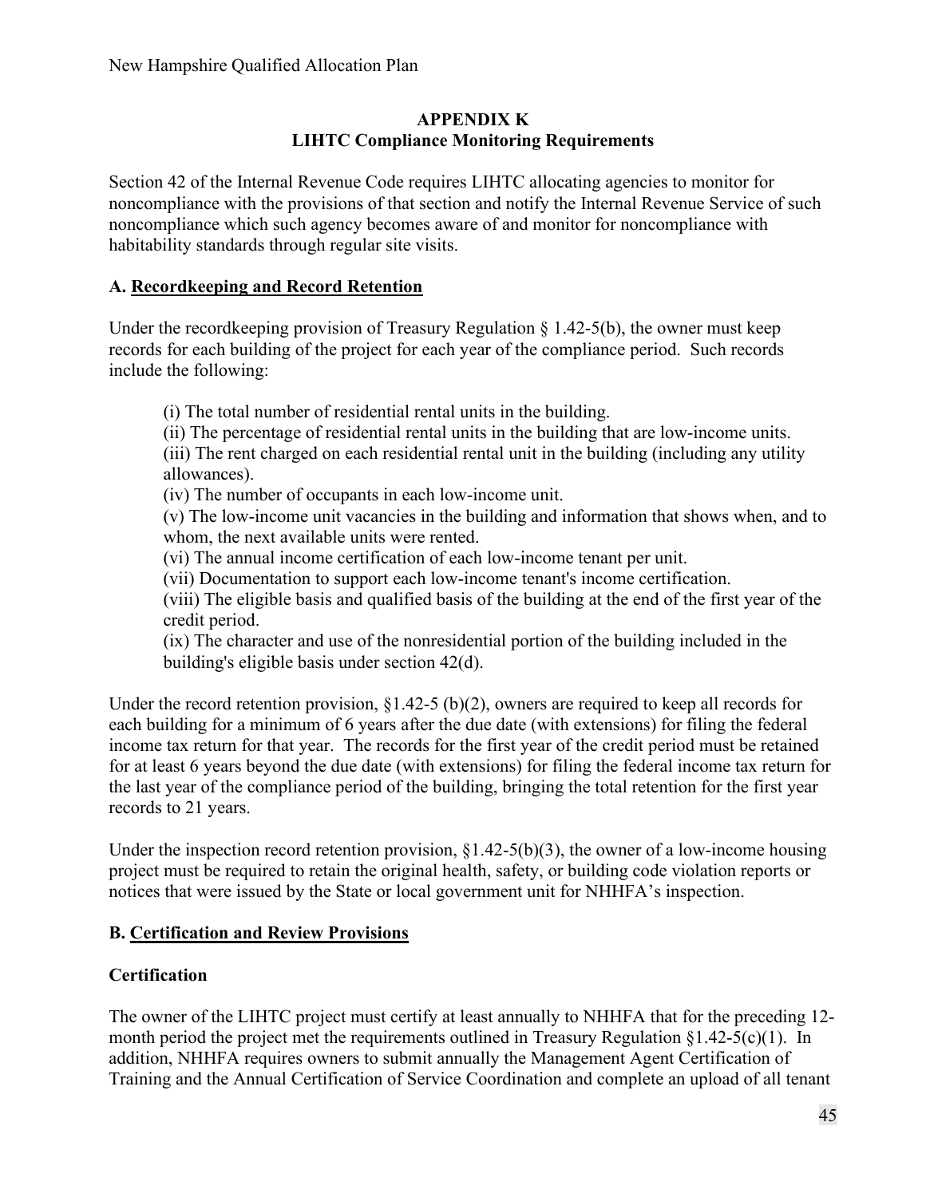## APPENDIX K
## LIHTC Compliance Monitoring Requirements

Section 42 of the Internal Revenue Code requires LIHTC allocating agencies to monitor for noncompliance with the provisions of that section and notify the Internal Revenue Service of such noncompliance which such agency becomes aware of and monitor for noncompliance with habitability standards through regular site visits.

### A. Recordkeeping and Record Retention

Under the recordkeeping provision of Treasury Regulation § 1.42-5(b), the owner must keep records for each building of the project for each year of the compliance period. Such records include the following:

(i) The total number of residential rental units in the building.
(ii) The percentage of residential rental units in the building that are low-income units.
(iii) The rent charged on each residential rental unit in the building (including any utility allowances).
(iv) The number of occupants in each low-income unit.
(v) The low-income unit vacancies in the building and information that shows when, and to whom, the next available units were rented.
(vi) The annual income certification of each low-income tenant per unit.
(vii) Documentation to support each low-income tenant's income certification.
(viii) The eligible basis and qualified basis of the building at the end of the first year of the credit period.
(ix) The character and use of the nonresidential portion of the building included in the building's eligible basis under section 42(d).

Under the record retention provision, §1.42-5 (b)(2), owners are required to keep all records for each building for a minimum of 6 years after the due date (with extensions) for filing the federal income tax return for that year. The records for the first year of the credit period must be retained for at least 6 years beyond the due date (with extensions) for filing the federal income tax return for the last year of the compliance period of the building, bringing the total retention for the first year records to 21 years.

Under the inspection record retention provision, §1.42-5(b)(3), the owner of a low-income housing project must be required to retain the original health, safety, or building code violation reports or notices that were issued by the State or local government unit for NHHFA's inspection.

### B. Certification and Review Provisions

#### Certification

The owner of the LIHTC project must certify at least annually to NHHFA that for the preceding 12-month period the project met the requirements outlined in Treasury Regulation §1.42-5(c)(1). In addition, NHHFA requires owners to submit annually the Management Agent Certification of Training and the Annual Certification of Service Coordination and complete an upload of all tenant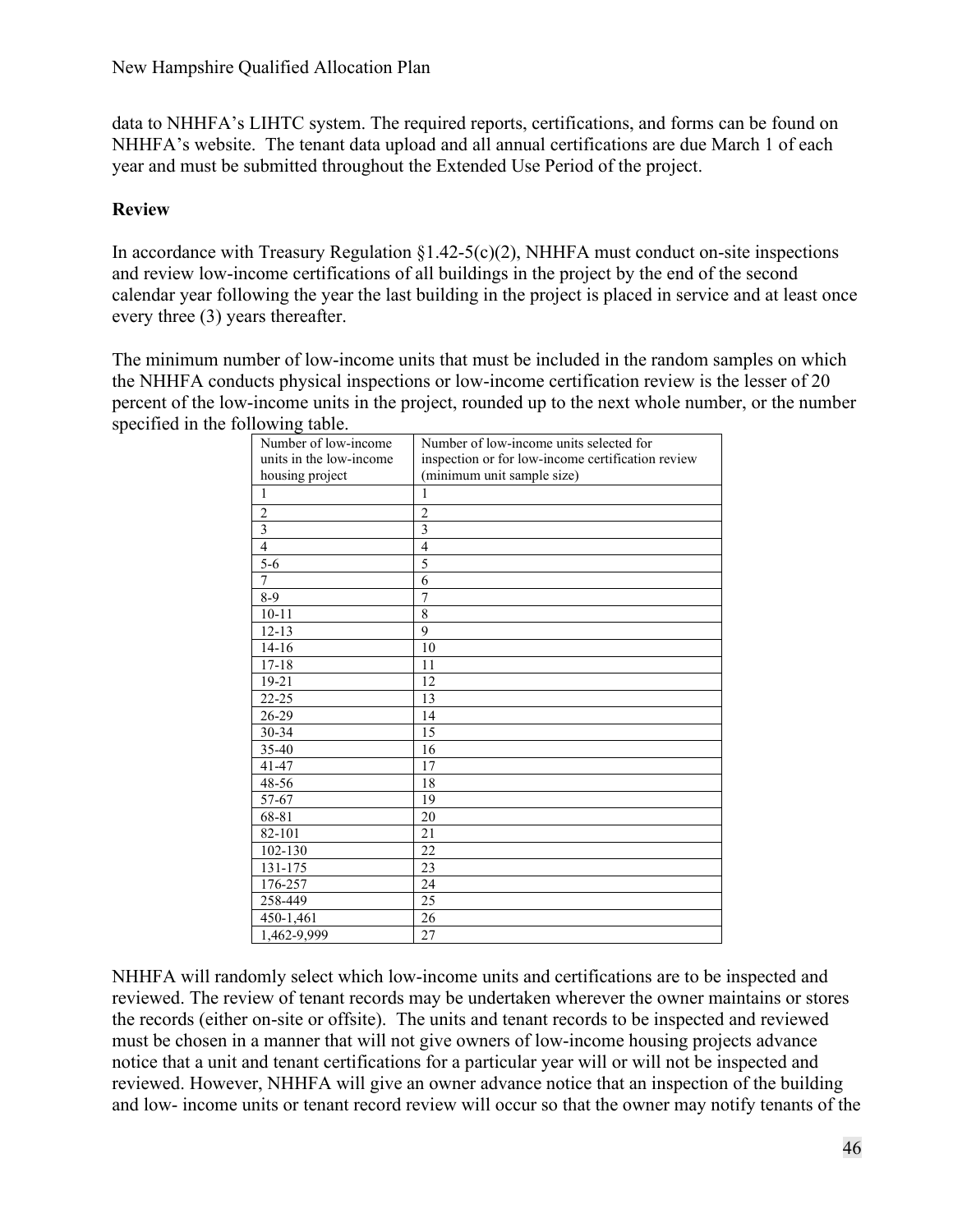data to NHHFA's LIHTC system. The required reports, certifications, and forms can be found on NHHFA's website. The tenant data upload and all annual certifications are due March 1 of each year and must be submitted throughout the Extended Use Period of the project.

**Review**

In accordance with Treasury Regulation §1.42-5(c)(2), NHHFA must conduct on-site inspections and review low-income certifications of all buildings in the project by the end of the second calendar year following the year the last building in the project is placed in service and at least once every three (3) years thereafter.

The minimum number of low-income units that must be included in the random samples on which the NHHFA conducts physical inspections or low-income certification review is the lesser of 20 percent of the low-income units in the project, rounded up to the next whole number, or the number specified in the following table.

| Number of low-income units in the low-income housing project | Number of low-income units selected for inspection or for low-income certification review (minimum unit sample size) |
|---|---|
| 1 | 1 |
| 2 | 2 |
| 3 | 3 |
| 4 | 4 |
| 5-6 | 5 |
| 7 | 6 |
| 8-9 | 7 |
| 10-11 | 8 |
| 12-13 | 9 |
| 14-16 | 10 |
| 17-18 | 11 |
| 19-21 | 12 |
| 22-25 | 13 |
| 26-29 | 14 |
| 30-34 | 15 |
| 35-40 | 16 |
| 41-47 | 17 |
| 48-56 | 18 |
| 57-67 | 19 |
| 68-81 | 20 |
| 82-101 | 21 |
| 102-130 | 22 |
| 131-175 | 23 |
| 176-257 | 24 |
| 258-449 | 25 |
| 450-1,461 | 26 |
| 1,462-9,999 | 27 |

NHHFA will randomly select which low-income units and certifications are to be inspected and reviewed. The review of tenant records may be undertaken wherever the owner maintains or stores the records (either on-site or offsite). The units and tenant records to be inspected and reviewed must be chosen in a manner that will not give owners of low-income housing projects advance notice that a unit and tenant certifications for a particular year will or will not be inspected and reviewed. However, NHHFA will give an owner advance notice that an inspection of the building and low- income units or tenant record review will occur so that the owner may notify tenants of the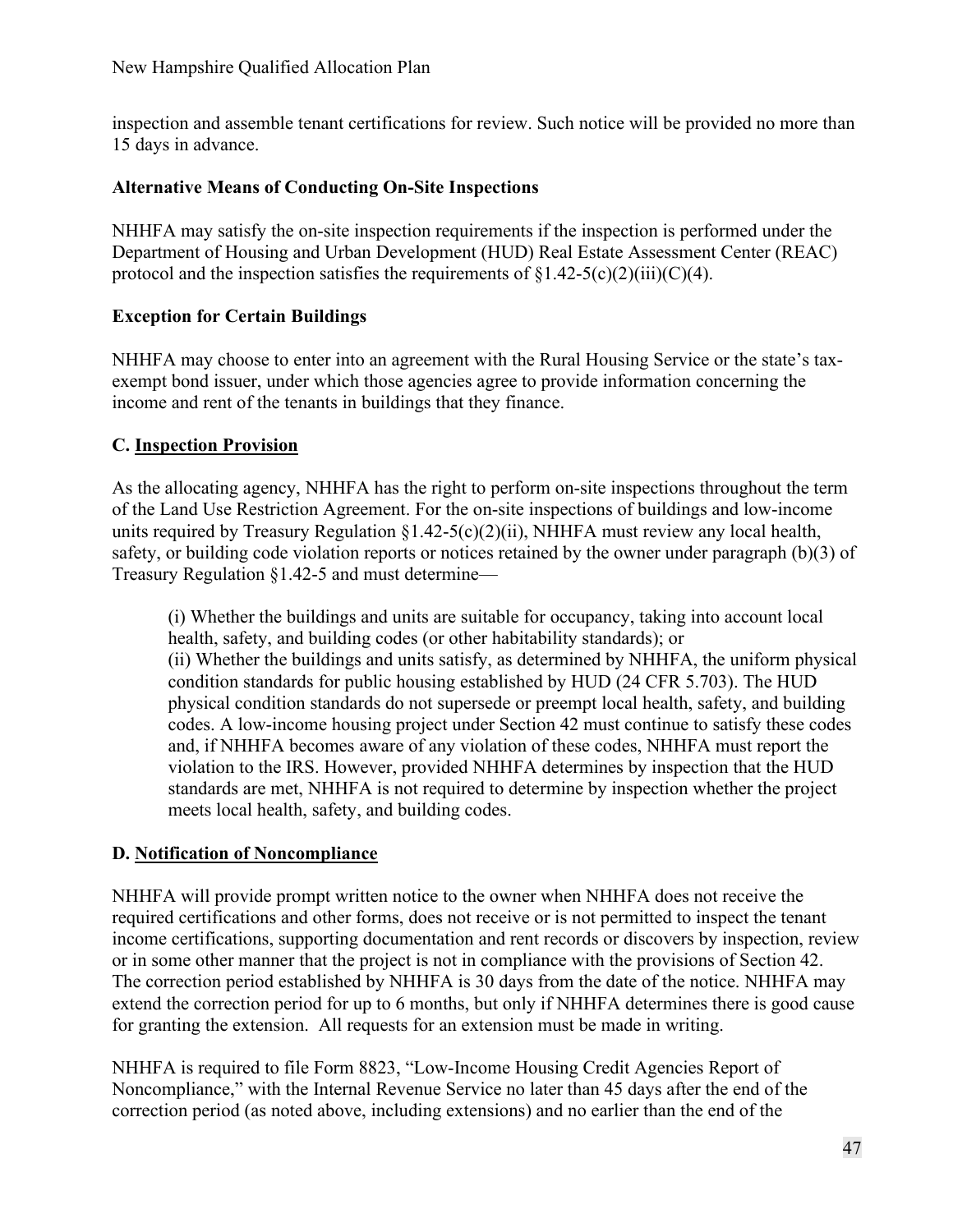inspection and assemble tenant certifications for review. Such notice will be provided no more than 15 days in advance.

**Alternative Means of Conducting On-Site Inspections**

NHHFA may satisfy the on-site inspection requirements if the inspection is performed under the Department of Housing and Urban Development (HUD) Real Estate Assessment Center (REAC) protocol and the inspection satisfies the requirements of §1.42-5(c)(2)(iii)(C)(4).

**Exception for Certain Buildings**

NHHFA may choose to enter into an agreement with the Rural Housing Service or the state's tax-exempt bond issuer, under which those agencies agree to provide information concerning the income and rent of the tenants in buildings that they finance.

**C. <u>Inspection Provision</u>**

As the allocating agency, NHHFA has the right to perform on-site inspections throughout the term of the Land Use Restriction Agreement. For the on-site inspections of buildings and low-income units required by Treasury Regulation §1.42-5(c)(2)(ii), NHHFA must review any local health, safety, or building code violation reports or notices retained by the owner under paragraph (b)(3) of Treasury Regulation §1.42-5 and must determine—

> (i) Whether the buildings and units are suitable for occupancy, taking into account local health, safety, and building codes (or other habitability standards); or
> (ii) Whether the buildings and units satisfy, as determined by NHHFA, the uniform physical condition standards for public housing established by HUD (24 CFR 5.703). The HUD physical condition standards do not supersede or preempt local health, safety, and building codes. A low-income housing project under Section 42 must continue to satisfy these codes and, if NHHFA becomes aware of any violation of these codes, NHHFA must report the violation to the IRS. However, provided NHHFA determines by inspection that the HUD standards are met, NHHFA is not required to determine by inspection whether the project meets local health, safety, and building codes.

**D. <u>Notification of Noncompliance</u>**

NHHFA will provide prompt written notice to the owner when NHHFA does not receive the required certifications and other forms, does not receive or is not permitted to inspect the tenant income certifications, supporting documentation and rent records or discovers by inspection, review or in some other manner that the project is not in compliance with the provisions of Section 42. The correction period established by NHHFA is 30 days from the date of the notice. NHHFA may extend the correction period for up to 6 months, but only if NHHFA determines there is good cause for granting the extension. All requests for an extension must be made in writing.

NHHFA is required to file Form 8823, "Low-Income Housing Credit Agencies Report of Noncompliance," with the Internal Revenue Service no later than 45 days after the end of the correction period (as noted above, including extensions) and no earlier than the end of the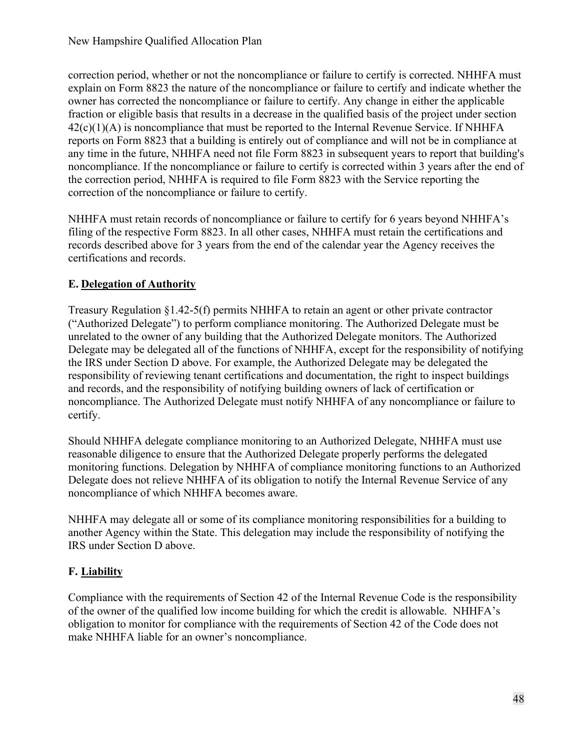correction period, whether or not the noncompliance or failure to certify is corrected. NHHFA must explain on Form 8823 the nature of the noncompliance or failure to certify and indicate whether the owner has corrected the noncompliance or failure to certify. Any change in either the applicable fraction or eligible basis that results in a decrease in the qualified basis of the project under section 42(c)(1)(A) is noncompliance that must be reported to the Internal Revenue Service. If NHHFA reports on Form 8823 that a building is entirely out of compliance and will not be in compliance at any time in the future, NHHFA need not file Form 8823 in subsequent years to report that building's noncompliance. If the noncompliance or failure to certify is corrected within 3 years after the end of the correction period, NHHFA is required to file Form 8823 with the Service reporting the correction of the noncompliance or failure to certify.

NHHFA must retain records of noncompliance or failure to certify for 6 years beyond NHHFA's filing of the respective Form 8823. In all other cases, NHHFA must retain the certifications and records described above for 3 years from the end of the calendar year the Agency receives the certifications and records.

### E. Delegation of Authority

Treasury Regulation §1.42-5(f) permits NHHFA to retain an agent or other private contractor ("Authorized Delegate") to perform compliance monitoring. The Authorized Delegate must be unrelated to the owner of any building that the Authorized Delegate monitors. The Authorized Delegate may be delegated all of the functions of NHHFA, except for the responsibility of notifying the IRS under Section D above. For example, the Authorized Delegate may be delegated the responsibility of reviewing tenant certifications and documentation, the right to inspect buildings and records, and the responsibility of notifying building owners of lack of certification or noncompliance. The Authorized Delegate must notify NHHFA of any noncompliance or failure to certify.

Should NHHFA delegate compliance monitoring to an Authorized Delegate, NHHFA must use reasonable diligence to ensure that the Authorized Delegate properly performs the delegated monitoring functions. Delegation by NHHFA of compliance monitoring functions to an Authorized Delegate does not relieve NHHFA of its obligation to notify the Internal Revenue Service of any noncompliance of which NHHFA becomes aware.

NHHFA may delegate all or some of its compliance monitoring responsibilities for a building to another Agency within the State. This delegation may include the responsibility of notifying the IRS under Section D above.

### F. Liability

Compliance with the requirements of Section 42 of the Internal Revenue Code is the responsibility of the owner of the qualified low income building for which the credit is allowable. NHHFA's obligation to monitor for compliance with the requirements of Section 42 of the Code does not make NHHFA liable for an owner's noncompliance.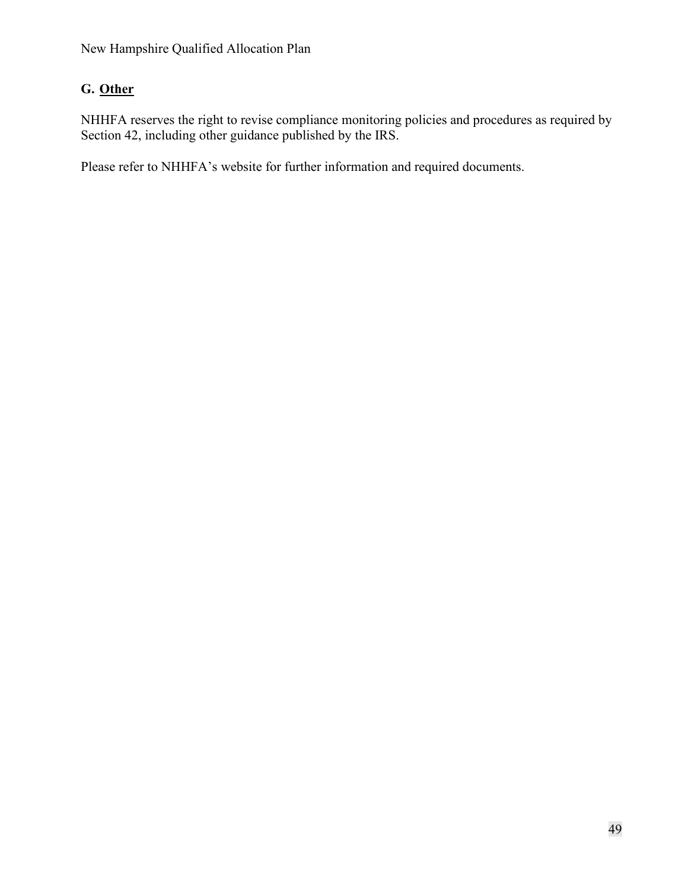## G. **Other**

NHHFA reserves the right to revise compliance monitoring policies and procedures as required by Section 42, including other guidance published by the IRS.

Please refer to NHHFA's website for further information and required documents.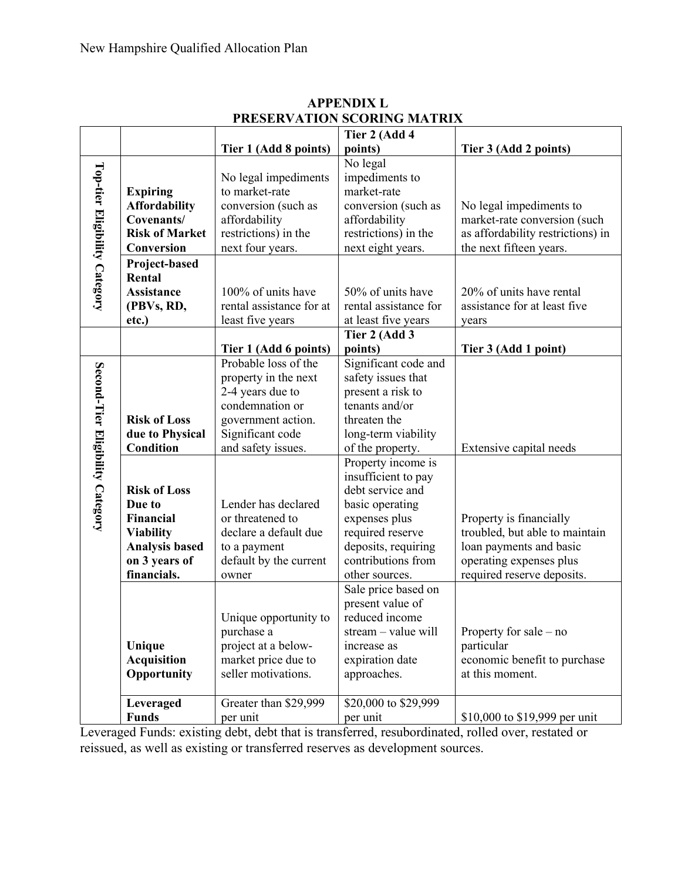## APPENDIX L
## PRESERVATION SCORING MATRIX

| | | Tier 1 (Add 8 points) | Tier 2 (Add 4 points) | Tier 3 (Add 2 points) |
|---|---|---|---|---|
| **Top-tier Eligibility Category** | **Expiring Affordability Covenants/ Risk of Market Conversion** | No legal impediments to market-rate conversion (such as affordability restrictions) in the next four years. | No legal impediments to market-rate conversion (such as affordability restrictions) in the next eight years. | No legal impediments to market-rate conversion (such as affordability restrictions) in the next fifteen years. |
| | **Project-based Rental Assistance (PBVs, RD, etc.)** | 100% of units have rental assistance for at least five years | 50% of units have rental assistance for at least five years | 20% of units have rental assistance for at least five years |
| | | **Tier 1 (Add 6 points)** | **Tier 2 (Add 3 points)** | **Tier 3 (Add 1 point)** |
| **Second-Tier Eligibility Category** | **Risk of Loss due to Physical Condition** | Probable loss of the property in the next 2-4 years due to condemnation or government action. Significant code and safety issues. | Significant code and safety issues that present a risk to tenants and/or threaten the long-term viability of the property. | Extensive capital needs |
| | **Risk of Loss Due to Financial Viability Analysis based on 3 years of financials.** | Lender has declared or threatened to declare a default due to a payment default by the current owner | Property income is insufficient to pay debt service and basic operating expenses plus required reserve deposits, requiring contributions from other sources. | Property is financially troubled, but able to maintain loan payments and basic operating expenses plus required reserve deposits. |
| | **Unique Acquisition Opportunity** | Unique opportunity to purchase a project at a below-market price due to seller motivations. | Sale price based on present value of reduced income stream – value will increase as expiration date approaches. | Property for sale – no particular economic benefit to purchase at this moment. |
| | **Leveraged Funds** | Greater than $29,999 per unit | $20,000 to $29,999 per unit | $10,000 to $19,999 per unit |

Leveraged Funds: existing debt, debt that is transferred, resubordinated, rolled over, restated or reissued, as well as existing or transferred reserves as development sources.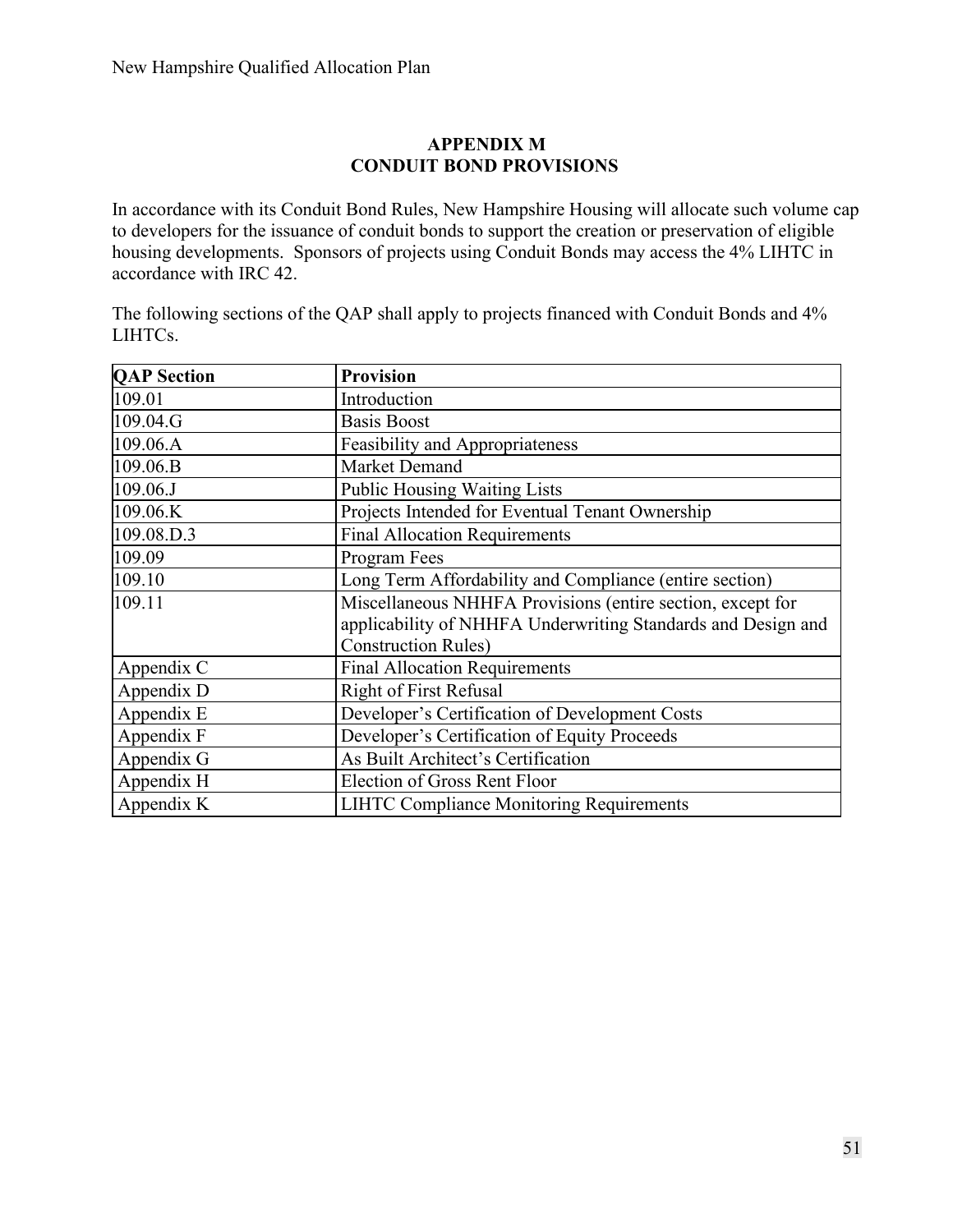## APPENDIX M
## CONDUIT BOND PROVISIONS

In accordance with its Conduit Bond Rules, New Hampshire Housing will allocate such volume cap to developers for the issuance of conduit bonds to support the creation or preservation of eligible housing developments. Sponsors of projects using Conduit Bonds may access the 4% LIHTC in accordance with IRC 42.

The following sections of the QAP shall apply to projects financed with Conduit Bonds and 4% LIHTCs.

| QAP Section | Provision |
|---|---|
| 109.01 | Introduction |
| 109.04.G | Basis Boost |
| 109.06.A | Feasibility and Appropriateness |
| 109.06.B | Market Demand |
| 109.06.J | Public Housing Waiting Lists |
| 109.06.K | Projects Intended for Eventual Tenant Ownership |
| 109.08.D.3 | Final Allocation Requirements |
| 109.09 | Program Fees |
| 109.10 | Long Term Affordability and Compliance (entire section) |
| 109.11 | Miscellaneous NHHFA Provisions (entire section, except for applicability of NHHFA Underwriting Standards and Design and Construction Rules) |
| Appendix C | Final Allocation Requirements |
| Appendix D | Right of First Refusal |
| Appendix E | Developer's Certification of Development Costs |
| Appendix F | Developer's Certification of Equity Proceeds |
| Appendix G | As Built Architect's Certification |
| Appendix H | Election of Gross Rent Floor |
| Appendix K | LIHTC Compliance Monitoring Requirements |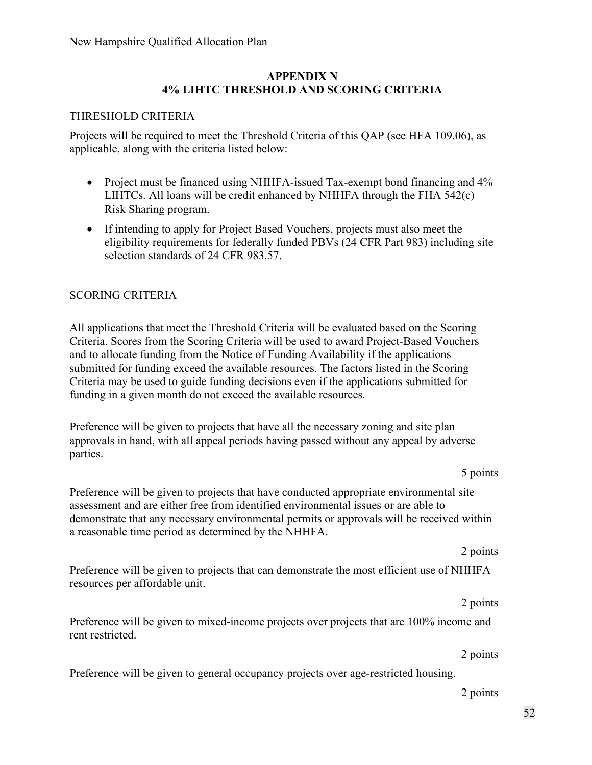## APPENDIX N
## 4% LIHTC THRESHOLD AND SCORING CRITERIA

THRESHOLD CRITERIA

Projects will be required to meet the Threshold Criteria of this QAP (see HFA 109.06), as applicable, along with the criteria listed below:

- Project must be financed using NHHFA-issued Tax-exempt bond financing and 4% LIHTCs. All loans will be credit enhanced by NHHFA through the FHA 542(c) Risk Sharing program.
- If intending to apply for Project Based Vouchers, projects must also meet the eligibility requirements for federally funded PBVs (24 CFR Part 983) including site selection standards of 24 CFR 983.57.

SCORING CRITERIA

All applications that meet the Threshold Criteria will be evaluated based on the Scoring Criteria. Scores from the Scoring Criteria will be used to award Project-Based Vouchers and to allocate funding from the Notice of Funding Availability if the applications submitted for funding exceed the available resources. The factors listed in the Scoring Criteria may be used to guide funding decisions even if the applications submitted for funding in a given month do not exceed the available resources.

Preference will be given to projects that have all the necessary zoning and site plan approvals in hand, with all appeal periods having passed without any appeal by adverse parties.

5 points

Preference will be given to projects that have conducted appropriate environmental site assessment and are either free from identified environmental issues or are able to demonstrate that any necessary environmental permits or approvals will be received within a reasonable time period as determined by the NHHFA.

2 points

Preference will be given to projects that can demonstrate the most efficient use of NHHFA resources per affordable unit.

2 points

Preference will be given to mixed-income projects over projects that are 100% income and rent restricted.

2 points

Preference will be given to general occupancy projects over age-restricted housing.

2 points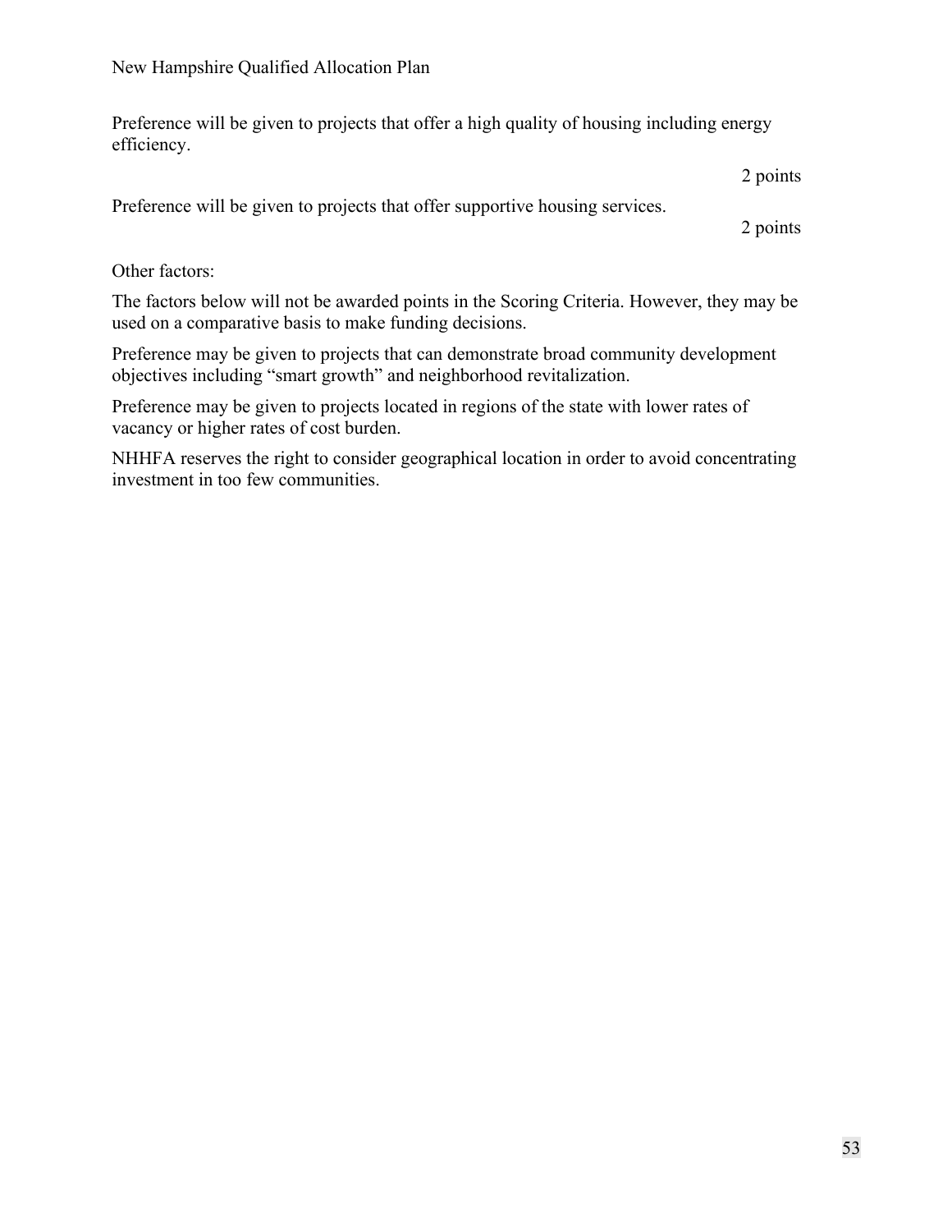Preference will be given to projects that offer a high quality of housing including energy efficiency.

2 points

Preference will be given to projects that offer supportive housing services.

2 points

Other factors:

The factors below will not be awarded points in the Scoring Criteria. However, they may be used on a comparative basis to make funding decisions.

Preference may be given to projects that can demonstrate broad community development objectives including "smart growth" and neighborhood revitalization.

Preference may be given to projects located in regions of the state with lower rates of vacancy or higher rates of cost burden.

NHHFA reserves the right to consider geographical location in order to avoid concentrating investment in too few communities.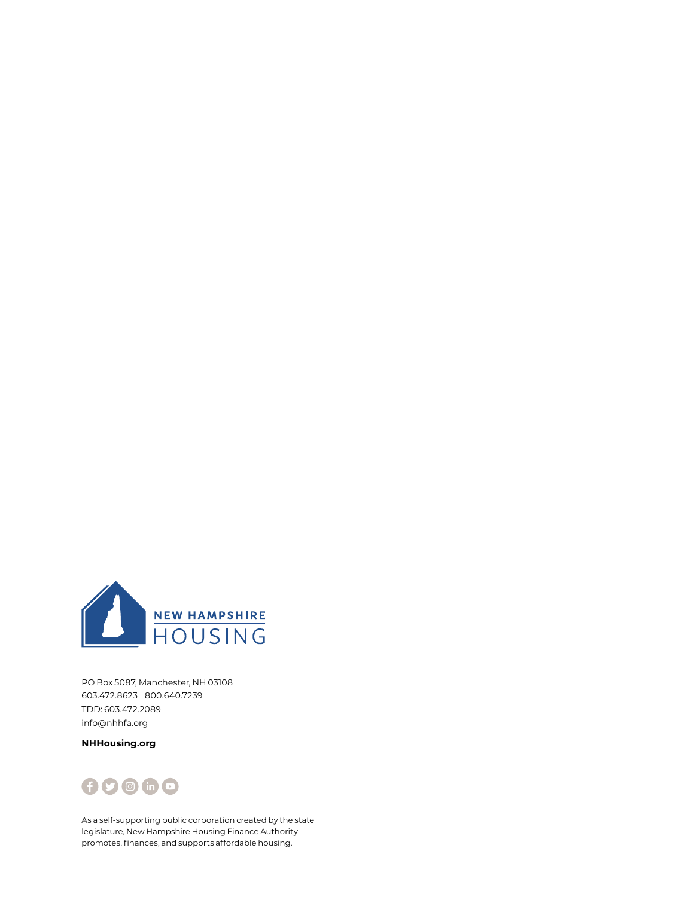NEW HAMPSHIRE HOUSING

PO Box 5087, Manchester, NH 03108
603.472.8623    800.640.7239
TDD: 603.472.2089
info@nhhfa.org

**NHHousing.org**

As a self-supporting public corporation created by the state legislature, New Hampshire Housing Finance Authority promotes, finances, and supports affordable housing.